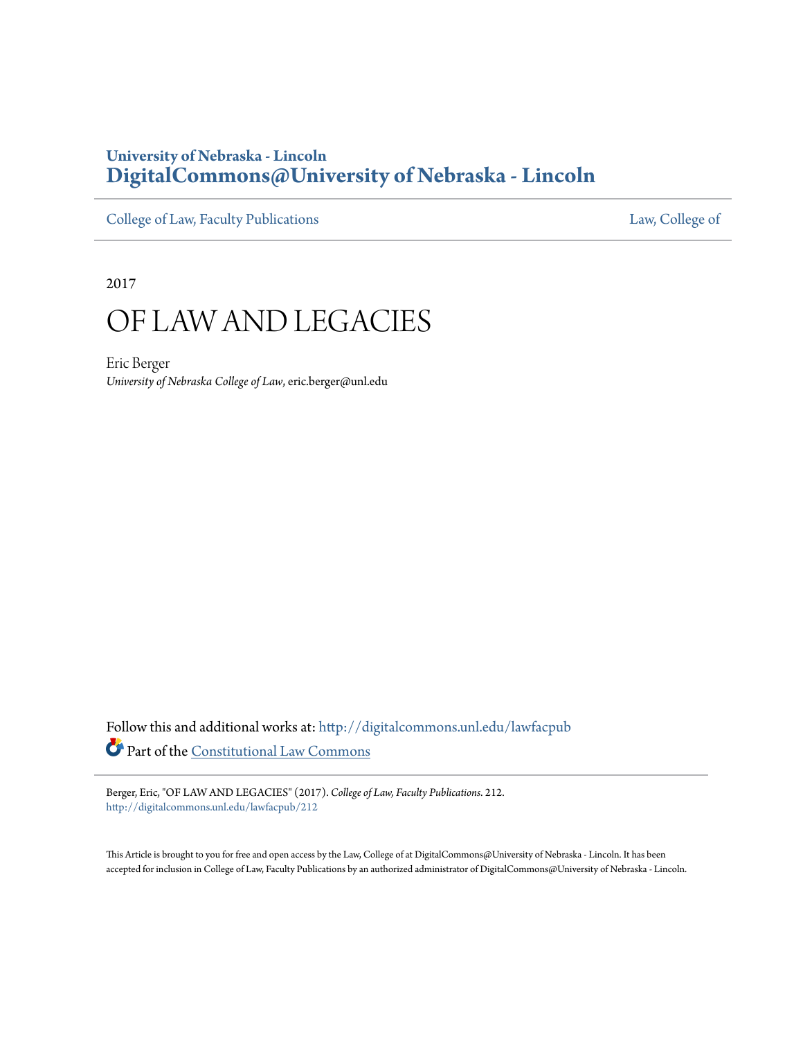University of Nebraska - Lincoln
**DigitalCommons@University of Nebraska - Lincoln**

College of Law, Faculty Publications | Law, College of

2017

# OF LAW AND LEGACIES

Eric Berger
*University of Nebraska College of Law*, eric.berger@unl.edu

Follow this and additional works at: http://digitalcommons.unl.edu/lawfacpub

Part of the Constitutional Law Commons

Berger, Eric, "OF LAW AND LEGACIES" (2017). *College of Law, Faculty Publications*. 212.
http://digitalcommons.unl.edu/lawfacpub/212

This Article is brought to you for free and open access by the Law, College of at DigitalCommons@University of Nebraska - Lincoln. It has been accepted for inclusion in College of Law, Faculty Publications by an authorized administrator of DigitalCommons@University of Nebraska - Lincoln.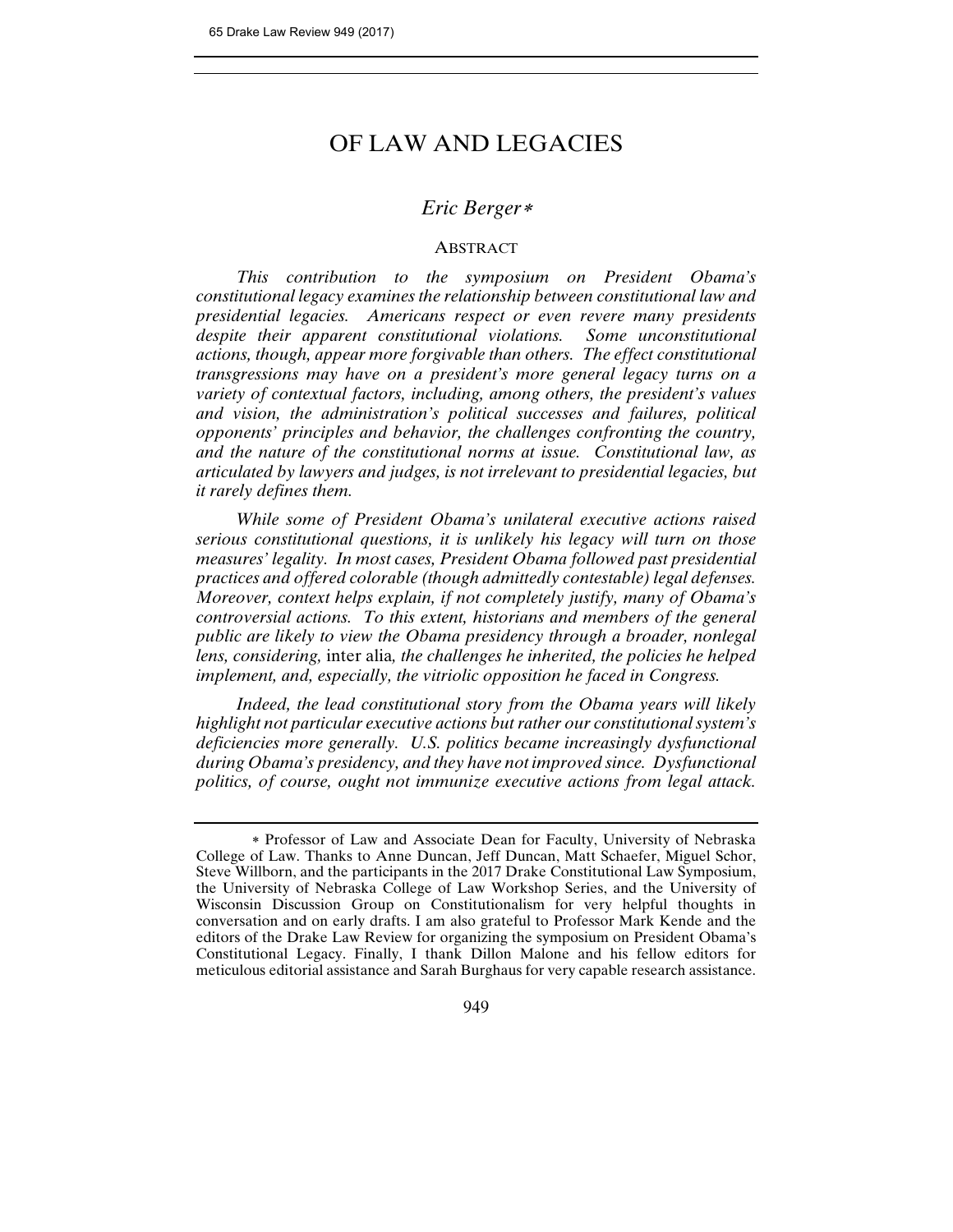# OF LAW AND LEGACIES

*Eric Berger*∗

## ABSTRACT

*This contribution to the symposium on President Obama's constitutional legacy examines the relationship between constitutional law and presidential legacies. Americans respect or even revere many presidents despite their apparent constitutional violations. Some unconstitutional actions, though, appear more forgivable than others. The effect constitutional transgressions may have on a president's more general legacy turns on a variety of contextual factors, including, among others, the president's values and vision, the administration's political successes and failures, political opponents' principles and behavior, the challenges confronting the country, and the nature of the constitutional norms at issue. Constitutional law, as articulated by lawyers and judges, is not irrelevant to presidential legacies, but it rarely defines them.*

*While some of President Obama's unilateral executive actions raised serious constitutional questions, it is unlikely his legacy will turn on those measures' legality. In most cases, President Obama followed past presidential practices and offered colorable (though admittedly contestable) legal defenses. Moreover, context helps explain, if not completely justify, many of Obama's controversial actions. To this extent, historians and members of the general public are likely to view the Obama presidency through a broader, nonlegal lens, considering,* inter alia*, the challenges he inherited, the policies he helped implement, and, especially, the vitriolic opposition he faced in Congress.*

*Indeed, the lead constitutional story from the Obama years will likely highlight not particular executive actions but rather our constitutional system's deficiencies more generally. U.S. politics became increasingly dysfunctional during Obama's presidency, and they have not improved since. Dysfunctional politics, of course, ought not immunize executive actions from legal attack.*

∗ Professor of Law and Associate Dean for Faculty, University of Nebraska College of Law. Thanks to Anne Duncan, Jeff Duncan, Matt Schaefer, Miguel Schor, Steve Willborn, and the participants in the 2017 Drake Constitutional Law Symposium, the University of Nebraska College of Law Workshop Series, and the University of Wisconsin Discussion Group on Constitutionalism for very helpful thoughts in conversation and on early drafts. I am also grateful to Professor Mark Kende and the editors of the Drake Law Review for organizing the symposium on President Obama's Constitutional Legacy. Finally, I thank Dillon Malone and his fellow editors for meticulous editorial assistance and Sarah Burghaus for very capable research assistance.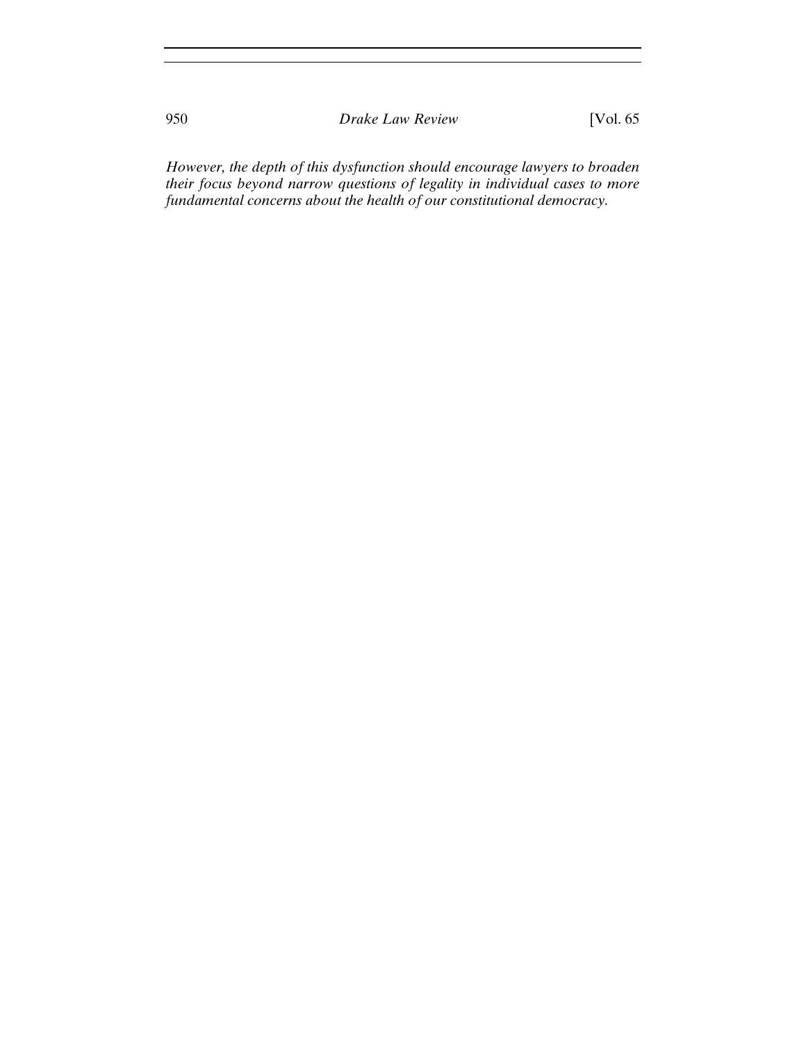*However, the depth of this dysfunction should encourage lawyers to broaden their focus beyond narrow questions of legality in individual cases to more fundamental concerns about the health of our constitutional democracy.*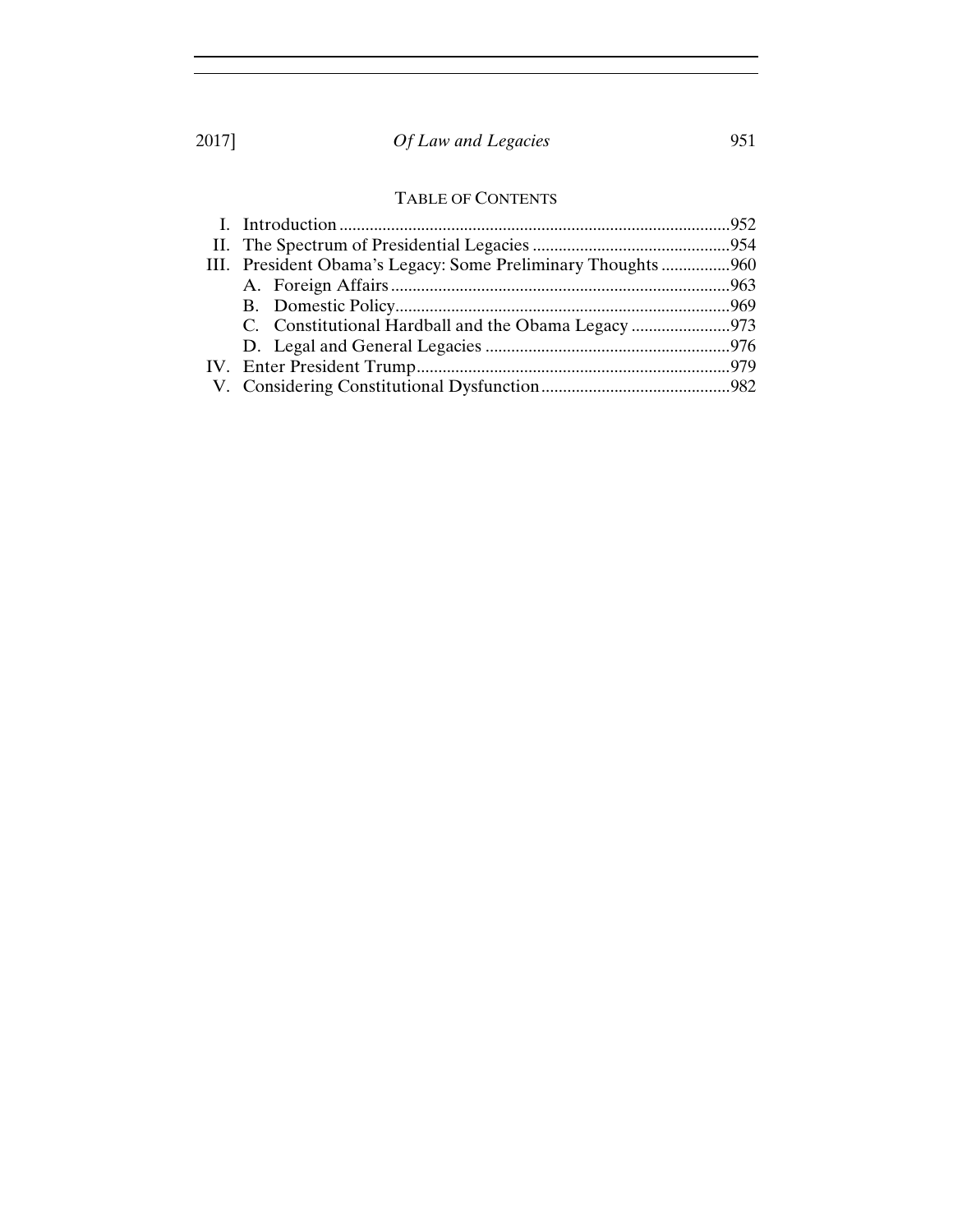## TABLE OF CONTENTS

I. Introduction ........................................................................................952

II. The Spectrum of Presidential Legacies ..............................................954

III. President Obama's Legacy: Some Preliminary Thoughts ................960

  A. Foreign Affairs ...............................................................................963

  B. Domestic Policy..............................................................................969

  C. Constitutional Hardball and the Obama Legacy .......................973

  D. Legal and General Legacies .........................................................976

IV. Enter President Trump.........................................................................979

V. Considering Constitutional Dysfunction............................................982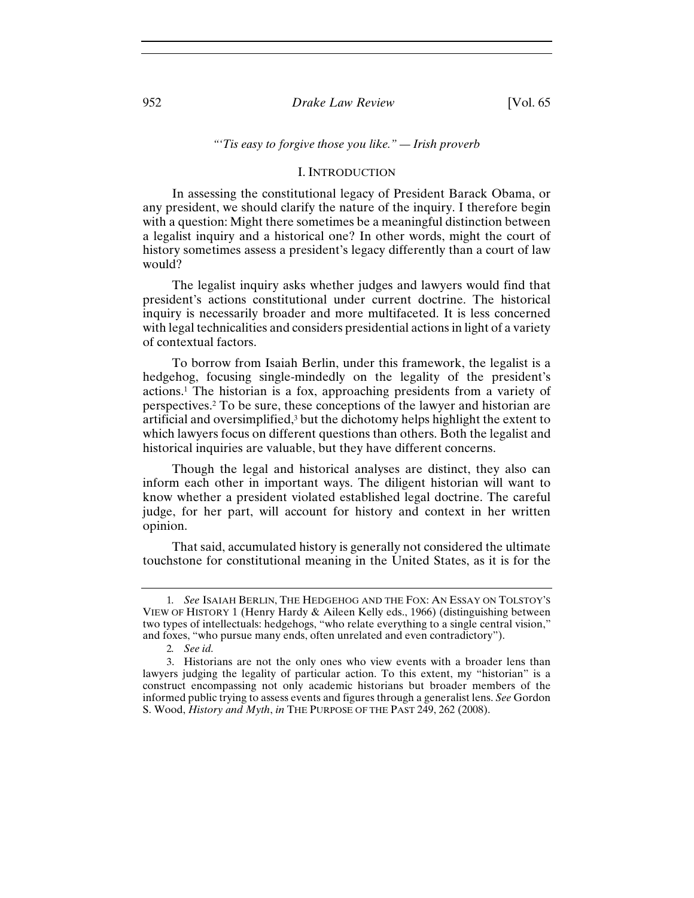*"'Tis easy to forgive those you like." — Irish proverb*

## I. INTRODUCTION

In assessing the constitutional legacy of President Barack Obama, or any president, we should clarify the nature of the inquiry. I therefore begin with a question: Might there sometimes be a meaningful distinction between a legalist inquiry and a historical one? In other words, might the court of history sometimes assess a president's legacy differently than a court of law would?

The legalist inquiry asks whether judges and lawyers would find that president's actions constitutional under current doctrine. The historical inquiry is necessarily broader and more multifaceted. It is less concerned with legal technicalities and considers presidential actions in light of a variety of contextual factors.

To borrow from Isaiah Berlin, under this framework, the legalist is a hedgehog, focusing single-mindedly on the legality of the president's actions.[1] The historian is a fox, approaching presidents from a variety of perspectives.[2] To be sure, these conceptions of the lawyer and historian are artificial and oversimplified,[3] but the dichotomy helps highlight the extent to which lawyers focus on different questions than others. Both the legalist and historical inquiries are valuable, but they have different concerns.

Though the legal and historical analyses are distinct, they also can inform each other in important ways. The diligent historian will want to know whether a president violated established legal doctrine. The careful judge, for her part, will account for history and context in her written opinion.

That said, accumulated history is generally not considered the ultimate touchstone for constitutional meaning in the United States, as it is for the

---

1. *See* ISAIAH BERLIN, THE HEDGEHOG AND THE FOX: AN ESSAY ON TOLSTOY'S VIEW OF HISTORY 1 (Henry Hardy & Aileen Kelly eds., 1966) (distinguishing between two types of intellectuals: hedgehogs, "who relate everything to a single central vision," and foxes, "who pursue many ends, often unrelated and even contradictory").

2. *See id.*

3. Historians are not the only ones who view events with a broader lens than lawyers judging the legality of particular action. To this extent, my "historian" is a construct encompassing not only academic historians but broader members of the informed public trying to assess events and figures through a generalist lens. *See* Gordon S. Wood, *History and Myth*, *in* THE PURPOSE OF THE PAST 249, 262 (2008).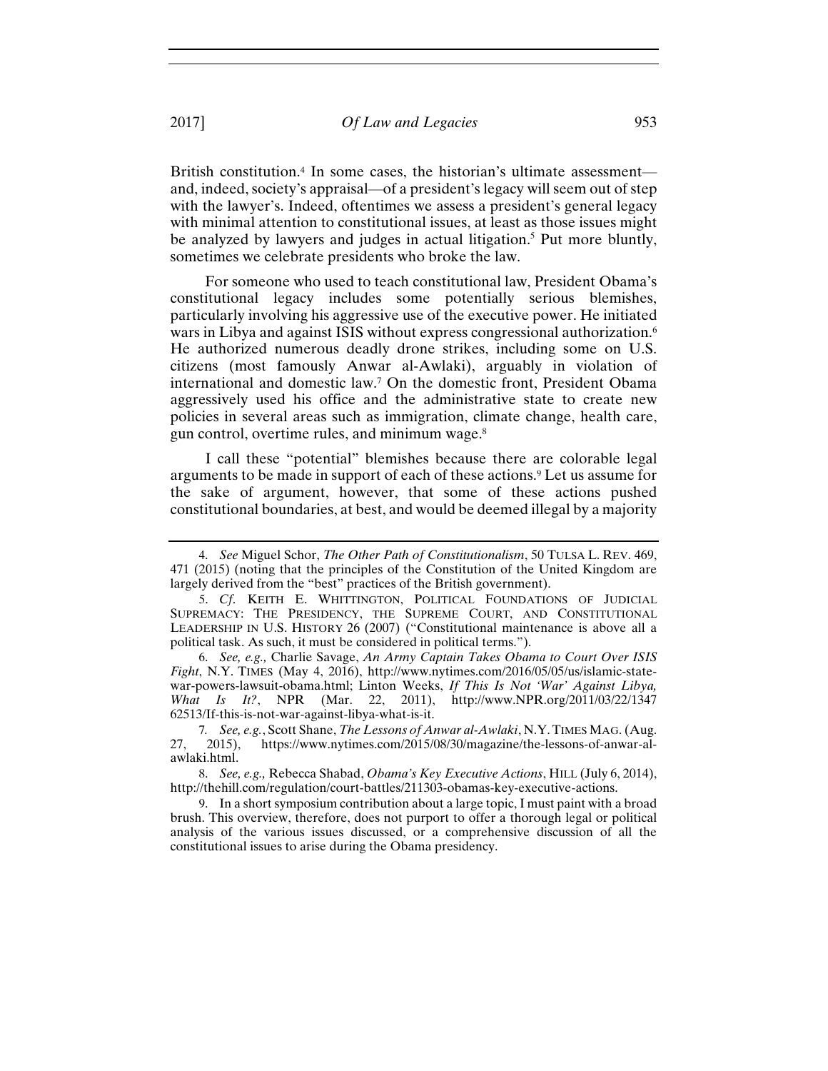British constitution.[4] In some cases, the historian's ultimate assessment—and, indeed, society's appraisal—of a president's legacy will seem out of step with the lawyer's. Indeed, oftentimes we assess a president's general legacy with minimal attention to constitutional issues, at least as those issues might be analyzed by lawyers and judges in actual litigation.[5] Put more bluntly, sometimes we celebrate presidents who broke the law.

For someone who used to teach constitutional law, President Obama's constitutional legacy includes some potentially serious blemishes, particularly involving his aggressive use of the executive power. He initiated wars in Libya and against ISIS without express congressional authorization.[6] He authorized numerous deadly drone strikes, including some on U.S. citizens (most famously Anwar al-Awlaki), arguably in violation of international and domestic law.[7] On the domestic front, President Obama aggressively used his office and the administrative state to create new policies in several areas such as immigration, climate change, health care, gun control, overtime rules, and minimum wage.[8]

I call these "potential" blemishes because there are colorable legal arguments to be made in support of each of these actions.[9] Let us assume for the sake of argument, however, that some of these actions pushed constitutional boundaries, at best, and would be deemed illegal by a majority

---

4. *See* Miguel Schor, *The Other Path of Constitutionalism*, 50 TULSA L. REV. 469, 471 (2015) (noting that the principles of the Constitution of the United Kingdom are largely derived from the "best" practices of the British government).

5. *Cf.* KEITH E. WHITTINGTON, POLITICAL FOUNDATIONS OF JUDICIAL SUPREMACY: THE PRESIDENCY, THE SUPREME COURT, AND CONSTITUTIONAL LEADERSHIP IN U.S. HISTORY 26 (2007) ("Constitutional maintenance is above all a political task. As such, it must be considered in political terms.").

6. *See, e.g.,* Charlie Savage, *An Army Captain Takes Obama to Court Over ISIS Fight*, N.Y. TIMES (May 4, 2016), http://www.nytimes.com/2016/05/05/us/islamic-state-war-powers-lawsuit-obama.html; Linton Weeks, *If This Is Not 'War' Against Libya, What Is It?*, NPR (Mar. 22, 2011), http://www.NPR.org/2011/03/22/134762513/If-this-is-not-war-against-libya-what-is-it.

7. *See, e.g.*, Scott Shane, *The Lessons of Anwar al-Awlaki*, N.Y. TIMES MAG. (Aug. 27, 2015), https://www.nytimes.com/2015/08/30/magazine/the-lessons-of-anwar-al-awlaki.html.

8. *See, e.g.,* Rebecca Shabad, *Obama's Key Executive Actions*, HILL (July 6, 2014), http://thehill.com/regulation/court-battles/211303-obamas-key-executive-actions.

9. In a short symposium contribution about a large topic, I must paint with a broad brush. This overview, therefore, does not purport to offer a thorough legal or political analysis of the various issues discussed, or a comprehensive discussion of all the constitutional issues to arise during the Obama presidency.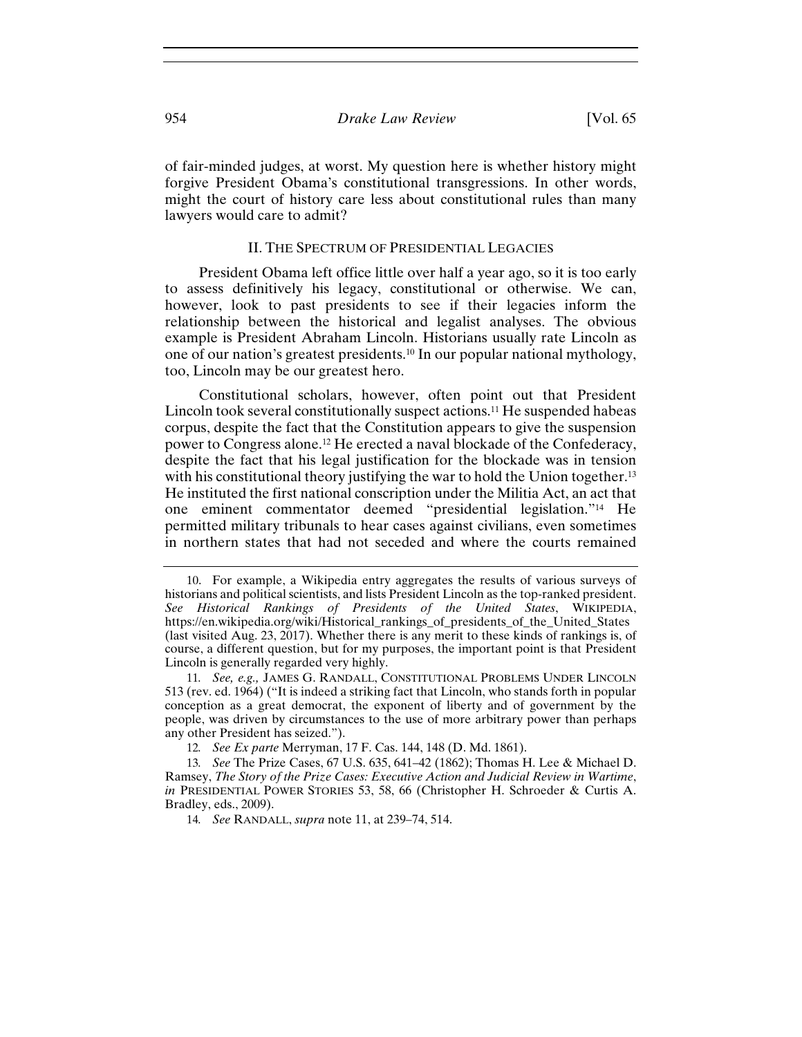of fair-minded judges, at worst. My question here is whether history might forgive President Obama's constitutional transgressions. In other words, might the court of history care less about constitutional rules than many lawyers would care to admit?

## II. THE SPECTRUM OF PRESIDENTIAL LEGACIES

President Obama left office little over half a year ago, so it is too early to assess definitively his legacy, constitutional or otherwise. We can, however, look to past presidents to see if their legacies inform the relationship between the historical and legalist analyses. The obvious example is President Abraham Lincoln. Historians usually rate Lincoln as one of our nation's greatest presidents.[10] In our popular national mythology, too, Lincoln may be our greatest hero.

Constitutional scholars, however, often point out that President Lincoln took several constitutionally suspect actions.[11] He suspended habeas corpus, despite the fact that the Constitution appears to give the suspension power to Congress alone.[12] He erected a naval blockade of the Confederacy, despite the fact that his legal justification for the blockade was in tension with his constitutional theory justifying the war to hold the Union together.[13] He instituted the first national conscription under the Militia Act, an act that one eminent commentator deemed "presidential legislation."[14] He permitted military tribunals to hear cases against civilians, even sometimes in northern states that had not seceded and where the courts remained

10. For example, a Wikipedia entry aggregates the results of various surveys of historians and political scientists, and lists President Lincoln as the top-ranked president. *See Historical Rankings of Presidents of the United States*, WIKIPEDIA, https://en.wikipedia.org/wiki/Historical_rankings_of_presidents_of_the_United_States (last visited Aug. 23, 2017). Whether there is any merit to these kinds of rankings is, of course, a different question, but for my purposes, the important point is that President Lincoln is generally regarded very highly.

11. *See, e.g.,* JAMES G. RANDALL, CONSTITUTIONAL PROBLEMS UNDER LINCOLN 513 (rev. ed. 1964) ("It is indeed a striking fact that Lincoln, who stands forth in popular conception as a great democrat, the exponent of liberty and of government by the people, was driven by circumstances to the use of more arbitrary power than perhaps any other President has seized.").

12. *See Ex parte* Merryman, 17 F. Cas. 144, 148 (D. Md. 1861).

13. *See* The Prize Cases, 67 U.S. 635, 641–42 (1862); Thomas H. Lee & Michael D. Ramsey, *The Story of the Prize Cases: Executive Action and Judicial Review in Wartime*, *in* PRESIDENTIAL POWER STORIES 53, 58, 66 (Christopher H. Schroeder & Curtis A. Bradley, eds., 2009).

14. *See* RANDALL, *supra* note 11, at 239–74, 514.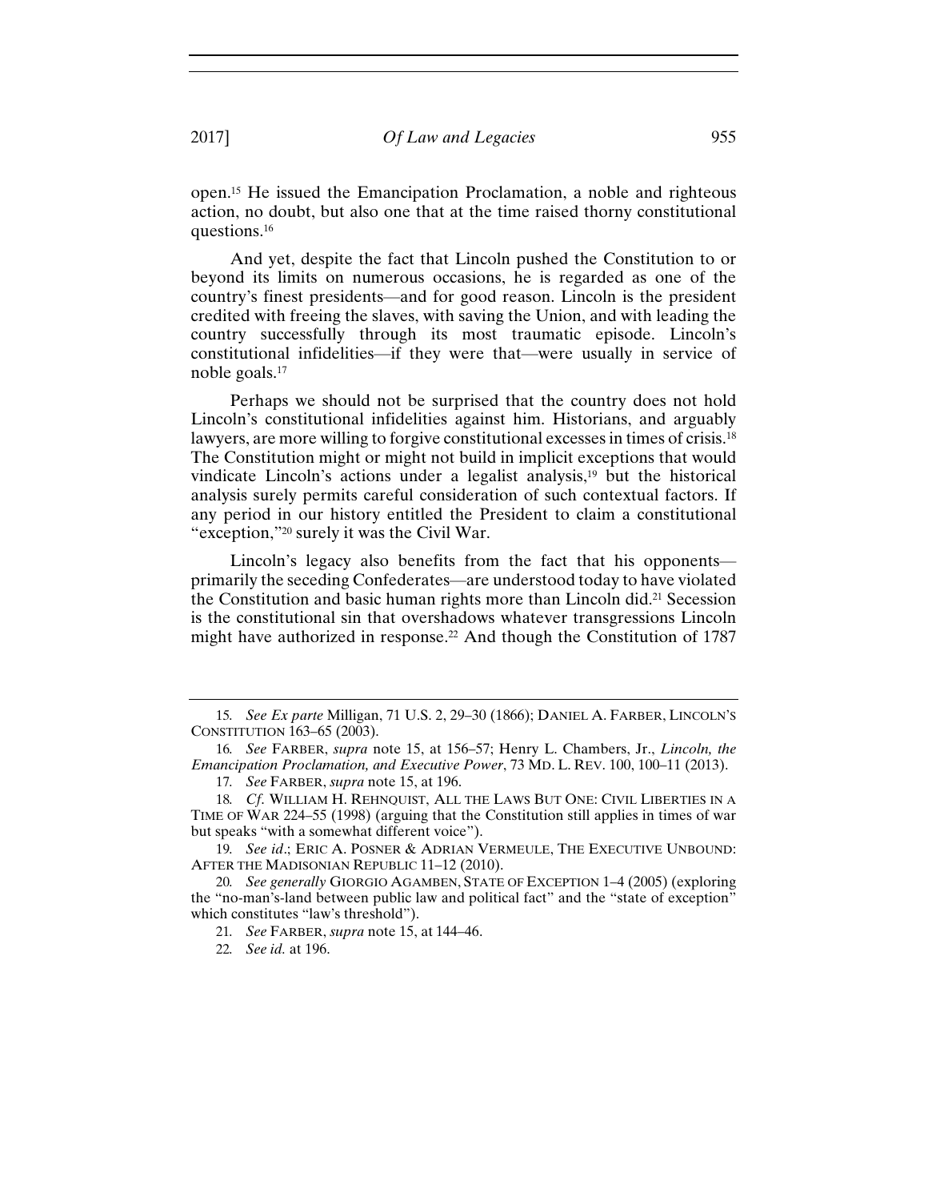open.[15] He issued the Emancipation Proclamation, a noble and righteous action, no doubt, but also one that at the time raised thorny constitutional questions.[16]

And yet, despite the fact that Lincoln pushed the Constitution to or beyond its limits on numerous occasions, he is regarded as one of the country's finest presidents—and for good reason. Lincoln is the president credited with freeing the slaves, with saving the Union, and with leading the country successfully through its most traumatic episode. Lincoln's constitutional infidelities—if they were that—were usually in service of noble goals.[17]

Perhaps we should not be surprised that the country does not hold Lincoln's constitutional infidelities against him. Historians, and arguably lawyers, are more willing to forgive constitutional excesses in times of crisis.[18] The Constitution might or might not build in implicit exceptions that would vindicate Lincoln's actions under a legalist analysis,[19] but the historical analysis surely permits careful consideration of such contextual factors. If any period in our history entitled the President to claim a constitutional "exception,"[20] surely it was the Civil War.

Lincoln's legacy also benefits from the fact that his opponents—primarily the seceding Confederates—are understood today to have violated the Constitution and basic human rights more than Lincoln did.[21] Secession is the constitutional sin that overshadows whatever transgressions Lincoln might have authorized in response.[22] And though the Constitution of 1787

---

15. *See Ex parte* Milligan, 71 U.S. 2, 29–30 (1866); DANIEL A. FARBER, LINCOLN'S CONSTITUTION 163–65 (2003).

16. *See* FARBER, *supra* note 15, at 156–57; Henry L. Chambers, Jr., *Lincoln, the Emancipation Proclamation, and Executive Power*, 73 MD. L. REV. 100, 100–11 (2013).

17. *See* FARBER, *supra* note 15, at 196.

18. *Cf.* WILLIAM H. REHNQUIST, ALL THE LAWS BUT ONE: CIVIL LIBERTIES IN A TIME OF WAR 224–55 (1998) (arguing that the Constitution still applies in times of war but speaks "with a somewhat different voice").

19. *See id.*; ERIC A. POSNER & ADRIAN VERMEULE, THE EXECUTIVE UNBOUND: AFTER THE MADISONIAN REPUBLIC 11–12 (2010).

20. *See generally* GIORGIO AGAMBEN, STATE OF EXCEPTION 1–4 (2005) (exploring the "no-man's-land between public law and political fact" and the "state of exception" which constitutes "law's threshold").

21. *See* FARBER, *supra* note 15, at 144–46.

22. *See id.* at 196.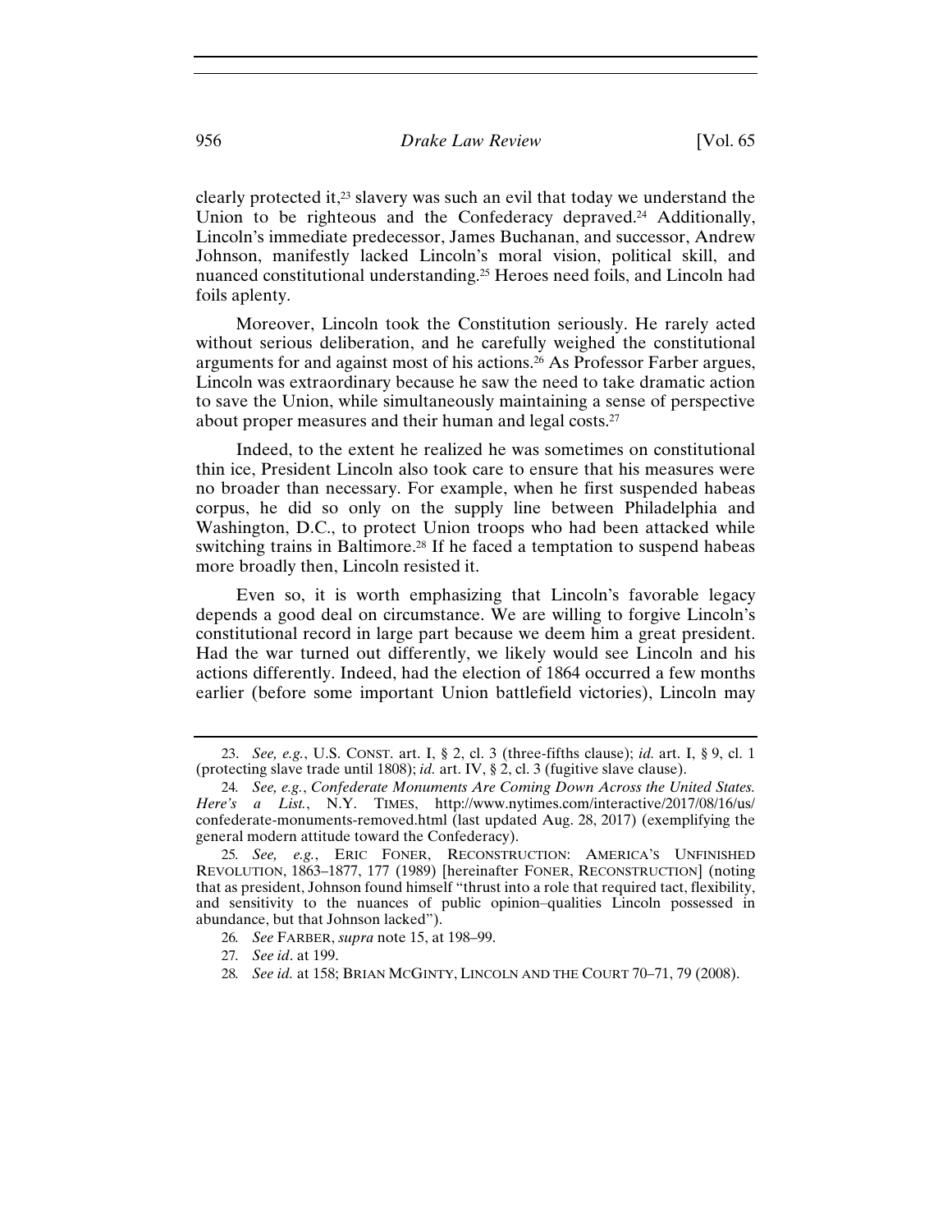clearly protected it,[23] slavery was such an evil that today we understand the Union to be righteous and the Confederacy depraved.[24] Additionally, Lincoln's immediate predecessor, James Buchanan, and successor, Andrew Johnson, manifestly lacked Lincoln's moral vision, political skill, and nuanced constitutional understanding.[25] Heroes need foils, and Lincoln had foils aplenty.

Moreover, Lincoln took the Constitution seriously. He rarely acted without serious deliberation, and he carefully weighed the constitutional arguments for and against most of his actions.[26] As Professor Farber argues, Lincoln was extraordinary because he saw the need to take dramatic action to save the Union, while simultaneously maintaining a sense of perspective about proper measures and their human and legal costs.[27]

Indeed, to the extent he realized he was sometimes on constitutional thin ice, President Lincoln also took care to ensure that his measures were no broader than necessary. For example, when he first suspended habeas corpus, he did so only on the supply line between Philadelphia and Washington, D.C., to protect Union troops who had been attacked while switching trains in Baltimore.[28] If he faced a temptation to suspend habeas more broadly then, Lincoln resisted it.

Even so, it is worth emphasizing that Lincoln's favorable legacy depends a good deal on circumstance. We are willing to forgive Lincoln's constitutional record in large part because we deem him a great president. Had the war turned out differently, we likely would see Lincoln and his actions differently. Indeed, had the election of 1864 occurred a few months earlier (before some important Union battlefield victories), Lincoln may

---

23. *See, e.g.*, U.S. CONST. art. I, § 2, cl. 3 (three-fifths clause); *id.* art. I, § 9, cl. 1 (protecting slave trade until 1808); *id.* art. IV, § 2, cl. 3 (fugitive slave clause).

24. *See, e.g.*, *Confederate Monuments Are Coming Down Across the United States. Here's a List.*, N.Y. TIMES, http://www.nytimes.com/interactive/2017/08/16/us/confederate-monuments-removed.html (last updated Aug. 28, 2017) (exemplifying the general modern attitude toward the Confederacy).

25. *See, e.g.*, ERIC FONER, RECONSTRUCTION: AMERICA'S UNFINISHED REVOLUTION, 1863–1877, 177 (1989) [hereinafter FONER, RECONSTRUCTION] (noting that as president, Johnson found himself "thrust into a role that required tact, flexibility, and sensitivity to the nuances of public opinion–qualities Lincoln possessed in abundance, but that Johnson lacked").

26. *See* FARBER, *supra* note 15, at 198–99.

27. *See id*. at 199.

28. *See id.* at 158; BRIAN MCGINTY, LINCOLN AND THE COURT 70–71, 79 (2008).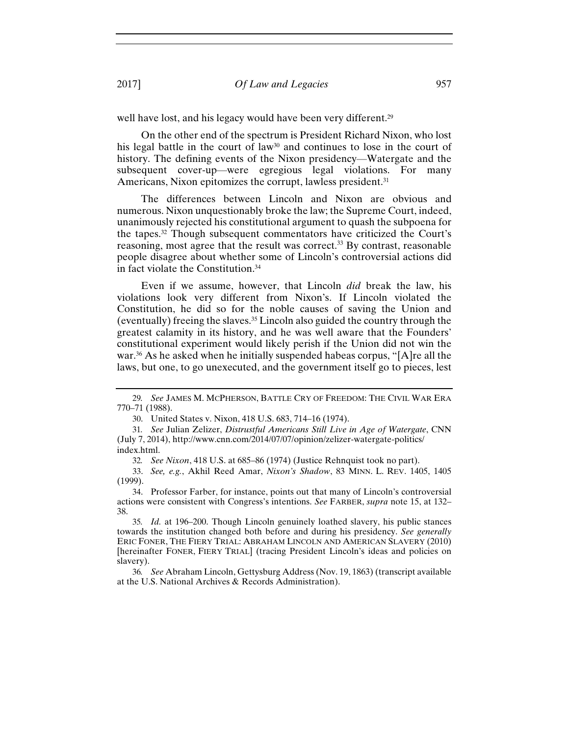well have lost, and his legacy would have been very different.[29]

On the other end of the spectrum is President Richard Nixon, who lost his legal battle in the court of law[30] and continues to lose in the court of history. The defining events of the Nixon presidency—Watergate and the subsequent cover-up—were egregious legal violations. For many Americans, Nixon epitomizes the corrupt, lawless president.[31]

The differences between Lincoln and Nixon are obvious and numerous. Nixon unquestionably broke the law; the Supreme Court, indeed, unanimously rejected his constitutional argument to quash the subpoena for the tapes.[32] Though subsequent commentators have criticized the Court's reasoning, most agree that the result was correct.[33] By contrast, reasonable people disagree about whether some of Lincoln's controversial actions did in fact violate the Constitution.[34]

Even if we assume, however, that Lincoln *did* break the law, his violations look very different from Nixon's. If Lincoln violated the Constitution, he did so for the noble causes of saving the Union and (eventually) freeing the slaves.[35] Lincoln also guided the country through the greatest calamity in its history, and he was well aware that the Founders' constitutional experiment would likely perish if the Union did not win the war.[36] As he asked when he initially suspended habeas corpus, "[A]re all the laws, but one, to go unexecuted, and the government itself go to pieces, lest

---

29. *See* JAMES M. MCPHERSON, BATTLE CRY OF FREEDOM: THE CIVIL WAR ERA 770–71 (1988).

30. United States v. Nixon, 418 U.S. 683, 714–16 (1974).

31. *See* Julian Zelizer, *Distrustful Americans Still Live in Age of Watergate*, CNN (July 7, 2014), http://www.cnn.com/2014/07/07/opinion/zelizer-watergate-politics/index.html.

32. *See Nixon*, 418 U.S. at 685–86 (1974) (Justice Rehnquist took no part).

33. *See, e.g.*, Akhil Reed Amar, *Nixon's Shadow*, 83 MINN. L. REV. 1405, 1405 (1999).

34. Professor Farber, for instance, points out that many of Lincoln's controversial actions were consistent with Congress's intentions. *See* FARBER, *supra* note 15, at 132–38.

35. *Id.* at 196–200. Though Lincoln genuinely loathed slavery, his public stances towards the institution changed both before and during his presidency. *See generally* ERIC FONER, THE FIERY TRIAL: ABRAHAM LINCOLN AND AMERICAN SLAVERY (2010) [hereinafter FONER, FIERY TRIAL] (tracing President Lincoln's ideas and policies on slavery).

36. *See* Abraham Lincoln, Gettysburg Address (Nov. 19, 1863) (transcript available at the U.S. National Archives & Records Administration).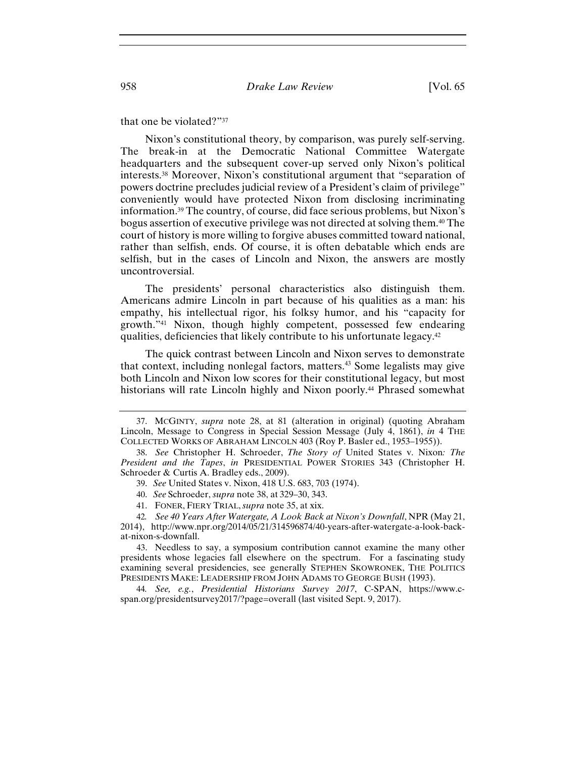that one be violated?"[37]

Nixon's constitutional theory, by comparison, was purely self-serving. The break-in at the Democratic National Committee Watergate headquarters and the subsequent cover-up served only Nixon's political interests.[38] Moreover, Nixon's constitutional argument that "separation of powers doctrine precludes judicial review of a President's claim of privilege" conveniently would have protected Nixon from disclosing incriminating information.[39] The country, of course, did face serious problems, but Nixon's bogus assertion of executive privilege was not directed at solving them.[40] The court of history is more willing to forgive abuses committed toward national, rather than selfish, ends. Of course, it is often debatable which ends are selfish, but in the cases of Lincoln and Nixon, the answers are mostly uncontroversial.

The presidents' personal characteristics also distinguish them. Americans admire Lincoln in part because of his qualities as a man: his empathy, his intellectual rigor, his folksy humor, and his "capacity for growth."[41] Nixon, though highly competent, possessed few endearing qualities, deficiencies that likely contribute to his unfortunate legacy.[42]

The quick contrast between Lincoln and Nixon serves to demonstrate that context, including nonlegal factors, matters.[43] Some legalists may give both Lincoln and Nixon low scores for their constitutional legacy, but most historians will rate Lincoln highly and Nixon poorly.[44] Phrased somewhat

---

37. MCGINTY, *supra* note 28, at 81 (alteration in original) (quoting Abraham Lincoln, Message to Congress in Special Session Message (July 4, 1861), *in* 4 THE COLLECTED WORKS OF ABRAHAM LINCOLN 403 (Roy P. Basler ed., 1953–1955)).

38. *See* Christopher H. Schroeder, *The Story of* United States v. Nixon*: The President and the Tapes*, *in* PRESIDENTIAL POWER STORIES 343 (Christopher H. Schroeder & Curtis A. Bradley eds., 2009).

39. *See* United States v. Nixon, 418 U.S. 683, 703 (1974).

40. *See* Schroeder, *supra* note 38, at 329–30, 343.

41. FONER, FIERY TRIAL, *supra* note 35, at xix.

42. *See 40 Years After Watergate, A Look Back at Nixon's Downfall*, NPR (May 21, 2014), http://www.npr.org/2014/05/21/314596874/40-years-after-watergate-a-look-back-at-nixon-s-downfall.

43. Needless to say, a symposium contribution cannot examine the many other presidents whose legacies fall elsewhere on the spectrum. For a fascinating study examining several presidencies, see generally STEPHEN SKOWRONEK, THE POLITICS PRESIDENTS MAKE: LEADERSHIP FROM JOHN ADAMS TO GEORGE BUSH (1993).

44. *See, e.g.*, *Presidential Historians Survey 2017*, C-SPAN, https://www.c-span.org/presidentsurvey2017/?page=overall (last visited Sept. 9, 2017).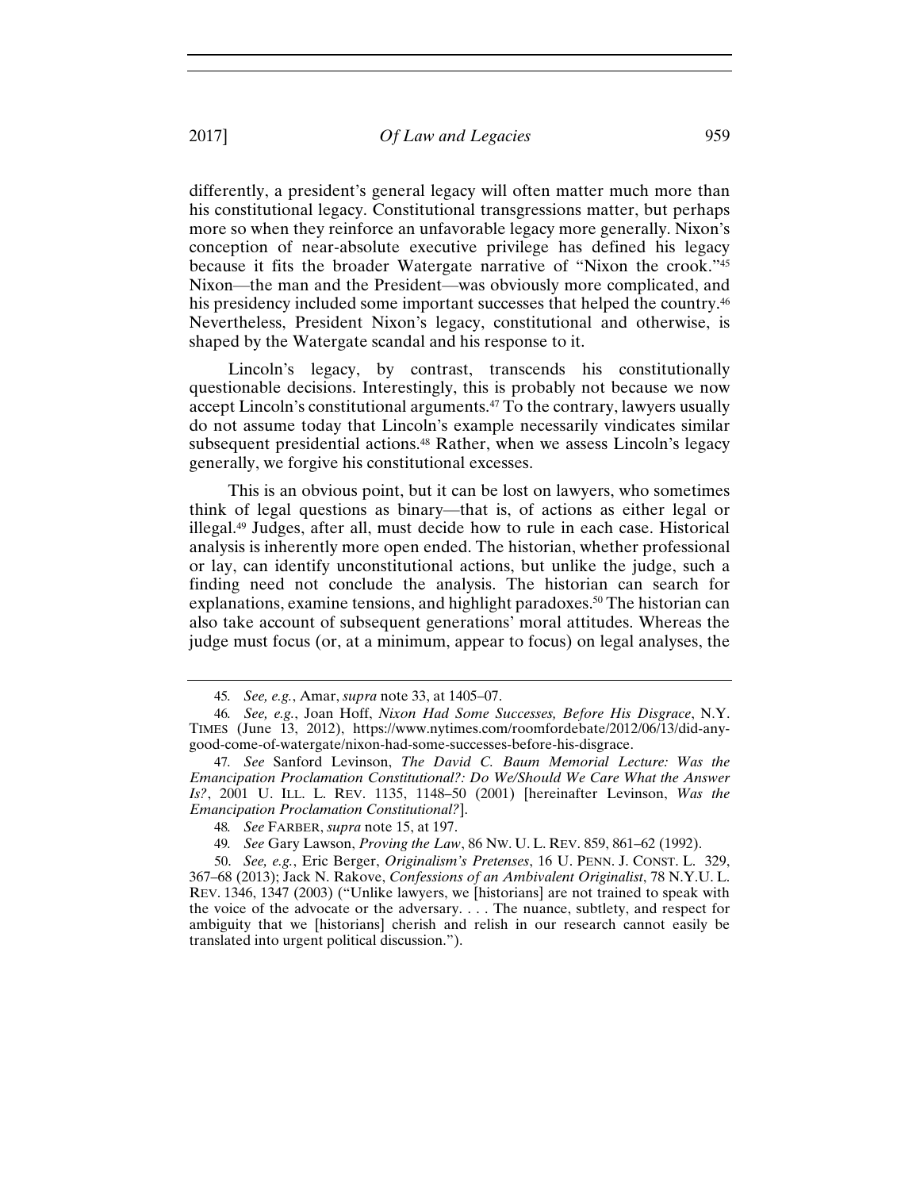differently, a president's general legacy will often matter much more than his constitutional legacy. Constitutional transgressions matter, but perhaps more so when they reinforce an unfavorable legacy more generally. Nixon's conception of near-absolute executive privilege has defined his legacy because it fits the broader Watergate narrative of "Nixon the crook."[45] Nixon—the man and the President—was obviously more complicated, and his presidency included some important successes that helped the country.[46] Nevertheless, President Nixon's legacy, constitutional and otherwise, is shaped by the Watergate scandal and his response to it.

Lincoln's legacy, by contrast, transcends his constitutionally questionable decisions. Interestingly, this is probably not because we now accept Lincoln's constitutional arguments.[47] To the contrary, lawyers usually do not assume today that Lincoln's example necessarily vindicates similar subsequent presidential actions.[48] Rather, when we assess Lincoln's legacy generally, we forgive his constitutional excesses.

This is an obvious point, but it can be lost on lawyers, who sometimes think of legal questions as binary—that is, of actions as either legal or illegal.[49] Judges, after all, must decide how to rule in each case. Historical analysis is inherently more open ended. The historian, whether professional or lay, can identify unconstitutional actions, but unlike the judge, such a finding need not conclude the analysis. The historian can search for explanations, examine tensions, and highlight paradoxes.[50] The historian can also take account of subsequent generations' moral attitudes. Whereas the judge must focus (or, at a minimum, appear to focus) on legal analyses, the

---

45. *See, e.g.*, Amar, *supra* note 33, at 1405–07.

46. *See, e.g.*, Joan Hoff, *Nixon Had Some Successes, Before His Disgrace*, N.Y. TIMES (June 13, 2012), https://www.nytimes.com/roomfordebate/2012/06/13/did-any-good-come-of-watergate/nixon-had-some-successes-before-his-disgrace.

47. *See* Sanford Levinson, *The David C. Baum Memorial Lecture: Was the Emancipation Proclamation Constitutional?: Do We/Should We Care What the Answer Is?*, 2001 U. ILL. L. REV. 1135, 1148–50 (2001) [hereinafter Levinson, *Was the Emancipation Proclamation Constitutional?*].

48. *See* FARBER, *supra* note 15, at 197.

49. *See* Gary Lawson, *Proving the Law*, 86 NW. U. L. REV. 859, 861–62 (1992).

50. *See, e.g.*, Eric Berger, *Originalism's Pretenses*, 16 U. PENN. J. CONST. L. 329, 367–68 (2013); Jack N. Rakove, *Confessions of an Ambivalent Originalist*, 78 N.Y.U. L. REV. 1346, 1347 (2003) ("Unlike lawyers, we [historians] are not trained to speak with the voice of the advocate or the adversary. . . . The nuance, subtlety, and respect for ambiguity that we [historians] cherish and relish in our research cannot easily be translated into urgent political discussion.").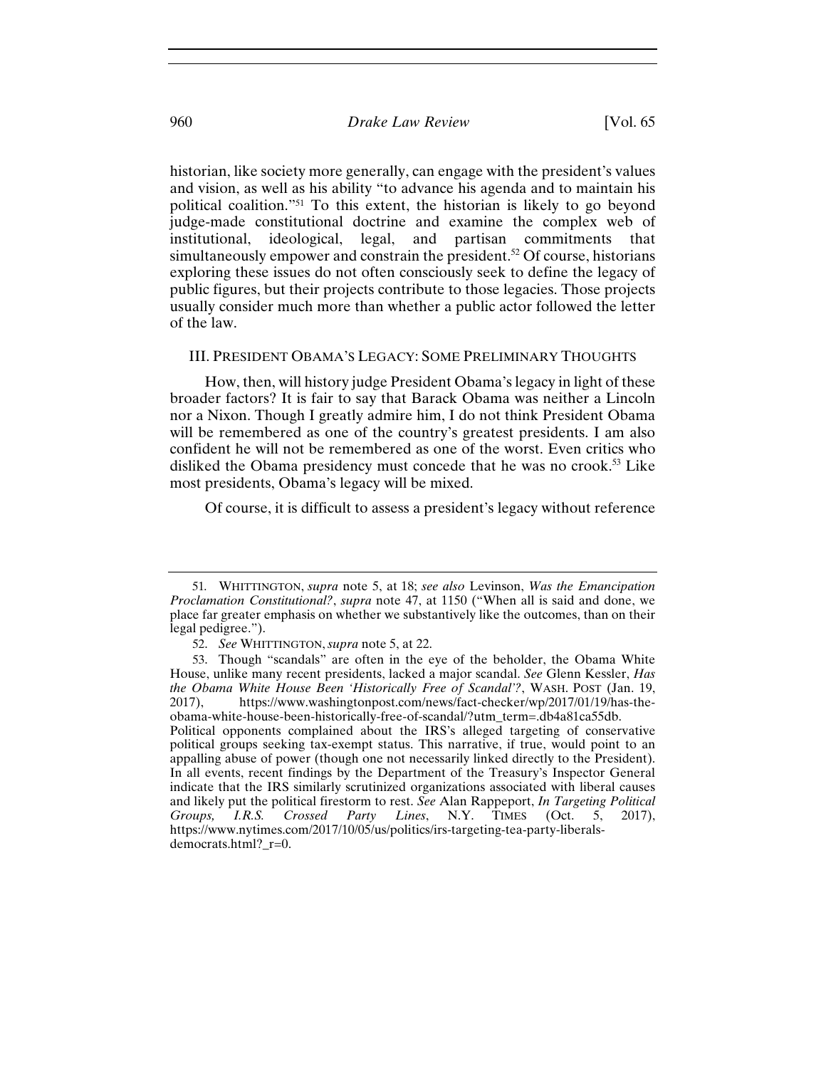historian, like society more generally, can engage with the president's values and vision, as well as his ability "to advance his agenda and to maintain his political coalition."[51] To this extent, the historian is likely to go beyond judge-made constitutional doctrine and examine the complex web of institutional, ideological, legal, and partisan commitments that simultaneously empower and constrain the president.[52] Of course, historians exploring these issues do not often consciously seek to define the legacy of public figures, but their projects contribute to those legacies. Those projects usually consider much more than whether a public actor followed the letter of the law.

## III. President Obama's Legacy: Some Preliminary Thoughts

How, then, will history judge President Obama's legacy in light of these broader factors? It is fair to say that Barack Obama was neither a Lincoln nor a Nixon. Though I greatly admire him, I do not think President Obama will be remembered as one of the country's greatest presidents. I am also confident he will not be remembered as one of the worst. Even critics who disliked the Obama presidency must concede that he was no crook.[53] Like most presidents, Obama's legacy will be mixed.

Of course, it is difficult to assess a president's legacy without reference

---

51. WHITTINGTON, *supra* note 5, at 18; *see also* Levinson, *Was the Emancipation Proclamation Constitutional?*, *supra* note 47, at 1150 ("When all is said and done, we place far greater emphasis on whether we substantively like the outcomes, than on their legal pedigree.").

52. *See* WHITTINGTON, *supra* note 5, at 22.

53. Though "scandals" are often in the eye of the beholder, the Obama White House, unlike many recent presidents, lacked a major scandal. *See* Glenn Kessler, *Has the Obama White House Been 'Historically Free of Scandal'?*, WASH. POST (Jan. 19, 2017), https://www.washingtonpost.com/news/fact-checker/wp/2017/01/19/has-the-obama-white-house-been-historically-free-of-scandal/?utm_term=.db4a81ca55db. Political opponents complained about the IRS's alleged targeting of conservative political groups seeking tax-exempt status. This narrative, if true, would point to an appalling abuse of power (though one not necessarily linked directly to the President). In all events, recent findings by the Department of the Treasury's Inspector General indicate that the IRS similarly scrutinized organizations associated with liberal causes and likely put the political firestorm to rest. *See* Alan Rappeport, *In Targeting Political Groups, I.R.S. Crossed Party Lines*, N.Y. TIMES (Oct. 5, 2017), https://www.nytimes.com/2017/10/05/us/politics/irs-targeting-tea-party-liberals-democrats.html?_r=0.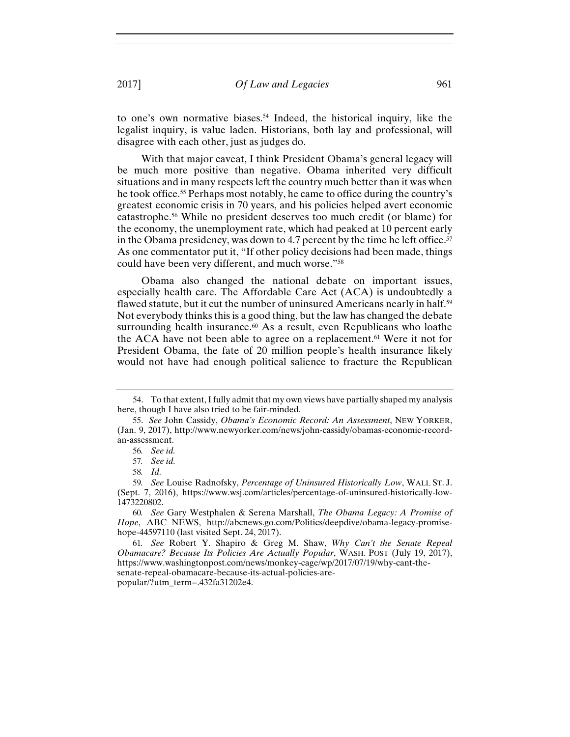to one's own normative biases.[54] Indeed, the historical inquiry, like the legalist inquiry, is value laden. Historians, both lay and professional, will disagree with each other, just as judges do.

With that major caveat, I think President Obama's general legacy will be much more positive than negative. Obama inherited very difficult situations and in many respects left the country much better than it was when he took office.[55] Perhaps most notably, he came to office during the country's greatest economic crisis in 70 years, and his policies helped avert economic catastrophe.[56] While no president deserves too much credit (or blame) for the economy, the unemployment rate, which had peaked at 10 percent early in the Obama presidency, was down to 4.7 percent by the time he left office.[57] As one commentator put it, "If other policy decisions had been made, things could have been very different, and much worse."[58]

Obama also changed the national debate on important issues, especially health care. The Affordable Care Act (ACA) is undoubtedly a flawed statute, but it cut the number of uninsured Americans nearly in half.[59] Not everybody thinks this is a good thing, but the law has changed the debate surrounding health insurance.[60] As a result, even Republicans who loathe the ACA have not been able to agree on a replacement.[61] Were it not for President Obama, the fate of 20 million people's health insurance likely would not have had enough political salience to fracture the Republican

---

54. To that extent, I fully admit that my own views have partially shaped my analysis here, though I have also tried to be fair-minded.

55. *See* John Cassidy, *Obama's Economic Record: An Assessment*, NEW YORKER, (Jan. 9, 2017), http://www.newyorker.com/news/john-cassidy/obamas-economic-record-an-assessment.

56. *See id.*

57. *See id.*

58. *Id.*

59. *See* Louise Radnofsky, *Percentage of Uninsured Historically Low*, WALL ST. J. (Sept. 7, 2016), https://www.wsj.com/articles/percentage-of-uninsured-historically-low-1473220802.

60. *See* Gary Westphalen & Serena Marshall, *The Obama Legacy: A Promise of Hope*, ABC NEWS, http://abcnews.go.com/Politics/deepdive/obama-legacy-promise-hope-44597110 (last visited Sept. 24, 2017).

61. *See* Robert Y. Shapiro & Greg M. Shaw, *Why Can't the Senate Repeal Obamacare? Because Its Policies Are Actually Popular*, WASH. POST (July 19, 2017), https://www.washingtonpost.com/news/monkey-cage/wp/2017/07/19/why-cant-the-senate-repeal-obamacare-because-its-actual-policies-are-popular/?utm_term=.432fa31202e4.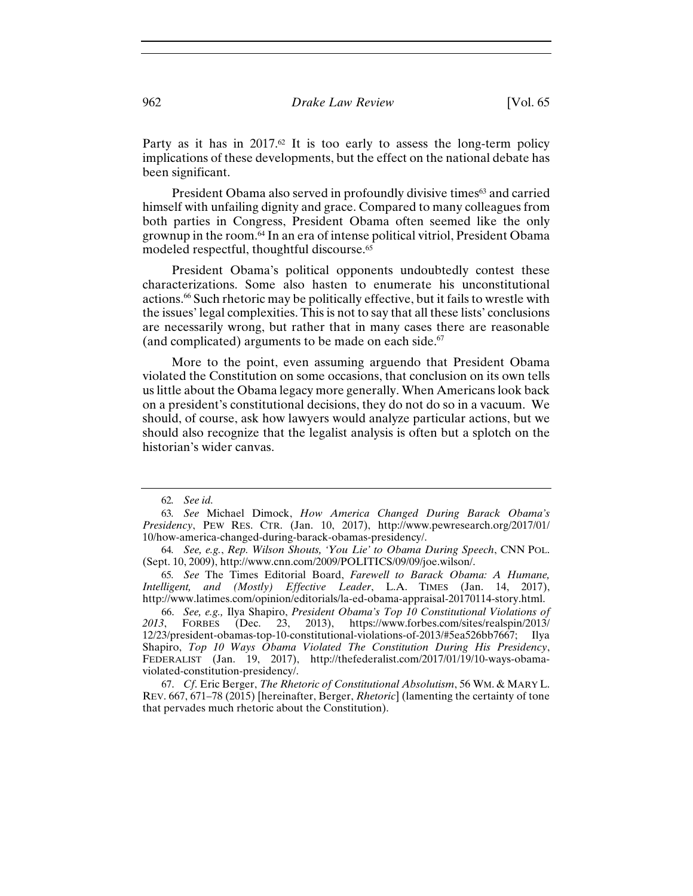Party as it has in 2017.[62] It is too early to assess the long-term policy implications of these developments, but the effect on the national debate has been significant.

President Obama also served in profoundly divisive times[63] and carried himself with unfailing dignity and grace. Compared to many colleagues from both parties in Congress, President Obama often seemed like the only grownup in the room.[64] In an era of intense political vitriol, President Obama modeled respectful, thoughtful discourse.[65]

President Obama's political opponents undoubtedly contest these characterizations. Some also hasten to enumerate his unconstitutional actions.[66] Such rhetoric may be politically effective, but it fails to wrestle with the issues' legal complexities. This is not to say that all these lists' conclusions are necessarily wrong, but rather that in many cases there are reasonable (and complicated) arguments to be made on each side.[67]

More to the point, even assuming arguendo that President Obama violated the Constitution on some occasions, that conclusion on its own tells us little about the Obama legacy more generally. When Americans look back on a president's constitutional decisions, they do not do so in a vacuum. We should, of course, ask how lawyers would analyze particular actions, but we should also recognize that the legalist analysis is often but a splotch on the historian's wider canvas.

---

62. *See id.*

63. *See* Michael Dimock, *How America Changed During Barack Obama's Presidency*, PEW RES. CTR. (Jan. 10, 2017), http://www.pewresearch.org/2017/01/10/how-america-changed-during-barack-obamas-presidency/.

64. *See, e.g.*, *Rep. Wilson Shouts, 'You Lie' to Obama During Speech*, CNN POL. (Sept. 10, 2009), http://www.cnn.com/2009/POLITICS/09/09/joe.wilson/.

65. *See* The Times Editorial Board, *Farewell to Barack Obama: A Humane, Intelligent, and (Mostly) Effective Leader*, L.A. TIMES (Jan. 14, 2017), http://www.latimes.com/opinion/editorials/la-ed-obama-appraisal-20170114-story.html.

66. *See, e.g.,* Ilya Shapiro, *President Obama's Top 10 Constitutional Violations of 2013*, FORBES (Dec. 23, 2013), https://www.forbes.com/sites/realspin/2013/12/23/president-obamas-top-10-constitutional-violations-of-2013/#5ea526bb7667; Ilya Shapiro, *Top 10 Ways Obama Violated The Constitution During His Presidency*, FEDERALIST (Jan. 19, 2017), http://thefederalist.com/2017/01/19/10-ways-obama-violated-constitution-presidency/.

67. *Cf*. Eric Berger, *The Rhetoric of Constitutional Absolutism*, 56 WM. & MARY L. REV. 667, 671–78 (2015) [hereinafter, Berger, *Rhetoric*] (lamenting the certainty of tone that pervades much rhetoric about the Constitution).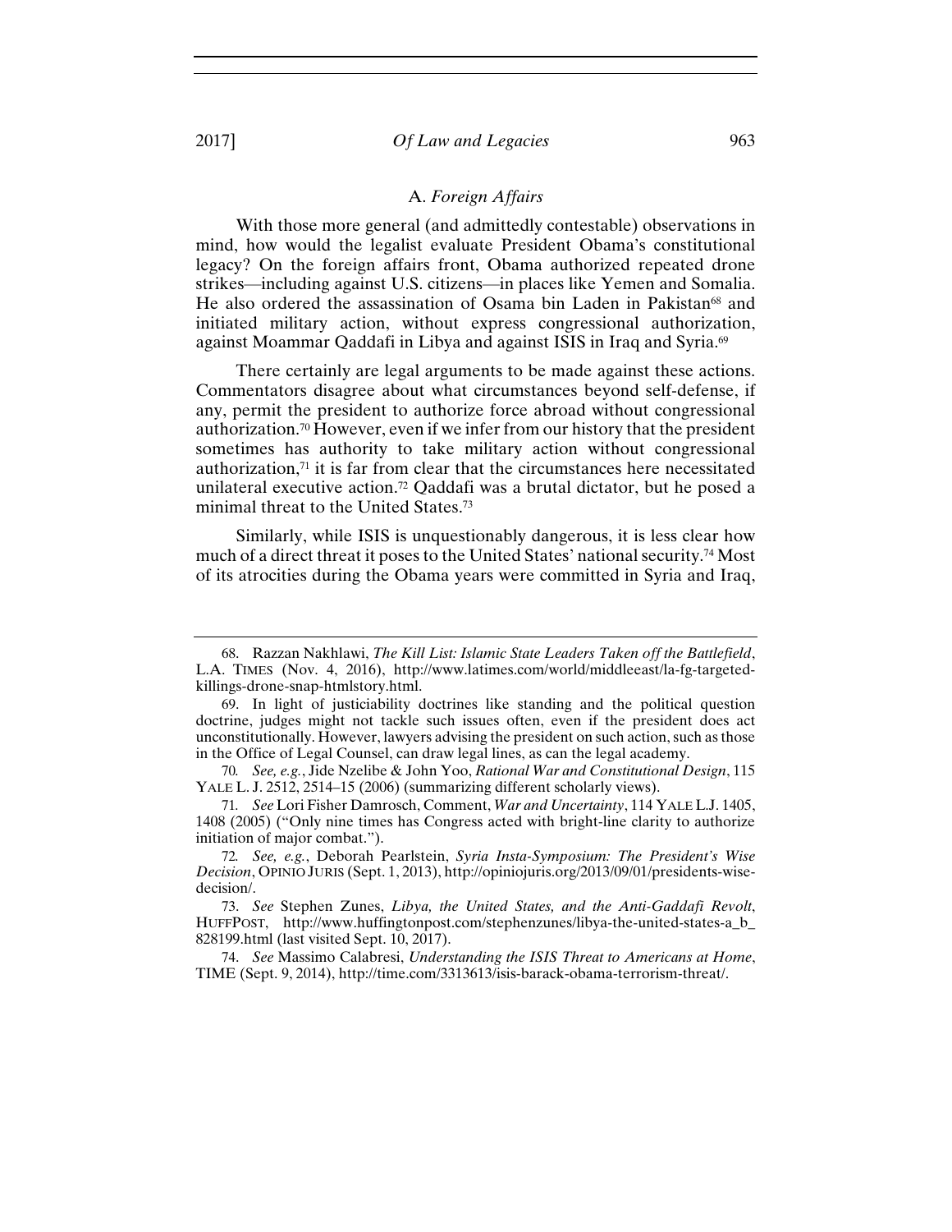### A. *Foreign Affairs*

With those more general (and admittedly contestable) observations in mind, how would the legalist evaluate President Obama's constitutional legacy? On the foreign affairs front, Obama authorized repeated drone strikes—including against U.S. citizens—in places like Yemen and Somalia. He also ordered the assassination of Osama bin Laden in Pakistan[68] and initiated military action, without express congressional authorization, against Moammar Qaddafi in Libya and against ISIS in Iraq and Syria.[69]

There certainly are legal arguments to be made against these actions. Commentators disagree about what circumstances beyond self-defense, if any, permit the president to authorize force abroad without congressional authorization.[70] However, even if we infer from our history that the president sometimes has authority to take military action without congressional authorization,[71] it is far from clear that the circumstances here necessitated unilateral executive action.[72] Qaddafi was a brutal dictator, but he posed a minimal threat to the United States.[73]

Similarly, while ISIS is unquestionably dangerous, it is less clear how much of a direct threat it poses to the United States' national security.[74] Most of its atrocities during the Obama years were committed in Syria and Iraq,

---

68. Razzan Nakhlawi, *The Kill List: Islamic State Leaders Taken off the Battlefield*, L.A. TIMES (Nov. 4, 2016), http://www.latimes.com/world/middleeast/la-fg-targeted-killings-drone-snap-htmlstory.html.

69. In light of justiciability doctrines like standing and the political question doctrine, judges might not tackle such issues often, even if the president does act unconstitutionally. However, lawyers advising the president on such action, such as those in the Office of Legal Counsel, can draw legal lines, as can the legal academy.

70. *See, e.g.*, Jide Nzelibe & John Yoo, *Rational War and Constitutional Design*, 115 YALE L. J. 2512, 2514–15 (2006) (summarizing different scholarly views).

71. *See* Lori Fisher Damrosch, Comment, *War and Uncertainty*, 114 YALE L.J. 1405, 1408 (2005) ("Only nine times has Congress acted with bright-line clarity to authorize initiation of major combat.").

72. *See, e.g.*, Deborah Pearlstein, *Syria Insta-Symposium: The President's Wise Decision*, OPINIO JURIS (Sept. 1, 2013), http://opiniojuris.org/2013/09/01/presidents-wise-decision/.

73. *See* Stephen Zunes, *Libya, the United States, and the Anti-Gaddafi Revolt*, HUFFPOST, http://www.huffingtonpost.com/stephenzunes/libya-the-united-states-a_b_828199.html (last visited Sept. 10, 2017).

74. *See* Massimo Calabresi, *Understanding the ISIS Threat to Americans at Home*, TIME (Sept. 9, 2014), http://time.com/3313613/isis-barack-obama-terrorism-threat/.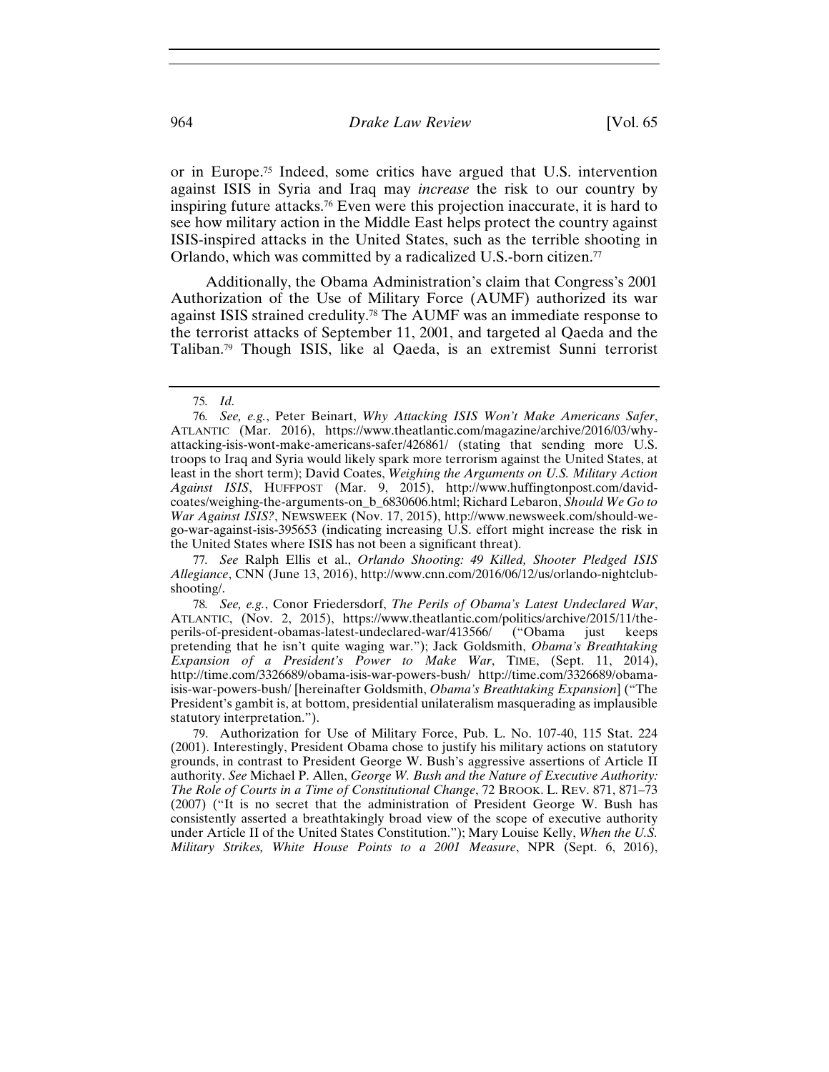or in Europe.[75] Indeed, some critics have argued that U.S. intervention against ISIS in Syria and Iraq may *increase* the risk to our country by inspiring future attacks.[76] Even were this projection inaccurate, it is hard to see how military action in the Middle East helps protect the country against ISIS-inspired attacks in the United States, such as the terrible shooting in Orlando, which was committed by a radicalized U.S.-born citizen.[77]

Additionally, the Obama Administration's claim that Congress's 2001 Authorization of the Use of Military Force (AUMF) authorized its war against ISIS strained credulity.[78] The AUMF was an immediate response to the terrorist attacks of September 11, 2001, and targeted al Qaeda and the Taliban.[79] Though ISIS, like al Qaeda, is an extremist Sunni terrorist

---

75. *Id.*

76. *See, e.g.*, Peter Beinart, *Why Attacking ISIS Won't Make Americans Safer*, ATLANTIC (Mar. 2016), https://www.theatlantic.com/magazine/archive/2016/03/why-attacking-isis-wont-make-americans-safer/426861/ (stating that sending more U.S. troops to Iraq and Syria would likely spark more terrorism against the United States, at least in the short term); David Coates, *Weighing the Arguments on U.S. Military Action Against ISIS*, HUFFPOST (Mar. 9, 2015), http://www.huffingtonpost.com/david-coates/weighing-the-arguments-on_b_6830606.html; Richard Lebaron, *Should We Go to War Against ISIS?*, NEWSWEEK (Nov. 17, 2015), http://www.newsweek.com/should-we-go-war-against-isis-395653 (indicating increasing U.S. effort might increase the risk in the United States where ISIS has not been a significant threat).

77. *See* Ralph Ellis et al., *Orlando Shooting: 49 Killed, Shooter Pledged ISIS Allegiance*, CNN (June 13, 2016), http://www.cnn.com/2016/06/12/us/orlando-nightclub-shooting/.

78. *See, e.g.*, Conor Friedersdorf, *The Perils of Obama's Latest Undeclared War*, ATLANTIC, (Nov. 2, 2015), https://www.theatlantic.com/politics/archive/2015/11/the-perils-of-president-obamas-latest-undeclared-war/413566/ ("Obama just keeps pretending that he isn't quite waging war."); Jack Goldsmith, *Obama's Breathtaking Expansion of a President's Power to Make War*, TIME, (Sept. 11, 2014), http://time.com/3326689/obama-isis-war-powers-bush/ http://time.com/3326689/obama-isis-war-powers-bush/ [hereinafter Goldsmith, *Obama's Breathtaking Expansion*] ("The President's gambit is, at bottom, presidential unilateralism masquerading as implausible statutory interpretation.").

79. Authorization for Use of Military Force, Pub. L. No. 107-40, 115 Stat. 224 (2001). Interestingly, President Obama chose to justify his military actions on statutory grounds, in contrast to President George W. Bush's aggressive assertions of Article II authority. *See* Michael P. Allen, *George W. Bush and the Nature of Executive Authority: The Role of Courts in a Time of Constitutional Change*, 72 BROOK. L. REV. 871, 871–73 (2007) ("It is no secret that the administration of President George W. Bush has consistently asserted a breathtakingly broad view of the scope of executive authority under Article II of the United States Constitution."); Mary Louise Kelly, *When the U.S. Military Strikes, White House Points to a 2001 Measure*, NPR (Sept. 6, 2016),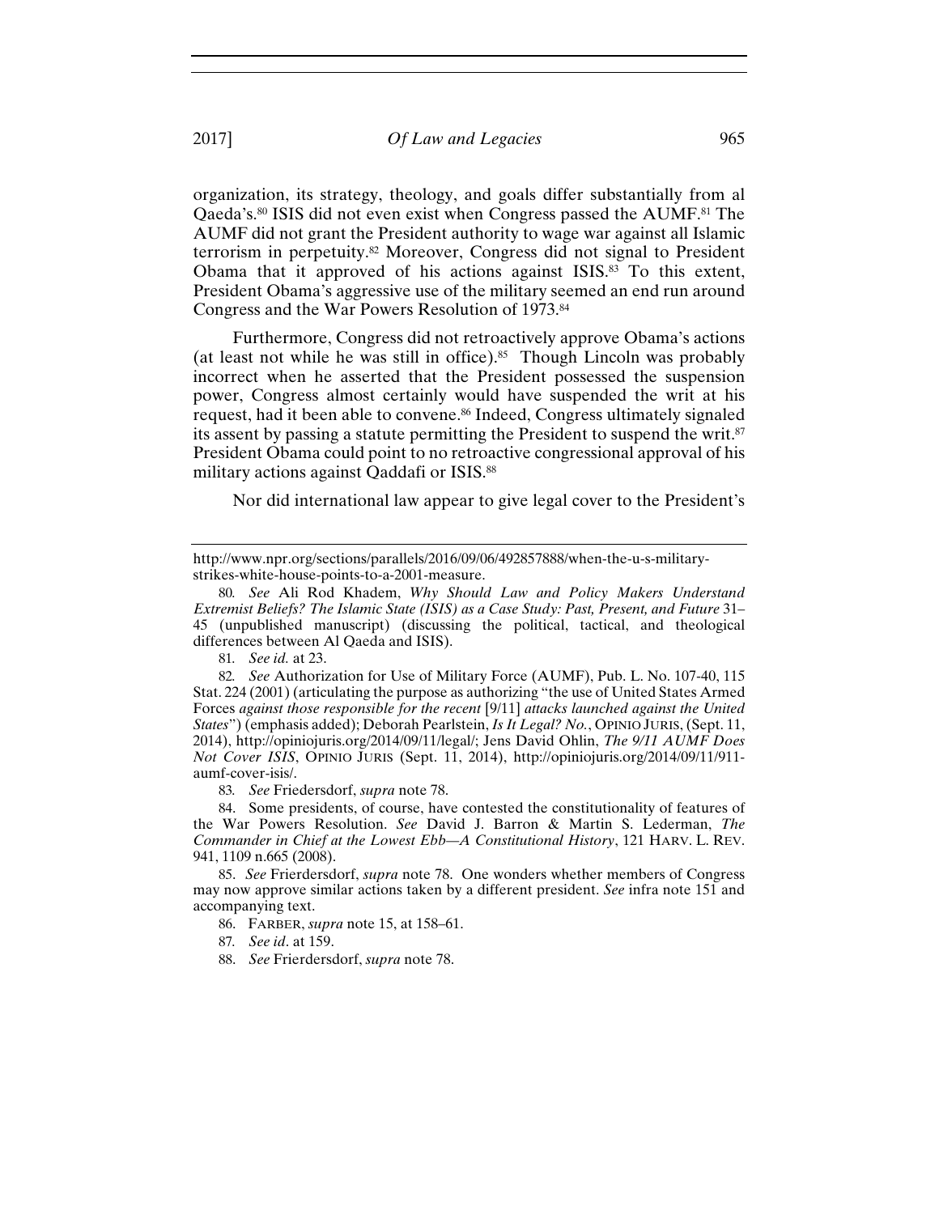organization, its strategy, theology, and goals differ substantially from al Qaeda's.[80] ISIS did not even exist when Congress passed the AUMF.[81] The AUMF did not grant the President authority to wage war against all Islamic terrorism in perpetuity.[82] Moreover, Congress did not signal to President Obama that it approved of his actions against ISIS.[83] To this extent, President Obama's aggressive use of the military seemed an end run around Congress and the War Powers Resolution of 1973.[84]

Furthermore, Congress did not retroactively approve Obama's actions (at least not while he was still in office).[85] Though Lincoln was probably incorrect when he asserted that the President possessed the suspension power, Congress almost certainly would have suspended the writ at his request, had it been able to convene.[86] Indeed, Congress ultimately signaled its assent by passing a statute permitting the President to suspend the writ.[87] President Obama could point to no retroactive congressional approval of his military actions against Qaddafi or ISIS.[88]

Nor did international law appear to give legal cover to the President's

---

http://www.npr.org/sections/parallels/2016/09/06/492857888/when-the-u-s-military-strikes-white-house-points-to-a-2001-measure.

80. *See* Ali Rod Khadem, *Why Should Law and Policy Makers Understand Extremist Beliefs? The Islamic State (ISIS) as a Case Study: Past, Present, and Future* 31–45 (unpublished manuscript) (discussing the political, tactical, and theological differences between Al Qaeda and ISIS).

81. *See id.* at 23.

82. *See* Authorization for Use of Military Force (AUMF), Pub. L. No. 107-40, 115 Stat. 224 (2001) (articulating the purpose as authorizing "the use of United States Armed Forces *against those responsible for the recent* [9/11] *attacks launched against the United States*") (emphasis added); Deborah Pearlstein, *Is It Legal? No.*, OPINIO JURIS, (Sept. 11, 2014), http://opiniojuris.org/2014/09/11/legal/; Jens David Ohlin, *The 9/11 AUMF Does Not Cover ISIS*, OPINIO JURIS (Sept. 11, 2014), http://opiniojuris.org/2014/09/11/911-aumf-cover-isis/.

83. *See* Friedersdorf, *supra* note 78.

84. Some presidents, of course, have contested the constitutionality of features of the War Powers Resolution. *See* David J. Barron & Martin S. Lederman, *The Commander in Chief at the Lowest Ebb—A Constitutional History*, 121 HARV. L. REV. 941, 1109 n.665 (2008).

85. *See* Frierdersdorf, *supra* note 78. One wonders whether members of Congress may now approve similar actions taken by a different president. *See* infra note 151 and accompanying text.

86. FARBER, *supra* note 15, at 158–61.

87. *See id*. at 159.

88. *See* Frierdersdorf, *supra* note 78.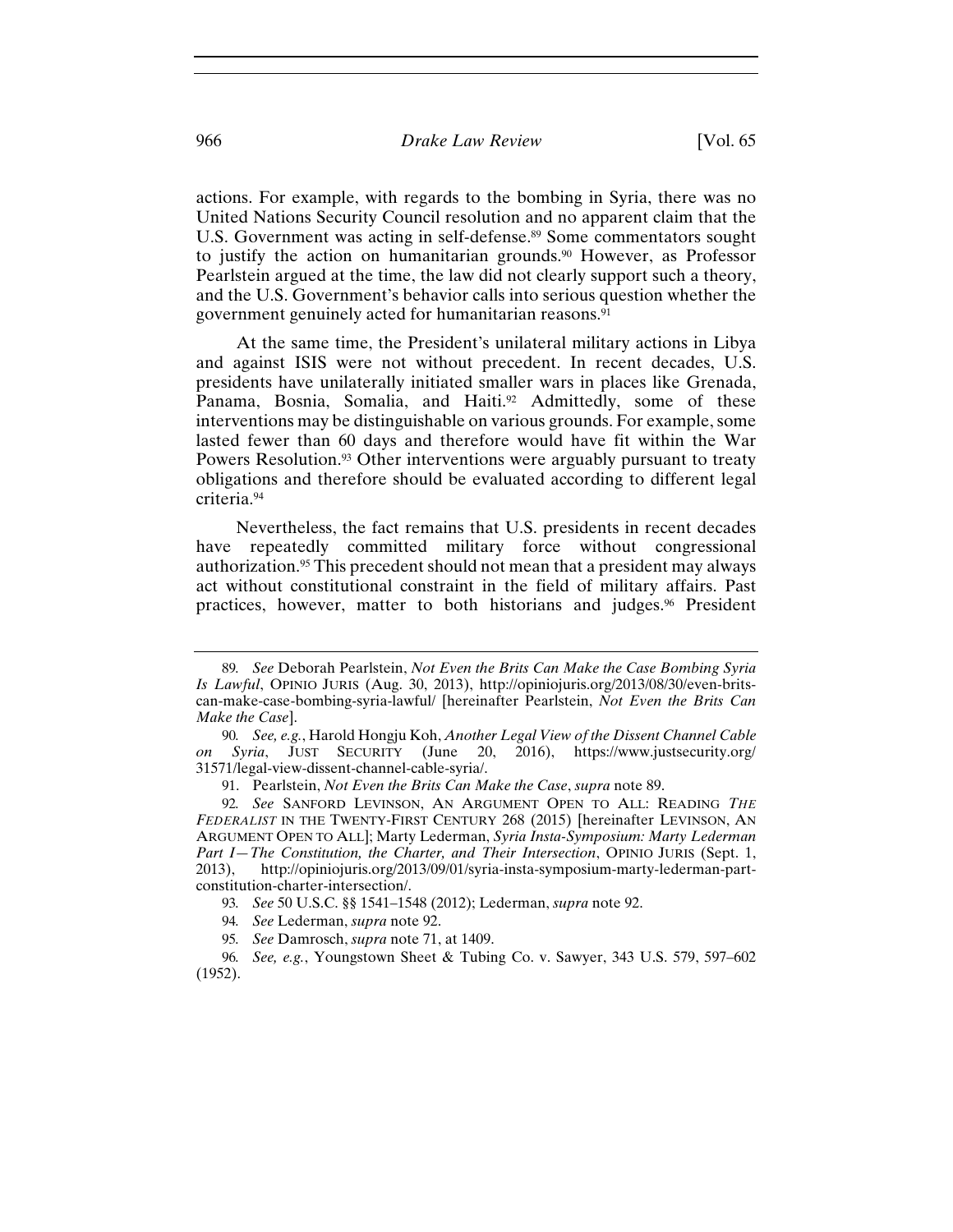actions. For example, with regards to the bombing in Syria, there was no United Nations Security Council resolution and no apparent claim that the U.S. Government was acting in self-defense.[89] Some commentators sought to justify the action on humanitarian grounds.[90] However, as Professor Pearlstein argued at the time, the law did not clearly support such a theory, and the U.S. Government's behavior calls into serious question whether the government genuinely acted for humanitarian reasons.[91]

At the same time, the President's unilateral military actions in Libya and against ISIS were not without precedent. In recent decades, U.S. presidents have unilaterally initiated smaller wars in places like Grenada, Panama, Bosnia, Somalia, and Haiti.[92] Admittedly, some of these interventions may be distinguishable on various grounds. For example, some lasted fewer than 60 days and therefore would have fit within the War Powers Resolution.[93] Other interventions were arguably pursuant to treaty obligations and therefore should be evaluated according to different legal criteria.[94]

Nevertheless, the fact remains that U.S. presidents in recent decades have repeatedly committed military force without congressional authorization.[95] This precedent should not mean that a president may always act without constitutional constraint in the field of military affairs. Past practices, however, matter to both historians and judges.[96] President

---

89. *See* Deborah Pearlstein, *Not Even the Brits Can Make the Case Bombing Syria Is Lawful*, OPINIO JURIS (Aug. 30, 2013), http://opiniojuris.org/2013/08/30/even-brits-can-make-case-bombing-syria-lawful/ [hereinafter Pearlstein, *Not Even the Brits Can Make the Case*].

90. *See, e.g.*, Harold Hongju Koh, *Another Legal View of the Dissent Channel Cable on Syria*, JUST SECURITY (June 20, 2016), https://www.justsecurity.org/31571/legal-view-dissent-channel-cable-syria/.

91. Pearlstein, *Not Even the Brits Can Make the Case*, *supra* note 89.

92. *See* SANFORD LEVINSON, AN ARGUMENT OPEN TO ALL: READING *THE FEDERALIST* IN THE TWENTY-FIRST CENTURY 268 (2015) [hereinafter LEVINSON, AN ARGUMENT OPEN TO ALL]; Marty Lederman, *Syria Insta-Symposium: Marty Lederman Part I—The Constitution, the Charter, and Their Intersection*, OPINIO JURIS (Sept. 1, 2013), http://opiniojuris.org/2013/09/01/syria-insta-symposium-marty-lederman-part-constitution-charter-intersection/.

93. *See* 50 U.S.C. §§ 1541–1548 (2012); Lederman, *supra* note 92.

94. *See* Lederman, *supra* note 92.

95. *See* Damrosch, *supra* note 71, at 1409.

96. *See, e.g.*, Youngstown Sheet & Tubing Co. v. Sawyer, 343 U.S. 579, 597–602 (1952).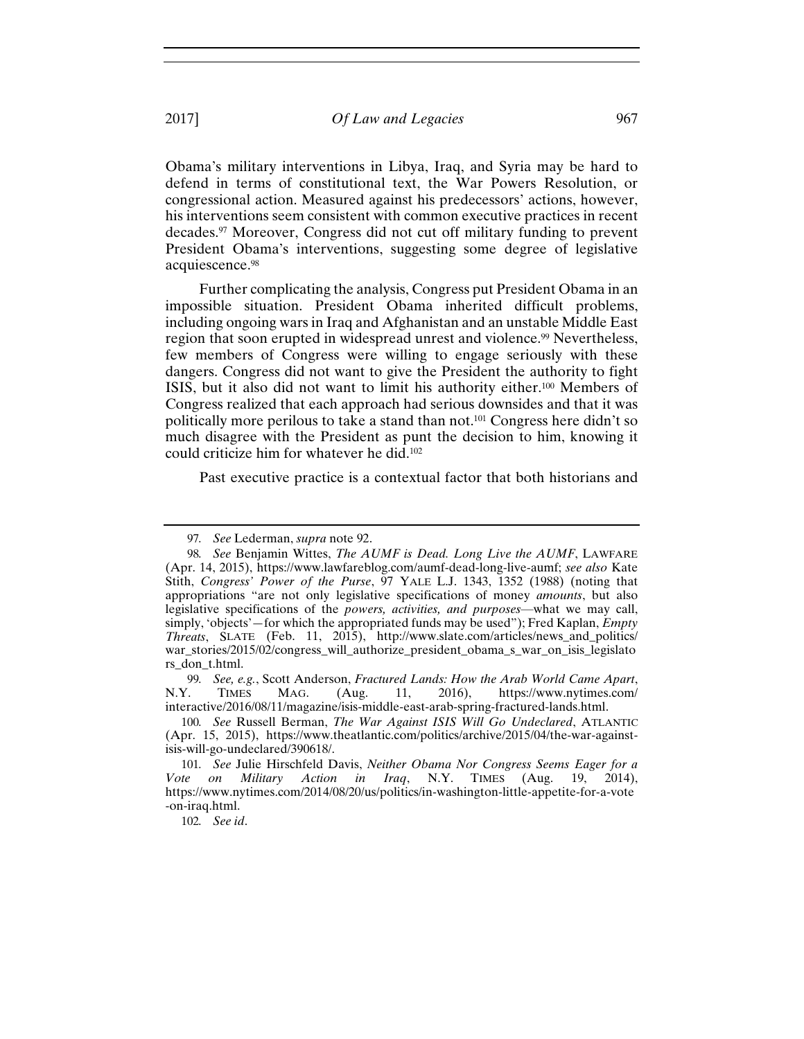Obama's military interventions in Libya, Iraq, and Syria may be hard to defend in terms of constitutional text, the War Powers Resolution, or congressional action. Measured against his predecessors' actions, however, his interventions seem consistent with common executive practices in recent decades.[97] Moreover, Congress did not cut off military funding to prevent President Obama's interventions, suggesting some degree of legislative acquiescence.[98]

Further complicating the analysis, Congress put President Obama in an impossible situation. President Obama inherited difficult problems, including ongoing wars in Iraq and Afghanistan and an unstable Middle East region that soon erupted in widespread unrest and violence.[99] Nevertheless, few members of Congress were willing to engage seriously with these dangers. Congress did not want to give the President the authority to fight ISIS, but it also did not want to limit his authority either.[100] Members of Congress realized that each approach had serious downsides and that it was politically more perilous to take a stand than not.[101] Congress here didn't so much disagree with the President as punt the decision to him, knowing it could criticize him for whatever he did.[102]

Past executive practice is a contextual factor that both historians and

---

97. *See* Lederman, *supra* note 92.

98. *See* Benjamin Wittes, *The AUMF is Dead. Long Live the AUMF*, LAWFARE (Apr. 14, 2015), https://www.lawfareblog.com/aumf-dead-long-live-aumf; *see also* Kate Stith, *Congress' Power of the Purse*, 97 YALE L.J. 1343, 1352 (1988) (noting that appropriations "are not only legislative specifications of money *amounts*, but also legislative specifications of the *powers, activities, and purposes*—what we may call, simply, 'objects'—for which the appropriated funds may be used"); Fred Kaplan, *Empty Threats*, SLATE (Feb. 11, 2015), http://www.slate.com/articles/news_and_politics/war_stories/2015/02/congress_will_authorize_president_obama_s_war_on_isis_legislators_don_t.html.

99. *See, e.g.*, Scott Anderson, *Fractured Lands: How the Arab World Came Apart*, N.Y. TIMES MAG. (Aug. 11, 2016), https://www.nytimes.com/interactive/2016/08/11/magazine/isis-middle-east-arab-spring-fractured-lands.html.

100. *See* Russell Berman, *The War Against ISIS Will Go Undeclared*, ATLANTIC (Apr. 15, 2015), https://www.theatlantic.com/politics/archive/2015/04/the-war-against-isis-will-go-undeclared/390618/.

101. *See* Julie Hirschfeld Davis, *Neither Obama Nor Congress Seems Eager for a Vote on Military Action in Iraq*, N.Y. TIMES (Aug. 19, 2014), https://www.nytimes.com/2014/08/20/us/politics/in-washington-little-appetite-for-a-vote-on-iraq.html.

102. *See id*.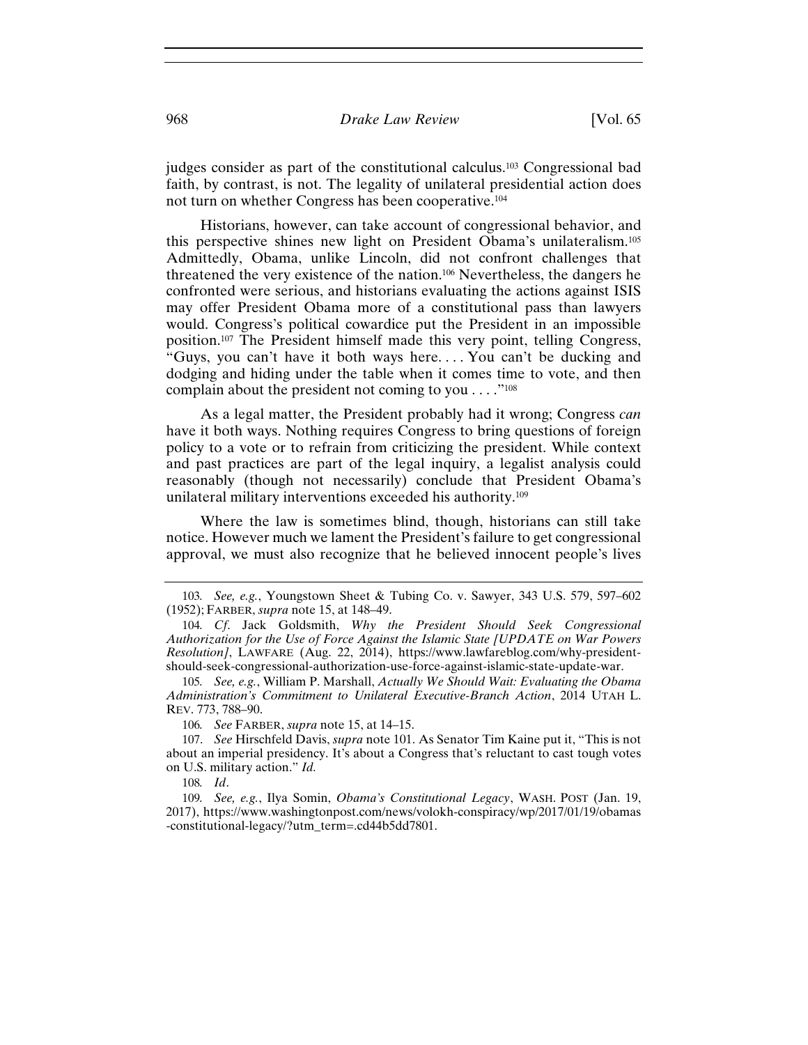judges consider as part of the constitutional calculus.[103] Congressional bad faith, by contrast, is not. The legality of unilateral presidential action does not turn on whether Congress has been cooperative.[104]

Historians, however, can take account of congressional behavior, and this perspective shines new light on President Obama's unilateralism.[105] Admittedly, Obama, unlike Lincoln, did not confront challenges that threatened the very existence of the nation.[106] Nevertheless, the dangers he confronted were serious, and historians evaluating the actions against ISIS may offer President Obama more of a constitutional pass than lawyers would. Congress's political cowardice put the President in an impossible position.[107] The President himself made this very point, telling Congress, "Guys, you can't have it both ways here. . . . You can't be ducking and dodging and hiding under the table when it comes time to vote, and then complain about the president not coming to you . . . ."[108]

As a legal matter, the President probably had it wrong; Congress *can* have it both ways. Nothing requires Congress to bring questions of foreign policy to a vote or to refrain from criticizing the president. While context and past practices are part of the legal inquiry, a legalist analysis could reasonably (though not necessarily) conclude that President Obama's unilateral military interventions exceeded his authority.[109]

Where the law is sometimes blind, though, historians can still take notice. However much we lament the President's failure to get congressional approval, we must also recognize that he believed innocent people's lives

---

103. *See, e.g.*, Youngstown Sheet & Tubing Co. v. Sawyer, 343 U.S. 579, 597–602 (1952); FARBER, *supra* note 15, at 148–49.

104. *Cf.* Jack Goldsmith, *Why the President Should Seek Congressional Authorization for the Use of Force Against the Islamic State [UPDATE on War Powers Resolution]*, LAWFARE (Aug. 22, 2014), https://www.lawfareblog.com/why-president-should-seek-congressional-authorization-use-force-against-islamic-state-update-war.

105. *See, e.g.*, William P. Marshall, *Actually We Should Wait: Evaluating the Obama Administration's Commitment to Unilateral Executive-Branch Action*, 2014 UTAH L. REV. 773, 788–90.

106. *See* FARBER, *supra* note 15, at 14–15.

107. *See* Hirschfeld Davis, *supra* note 101. As Senator Tim Kaine put it, "This is not about an imperial presidency. It's about a Congress that's reluctant to cast tough votes on U.S. military action." *Id.*

108. *Id*.

109. *See, e.g.*, Ilya Somin, *Obama's Constitutional Legacy*, WASH. POST (Jan. 19, 2017), https://www.washingtonpost.com/news/volokh-conspiracy/wp/2017/01/19/obamas-constitutional-legacy/?utm_term=.cd44b5dd7801.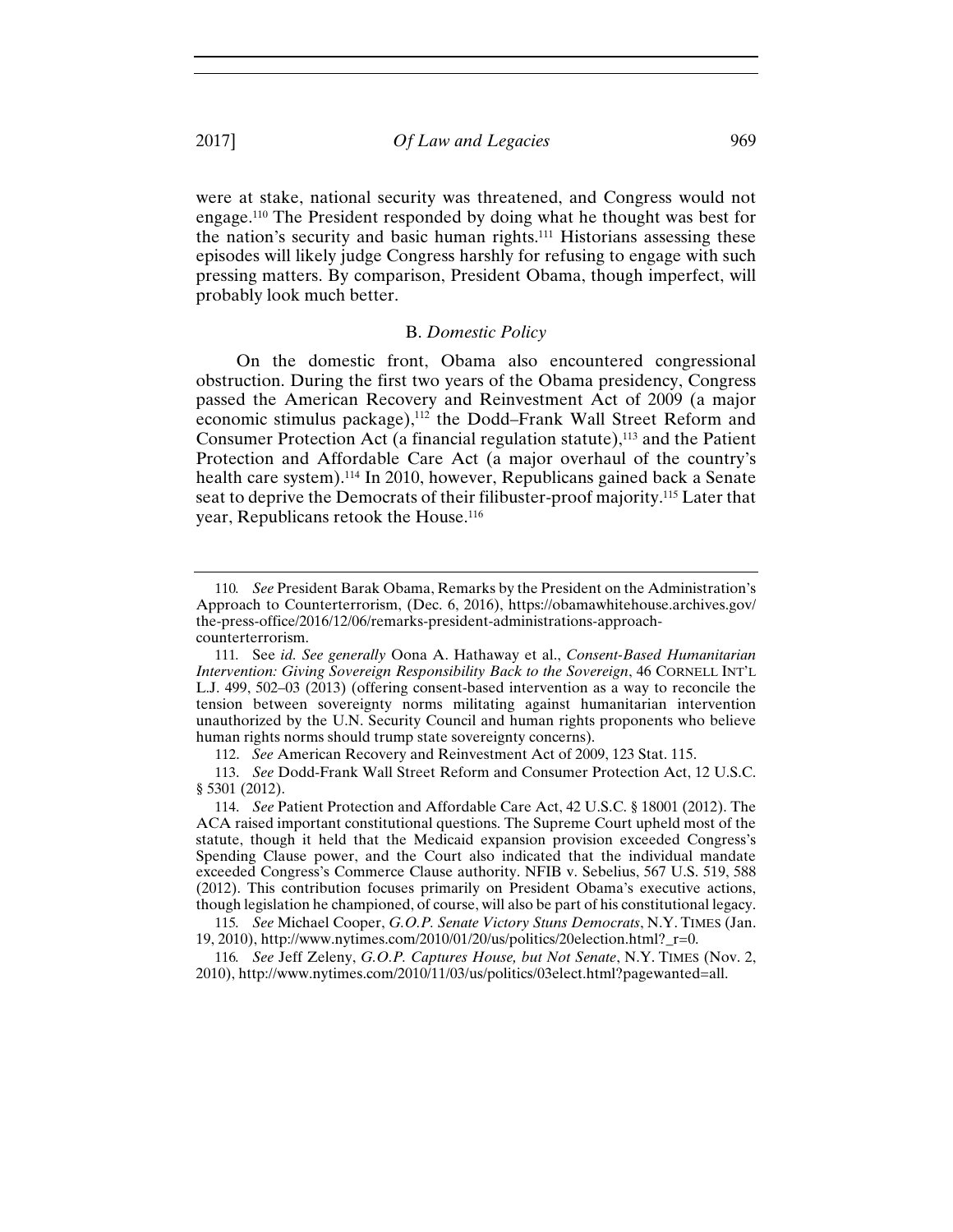were at stake, national security was threatened, and Congress would not engage.[110] The President responded by doing what he thought was best for the nation's security and basic human rights.[111] Historians assessing these episodes will likely judge Congress harshly for refusing to engage with such pressing matters. By comparison, President Obama, though imperfect, will probably look much better.

### B. *Domestic Policy*

On the domestic front, Obama also encountered congressional obstruction. During the first two years of the Obama presidency, Congress passed the American Recovery and Reinvestment Act of 2009 (a major economic stimulus package),[112] the Dodd–Frank Wall Street Reform and Consumer Protection Act (a financial regulation statute),[113] and the Patient Protection and Affordable Care Act (a major overhaul of the country's health care system).[114] In 2010, however, Republicans gained back a Senate seat to deprive the Democrats of their filibuster-proof majority.[115] Later that year, Republicans retook the House.[116]

---

110. *See* President Barak Obama, Remarks by the President on the Administration's Approach to Counterterrorism, (Dec. 6, 2016), https://obamawhitehouse.archives.gov/the-press-office/2016/12/06/remarks-president-administrations-approach-counterterrorism.

111. See *id. See generally* Oona A. Hathaway et al., *Consent-Based Humanitarian Intervention: Giving Sovereign Responsibility Back to the Sovereign*, 46 CORNELL INT'L L.J. 499, 502–03 (2013) (offering consent-based intervention as a way to reconcile the tension between sovereignty norms militating against humanitarian intervention unauthorized by the U.N. Security Council and human rights proponents who believe human rights norms should trump state sovereignty concerns).

112. *See* American Recovery and Reinvestment Act of 2009, 123 Stat. 115.

113. *See* Dodd-Frank Wall Street Reform and Consumer Protection Act, 12 U.S.C. § 5301 (2012).

114. *See* Patient Protection and Affordable Care Act, 42 U.S.C. § 18001 (2012). The ACA raised important constitutional questions. The Supreme Court upheld most of the statute, though it held that the Medicaid expansion provision exceeded Congress's Spending Clause power, and the Court also indicated that the individual mandate exceeded Congress's Commerce Clause authority. NFIB v. Sebelius, 567 U.S. 519, 588 (2012). This contribution focuses primarily on President Obama's executive actions, though legislation he championed, of course, will also be part of his constitutional legacy.

115. *See* Michael Cooper, *G.O.P. Senate Victory Stuns Democrats*, N.Y. TIMES (Jan. 19, 2010), http://www.nytimes.com/2010/01/20/us/politics/20election.html?_r=0.

116. *See* Jeff Zeleny, *G.O.P. Captures House, but Not Senate*, N.Y. TIMES (Nov. 2, 2010), http://www.nytimes.com/2010/11/03/us/politics/03elect.html?pagewanted=all.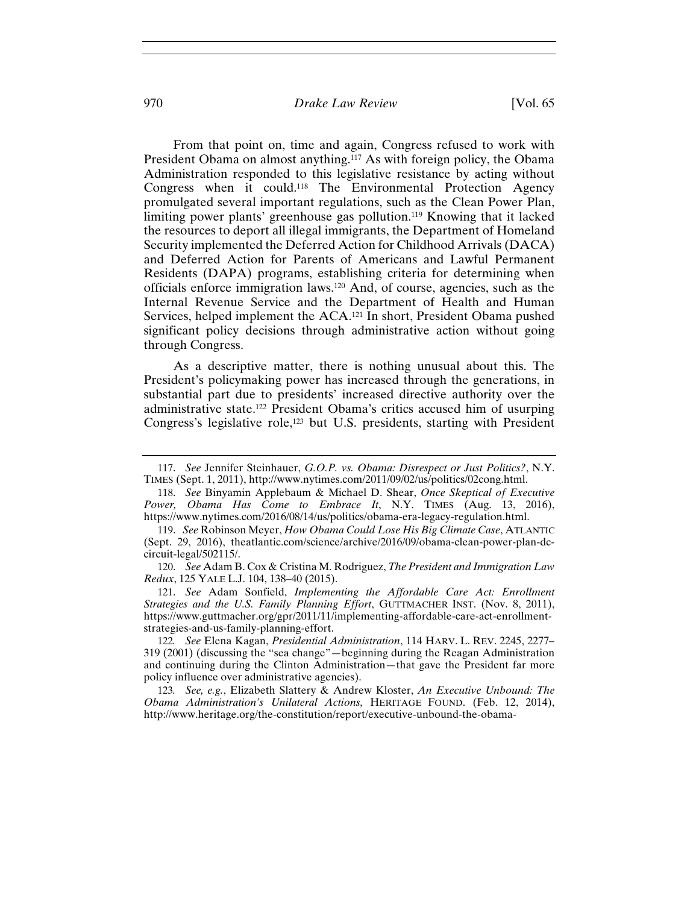From that point on, time and again, Congress refused to work with President Obama on almost anything.[117] As with foreign policy, the Obama Administration responded to this legislative resistance by acting without Congress when it could.[118] The Environmental Protection Agency promulgated several important regulations, such as the Clean Power Plan, limiting power plants' greenhouse gas pollution.[119] Knowing that it lacked the resources to deport all illegal immigrants, the Department of Homeland Security implemented the Deferred Action for Childhood Arrivals (DACA) and Deferred Action for Parents of Americans and Lawful Permanent Residents (DAPA) programs, establishing criteria for determining when officials enforce immigration laws.[120] And, of course, agencies, such as the Internal Revenue Service and the Department of Health and Human Services, helped implement the ACA.[121] In short, President Obama pushed significant policy decisions through administrative action without going through Congress.

As a descriptive matter, there is nothing unusual about this. The President's policymaking power has increased through the generations, in substantial part due to presidents' increased directive authority over the administrative state.[122] President Obama's critics accused him of usurping Congress's legislative role,[123] but U.S. presidents, starting with President

---

117. *See* Jennifer Steinhauer, *G.O.P. vs. Obama: Disrespect or Just Politics?*, N.Y. TIMES (Sept. 1, 2011), http://www.nytimes.com/2011/09/02/us/politics/02cong.html.

118. *See* Binyamin Applebaum & Michael D. Shear, *Once Skeptical of Executive Power, Obama Has Come to Embrace It*, N.Y. TIMES (Aug. 13, 2016), https://www.nytimes.com/2016/08/14/us/politics/obama-era-legacy-regulation.html.

119. *See* Robinson Meyer, *How Obama Could Lose His Big Climate Case*, ATLANTIC (Sept. 29, 2016), theatlantic.com/science/archive/2016/09/obama-clean-power-plan-dc-circuit-legal/502115/.

120. *See* Adam B. Cox & Cristina M. Rodriguez, *The President and Immigration Law Redux*, 125 YALE L.J. 104, 138–40 (2015).

121. *See* Adam Sonfield, *Implementing the Affordable Care Act: Enrollment Strategies and the U.S. Family Planning Effort*, GUTTMACHER INST. (Nov. 8, 2011), https://www.guttmacher.org/gpr/2011/11/implementing-affordable-care-act-enrollment-strategies-and-us-family-planning-effort.

122. *See* Elena Kagan, *Presidential Administration*, 114 HARV. L. REV. 2245, 2277–319 (2001) (discussing the "sea change"—beginning during the Reagan Administration and continuing during the Clinton Administration—that gave the President far more policy influence over administrative agencies).

123. *See, e.g.*, Elizabeth Slattery & Andrew Kloster, *An Executive Unbound: The Obama Administration's Unilateral Actions,* HERITAGE FOUND. (Feb. 12, 2014), http://www.heritage.org/the-constitution/report/executive-unbound-the-obama-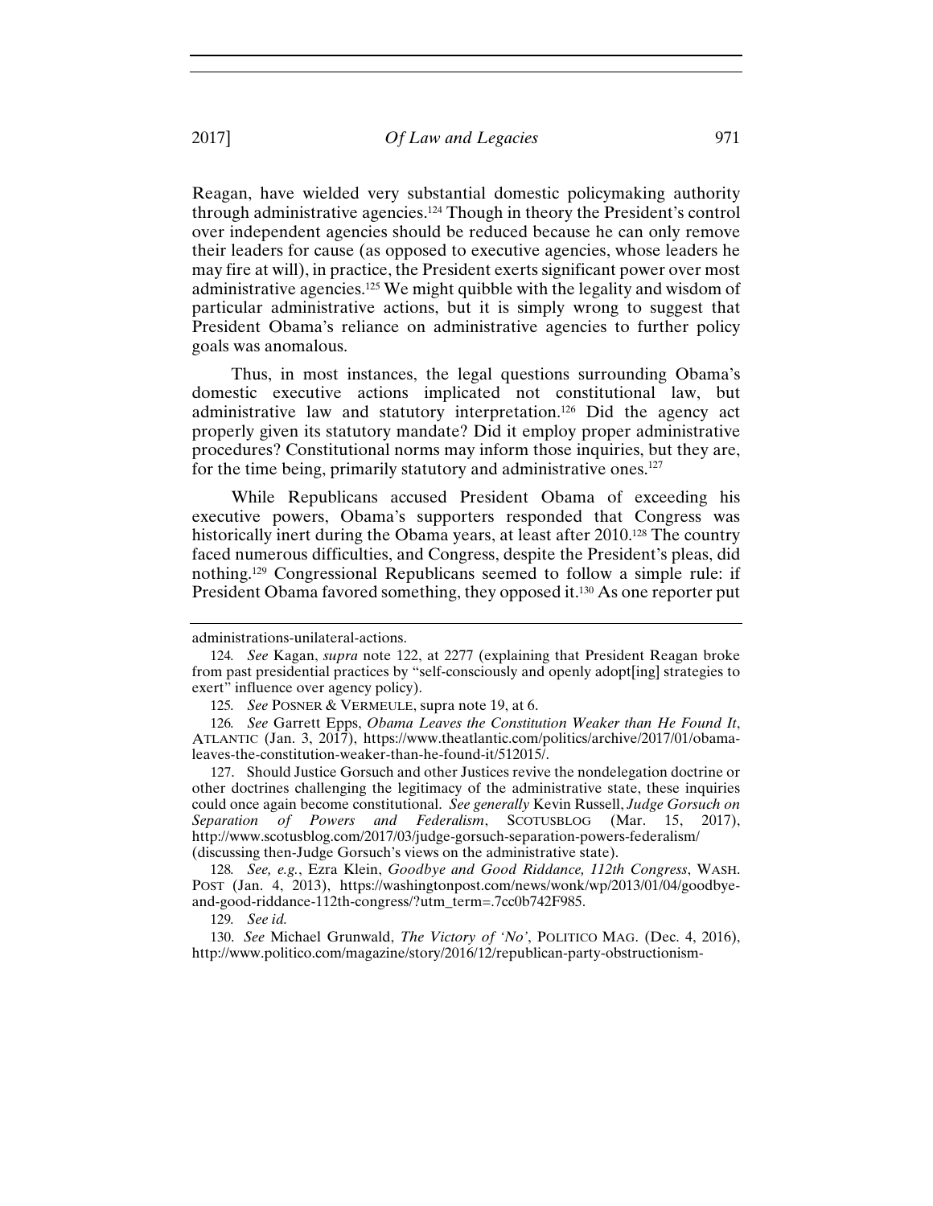Reagan, have wielded very substantial domestic policymaking authority through administrative agencies.[124] Though in theory the President's control over independent agencies should be reduced because he can only remove their leaders for cause (as opposed to executive agencies, whose leaders he may fire at will), in practice, the President exerts significant power over most administrative agencies.[125] We might quibble with the legality and wisdom of particular administrative actions, but it is simply wrong to suggest that President Obama's reliance on administrative agencies to further policy goals was anomalous.

Thus, in most instances, the legal questions surrounding Obama's domestic executive actions implicated not constitutional law, but administrative law and statutory interpretation.[126] Did the agency act properly given its statutory mandate? Did it employ proper administrative procedures? Constitutional norms may inform those inquiries, but they are, for the time being, primarily statutory and administrative ones.[127]

While Republicans accused President Obama of exceeding his executive powers, Obama's supporters responded that Congress was historically inert during the Obama years, at least after 2010.[128] The country faced numerous difficulties, and Congress, despite the President's pleas, did nothing.[129] Congressional Republicans seemed to follow a simple rule: if President Obama favored something, they opposed it.[130] As one reporter put

---

administrations-unilateral-actions.

124. *See* Kagan, *supra* note 122, at 2277 (explaining that President Reagan broke from past presidential practices by "self-consciously and openly adopt[ing] strategies to exert" influence over agency policy).

125. *See* POSNER & VERMEULE, supra note 19, at 6.

126. *See* Garrett Epps, *Obama Leaves the Constitution Weaker than He Found It*, ATLANTIC (Jan. 3, 2017), https://www.theatlantic.com/politics/archive/2017/01/obama-leaves-the-constitution-weaker-than-he-found-it/512015/.

127. Should Justice Gorsuch and other Justices revive the nondelegation doctrine or other doctrines challenging the legitimacy of the administrative state, these inquiries could once again become constitutional. *See generally* Kevin Russell, *Judge Gorsuch on Separation of Powers and Federalism*, SCOTUSBLOG (Mar. 15, 2017), http://www.scotusblog.com/2017/03/judge-gorsuch-separation-powers-federalism/ (discussing then-Judge Gorsuch's views on the administrative state).

128. *See, e.g.*, Ezra Klein, *Goodbye and Good Riddance, 112th Congress*, WASH. POST (Jan. 4, 2013), https://washingtonpost.com/news/wonk/wp/2013/01/04/goodbye-and-good-riddance-112th-congress/?utm_term=.7cc0b742F985.

129. *See id.*

130. *See* Michael Grunwald, *The Victory of 'No'*, POLITICO MAG. (Dec. 4, 2016), http://www.politico.com/magazine/story/2016/12/republican-party-obstructionism-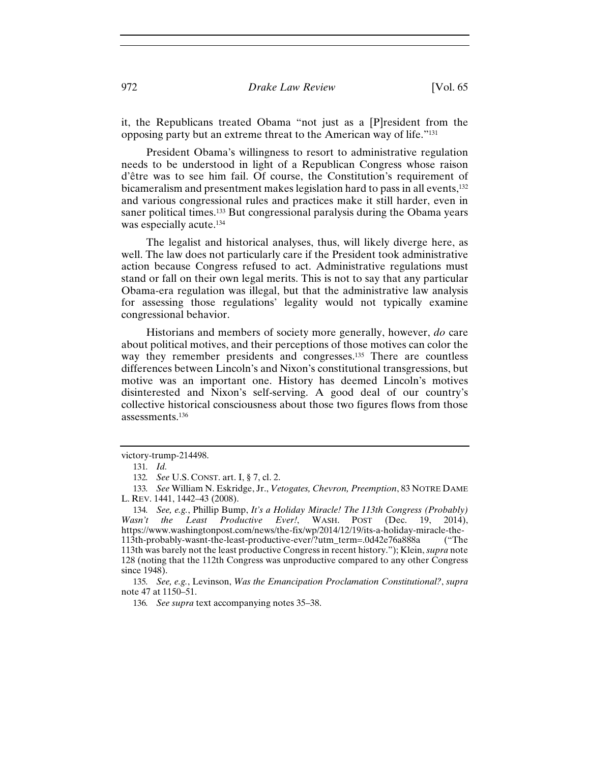it, the Republicans treated Obama "not just as a [P]resident from the opposing party but an extreme threat to the American way of life."[131]

President Obama's willingness to resort to administrative regulation needs to be understood in light of a Republican Congress whose raison d'être was to see him fail. Of course, the Constitution's requirement of bicameralism and presentment makes legislation hard to pass in all events,[132] and various congressional rules and practices make it still harder, even in saner political times.[133] But congressional paralysis during the Obama years was especially acute.[134]

The legalist and historical analyses, thus, will likely diverge here, as well. The law does not particularly care if the President took administrative action because Congress refused to act. Administrative regulations must stand or fall on their own legal merits. This is not to say that any particular Obama-era regulation was illegal, but that the administrative law analysis for assessing those regulations' legality would not typically examine congressional behavior.

Historians and members of society more generally, however, *do* care about political motives, and their perceptions of those motives can color the way they remember presidents and congresses.[135] There are countless differences between Lincoln's and Nixon's constitutional transgressions, but motive was an important one. History has deemed Lincoln's motives disinterested and Nixon's self-serving. A good deal of our country's collective historical consciousness about those two figures flows from those assessments.[136]

---

victory-trump-214498.

131. *Id.*

132. *See* U.S. CONST. art. I, § 7, cl. 2.

133. *See* William N. Eskridge, Jr., *Vetogates, Chevron, Preemption*, 83 NOTRE DAME L. REV. 1441, 1442–43 (2008).

134. *See, e.g.*, Phillip Bump, *It's a Holiday Miracle! The 113th Congress (Probably) Wasn't the Least Productive Ever!*, WASH. POST (Dec. 19, 2014), https://www.washingtonpost.com/news/the-fix/wp/2014/12/19/its-a-holiday-miracle-the-113th-probably-wasnt-the-least-productive-ever/?utm_term=.0d42e76a888a ("The 113th was barely not the least productive Congress in recent history."); Klein, *supra* note 128 (noting that the 112th Congress was unproductive compared to any other Congress since 1948).

135. *See, e.g.*, Levinson, *Was the Emancipation Proclamation Constitutional?*, *supra* note 47 at 1150–51.

136. *See supra* text accompanying notes 35–38.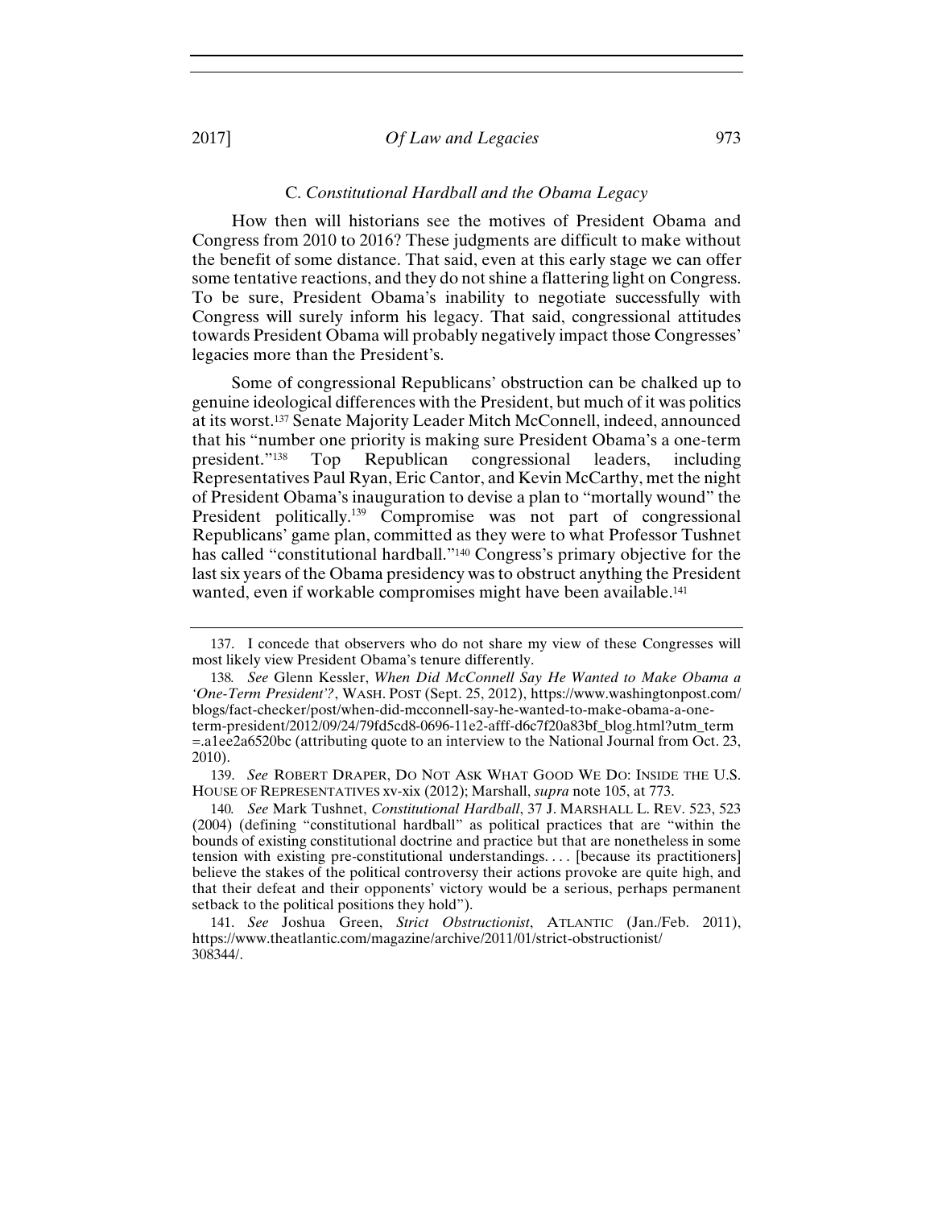### C. *Constitutional Hardball and the Obama Legacy*

How then will historians see the motives of President Obama and Congress from 2010 to 2016? These judgments are difficult to make without the benefit of some distance. That said, even at this early stage we can offer some tentative reactions, and they do not shine a flattering light on Congress. To be sure, President Obama's inability to negotiate successfully with Congress will surely inform his legacy. That said, congressional attitudes towards President Obama will probably negatively impact those Congresses' legacies more than the President's.

Some of congressional Republicans' obstruction can be chalked up to genuine ideological differences with the President, but much of it was politics at its worst.[137] Senate Majority Leader Mitch McConnell, indeed, announced that his "number one priority is making sure President Obama's a one-term president."[138] Top Republican congressional leaders, including Representatives Paul Ryan, Eric Cantor, and Kevin McCarthy, met the night of President Obama's inauguration to devise a plan to "mortally wound" the President politically.[139] Compromise was not part of congressional Republicans' game plan, committed as they were to what Professor Tushnet has called "constitutional hardball."[140] Congress's primary objective for the last six years of the Obama presidency was to obstruct anything the President wanted, even if workable compromises might have been available.[141]

---

137. I concede that observers who do not share my view of these Congresses will most likely view President Obama's tenure differently.

138. *See* Glenn Kessler, *When Did McConnell Say He Wanted to Make Obama a 'One-Term President'?*, WASH. POST (Sept. 25, 2012), https://www.washingtonpost.com/blogs/fact-checker/post/when-did-mcconnell-say-he-wanted-to-make-obama-a-one-term-president/2012/09/24/79fd5cd8-0696-11e2-afff-d6c7f20a83bf_blog.html?utm_term=.a1ee2a6520bc (attributing quote to an interview to the National Journal from Oct. 23, 2010).

139. *See* ROBERT DRAPER, DO NOT ASK WHAT GOOD WE DO: INSIDE THE U.S. HOUSE OF REPRESENTATIVES xv-xix (2012); Marshall, *supra* note 105, at 773.

140. *See* Mark Tushnet, *Constitutional Hardball*, 37 J. MARSHALL L. REV. 523, 523 (2004) (defining "constitutional hardball" as political practices that are "within the bounds of existing constitutional doctrine and practice but that are nonetheless in some tension with existing pre-constitutional understandings. . . . [because its practitioners] believe the stakes of the political controversy their actions provoke are quite high, and that their defeat and their opponents' victory would be a serious, perhaps permanent setback to the political positions they hold").

141. *See* Joshua Green, *Strict Obstructionist*, ATLANTIC (Jan./Feb. 2011), https://www.theatlantic.com/magazine/archive/2011/01/strict-obstructionist/308344/.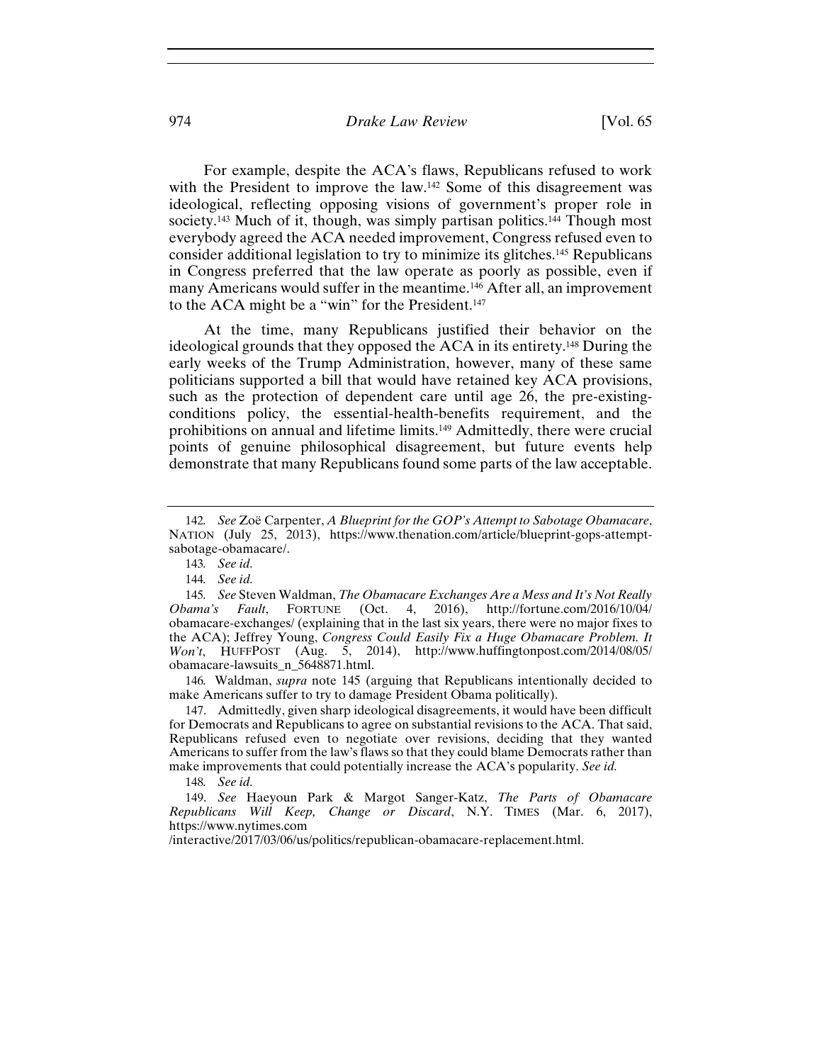For example, despite the ACA's flaws, Republicans refused to work with the President to improve the law.[142] Some of this disagreement was ideological, reflecting opposing visions of government's proper role in society.[143] Much of it, though, was simply partisan politics.[144] Though most everybody agreed the ACA needed improvement, Congress refused even to consider additional legislation to try to minimize its glitches.[145] Republicans in Congress preferred that the law operate as poorly as possible, even if many Americans would suffer in the meantime.[146] After all, an improvement to the ACA might be a "win" for the President.[147]

At the time, many Republicans justified their behavior on the ideological grounds that they opposed the ACA in its entirety.[148] During the early weeks of the Trump Administration, however, many of these same politicians supported a bill that would have retained key ACA provisions, such as the protection of dependent care until age 26, the pre-existing-conditions policy, the essential-health-benefits requirement, and the prohibitions on annual and lifetime limits.[149] Admittedly, there were crucial points of genuine philosophical disagreement, but future events help demonstrate that many Republicans found some parts of the law acceptable.

---

142. *See* Zoë Carpenter, *A Blueprint for the GOP's Attempt to Sabotage Obamacare*, NATION (July 25, 2013), https://www.thenation.com/article/blueprint-gops-attempt-sabotage-obamacare/.

143. *See id.*

144. *See id.*

145. *See* Steven Waldman, *The Obamacare Exchanges Are a Mess and It's Not Really Obama's Fault*, FORTUNE (Oct. 4, 2016), http://fortune.com/2016/10/04/obamacare-exchanges/ (explaining that in the last six years, there were no major fixes to the ACA); Jeffrey Young, *Congress Could Easily Fix a Huge Obamacare Problem. It Won't*, HUFFPOST (Aug. 5, 2014), http://www.huffingtonpost.com/2014/08/05/obamacare-lawsuits_n_5648871.html.

146. Waldman, *supra* note 145 (arguing that Republicans intentionally decided to make Americans suffer to try to damage President Obama politically).

147. Admittedly, given sharp ideological disagreements, it would have been difficult for Democrats and Republicans to agree on substantial revisions to the ACA. That said, Republicans refused even to negotiate over revisions, deciding that they wanted Americans to suffer from the law's flaws so that they could blame Democrats rather than make improvements that could potentially increase the ACA's popularity. *See id.*

148. *See id.*

149. *See* Haeyoun Park & Margot Sanger-Katz, *The Parts of Obamacare Republicans Will Keep, Change or Discard*, N.Y. TIMES (Mar. 6, 2017), https://www.nytimes.com/interactive/2017/03/06/us/politics/republican-obamacare-replacement.html.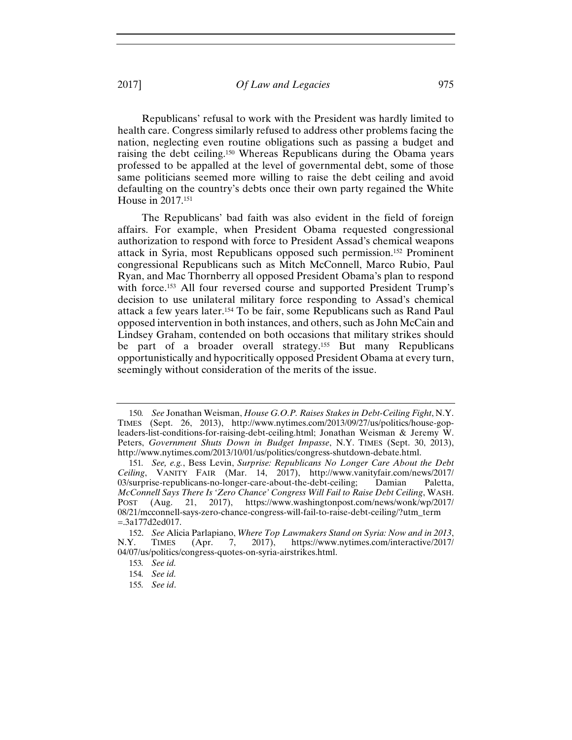Republicans' refusal to work with the President was hardly limited to health care. Congress similarly refused to address other problems facing the nation, neglecting even routine obligations such as passing a budget and raising the debt ceiling.[150] Whereas Republicans during the Obama years professed to be appalled at the level of governmental debt, some of those same politicians seemed more willing to raise the debt ceiling and avoid defaulting on the country's debts once their own party regained the White House in 2017.[151]

The Republicans' bad faith was also evident in the field of foreign affairs. For example, when President Obama requested congressional authorization to respond with force to President Assad's chemical weapons attack in Syria, most Republicans opposed such permission.[152] Prominent congressional Republicans such as Mitch McConnell, Marco Rubio, Paul Ryan, and Mac Thornberry all opposed President Obama's plan to respond with force.[153] All four reversed course and supported President Trump's decision to use unilateral military force responding to Assad's chemical attack a few years later.[154] To be fair, some Republicans such as Rand Paul opposed intervention in both instances, and others, such as John McCain and Lindsey Graham, contended on both occasions that military strikes should be part of a broader overall strategy.[155] But many Republicans opportunistically and hypocritically opposed President Obama at every turn, seemingly without consideration of the merits of the issue.

---

150. *See* Jonathan Weisman, *House G.O.P. Raises Stakes in Debt-Ceiling Fight*, N.Y. TIMES (Sept. 26, 2013), http://www.nytimes.com/2013/09/27/us/politics/house-gop-leaders-list-conditions-for-raising-debt-ceiling.html; Jonathan Weisman & Jeremy W. Peters, *Government Shuts Down in Budget Impasse*, N.Y. TIMES (Sept. 30, 2013), http://www.nytimes.com/2013/10/01/us/politics/congress-shutdown-debate.html.

151. *See, e.g.*, Bess Levin, *Surprise: Republicans No Longer Care About the Debt Ceiling*, VANITY FAIR (Mar. 14, 2017), http://www.vanityfair.com/news/2017/03/surprise-republicans-no-longer-care-about-the-debt-ceiling; Damian Paletta, *McConnell Says There Is 'Zero Chance' Congress Will Fail to Raise Debt Ceiling*, WASH. POST (Aug. 21, 2017), https://www.washingtonpost.com/news/wonk/wp/2017/08/21/mcconnell-says-zero-chance-congress-will-fail-to-raise-debt-ceiling/?utm_term=.3a177d2ed017.

152. *See* Alicia Parlapiano, *Where Top Lawmakers Stand on Syria: Now and in 2013*, N.Y. TIMES (Apr. 7, 2017), https://www.nytimes.com/interactive/2017/04/07/us/politics/congress-quotes-on-syria-airstrikes.html.

153. *See id.*

154. *See id.*

155. *See id*.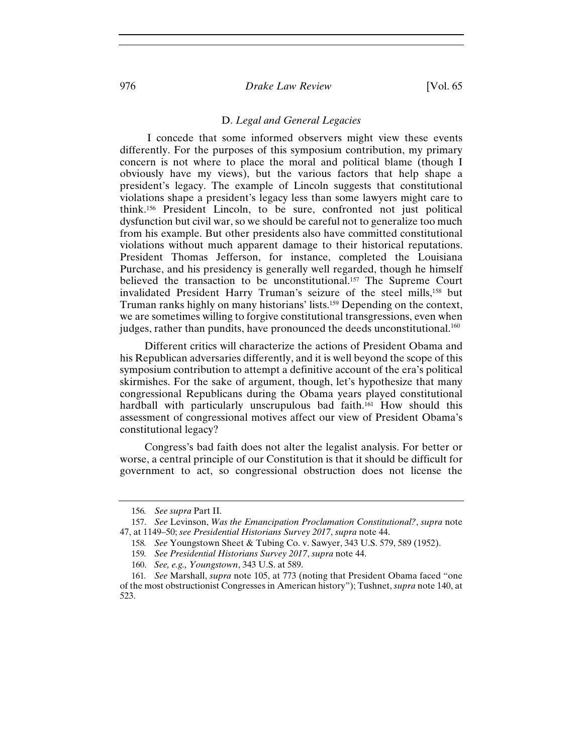### D. *Legal and General Legacies*

I concede that some informed observers might view these events differently. For the purposes of this symposium contribution, my primary concern is not where to place the moral and political blame (though I obviously have my views), but the various factors that help shape a president's legacy. The example of Lincoln suggests that constitutional violations shape a president's legacy less than some lawyers might care to think.[156] President Lincoln, to be sure, confronted not just political dysfunction but civil war, so we should be careful not to generalize too much from his example. But other presidents also have committed constitutional violations without much apparent damage to their historical reputations. President Thomas Jefferson, for instance, completed the Louisiana Purchase, and his presidency is generally well regarded, though he himself believed the transaction to be unconstitutional.[157] The Supreme Court invalidated President Harry Truman's seizure of the steel mills,[158] but Truman ranks highly on many historians' lists.[159] Depending on the context, we are sometimes willing to forgive constitutional transgressions, even when judges, rather than pundits, have pronounced the deeds unconstitutional.[160]

Different critics will characterize the actions of President Obama and his Republican adversaries differently, and it is well beyond the scope of this symposium contribution to attempt a definitive account of the era's political skirmishes. For the sake of argument, though, let's hypothesize that many congressional Republicans during the Obama years played constitutional hardball with particularly unscrupulous bad faith.[161] How should this assessment of congressional motives affect our view of President Obama's constitutional legacy?

Congress's bad faith does not alter the legalist analysis. For better or worse, a central principle of our Constitution is that it should be difficult for government to act, so congressional obstruction does not license the

---

156. *See supra* Part II.

157. *See* Levinson, *Was the Emancipation Proclamation Constitutional?*, *supra* note 47, at 1149–50; *see Presidential Historians Survey 2017*, *supra* note 44.

158. *See* Youngstown Sheet & Tubing Co. v. Sawyer, 343 U.S. 579, 589 (1952).

159. *See Presidential Historians Survey 2017*, *supra* note 44.

160. *See, e.g., Youngstown*, 343 U.S. at 589.

161. *See* Marshall, *supra* note 105, at 773 (noting that President Obama faced "one of the most obstructionist Congresses in American history"); Tushnet, *supra* note 140, at 523.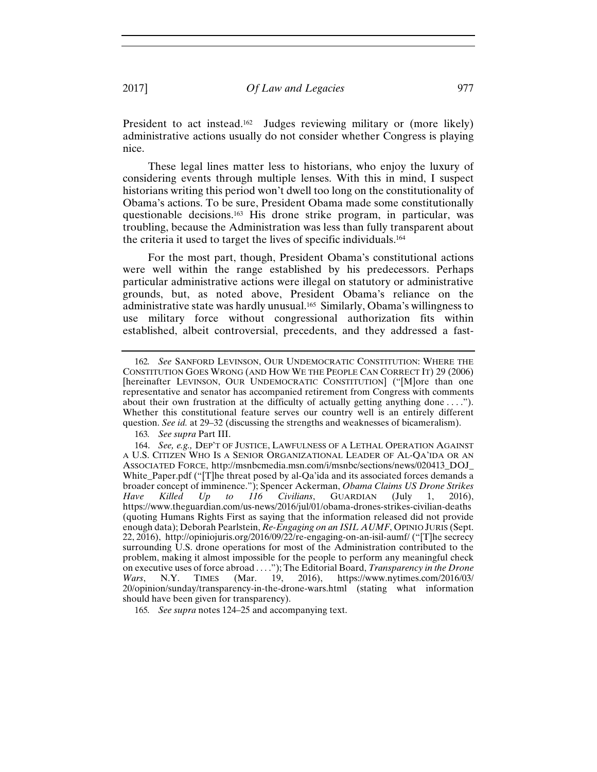President to act instead.[162] Judges reviewing military or (more likely) administrative actions usually do not consider whether Congress is playing nice.

These legal lines matter less to historians, who enjoy the luxury of considering events through multiple lenses. With this in mind, I suspect historians writing this period won't dwell too long on the constitutionality of Obama's actions. To be sure, President Obama made some constitutionally questionable decisions.[163] His drone strike program, in particular, was troubling, because the Administration was less than fully transparent about the criteria it used to target the lives of specific individuals.[164]

For the most part, though, President Obama's constitutional actions were well within the range established by his predecessors. Perhaps particular administrative actions were illegal on statutory or administrative grounds, but, as noted above, President Obama's reliance on the administrative state was hardly unusual.[165] Similarly, Obama's willingness to use military force without congressional authorization fits within established, albeit controversial, precedents, and they addressed a fast-

---

162. *See* SANFORD LEVINSON, OUR UNDEMOCRATIC CONSTITUTION: WHERE THE CONSTITUTION GOES WRONG (AND HOW WE THE PEOPLE CAN CORRECT IT) 29 (2006) [hereinafter LEVINSON, OUR UNDEMOCRATIC CONSTITUTION] ("[M]ore than one representative and senator has accompanied retirement from Congress with comments about their own frustration at the difficulty of actually getting anything done . . . ."). Whether this constitutional feature serves our country well is an entirely different question. *See id.* at 29–32 (discussing the strengths and weaknesses of bicameralism).

163. *See supra* Part III.

164. *See, e.g.,* DEP'T OF JUSTICE, LAWFULNESS OF A LETHAL OPERATION AGAINST A U.S. CITIZEN WHO IS A SENIOR ORGANIZATIONAL LEADER OF AL-QA'IDA OR AN ASSOCIATED FORCE, http://msnbcmedia.msn.com/i/msnbc/sections/news/020413_DOJ_White_Paper.pdf ("[T]he threat posed by al-Qa'ida and its associated forces demands a broader concept of imminence."); Spencer Ackerman, *Obama Claims US Drone Strikes Have Killed Up to 116 Civilians*, GUARDIAN (July 1, 2016), https://www.theguardian.com/us-news/2016/jul/01/obama-drones-strikes-civilian-deaths (quoting Humans Rights First as saying that the information released did not provide enough data); Deborah Pearlstein, *Re-Engaging on an ISIL AUMF*, OPINIO JURIS (Sept. 22, 2016), http://opiniojuris.org/2016/09/22/re-engaging-on-an-isil-aumf/ ("[T]he secrecy surrounding U.S. drone operations for most of the Administration contributed to the problem, making it almost impossible for the people to perform any meaningful check on executive uses of force abroad . . . ."); The Editorial Board, *Transparency in the Drone Wars*, N.Y. TIMES (Mar. 19, 2016), https://www.nytimes.com/2016/03/20/opinion/sunday/transparency-in-the-drone-wars.html (stating what information should have been given for transparency).

165. *See supra* notes 124–25 and accompanying text.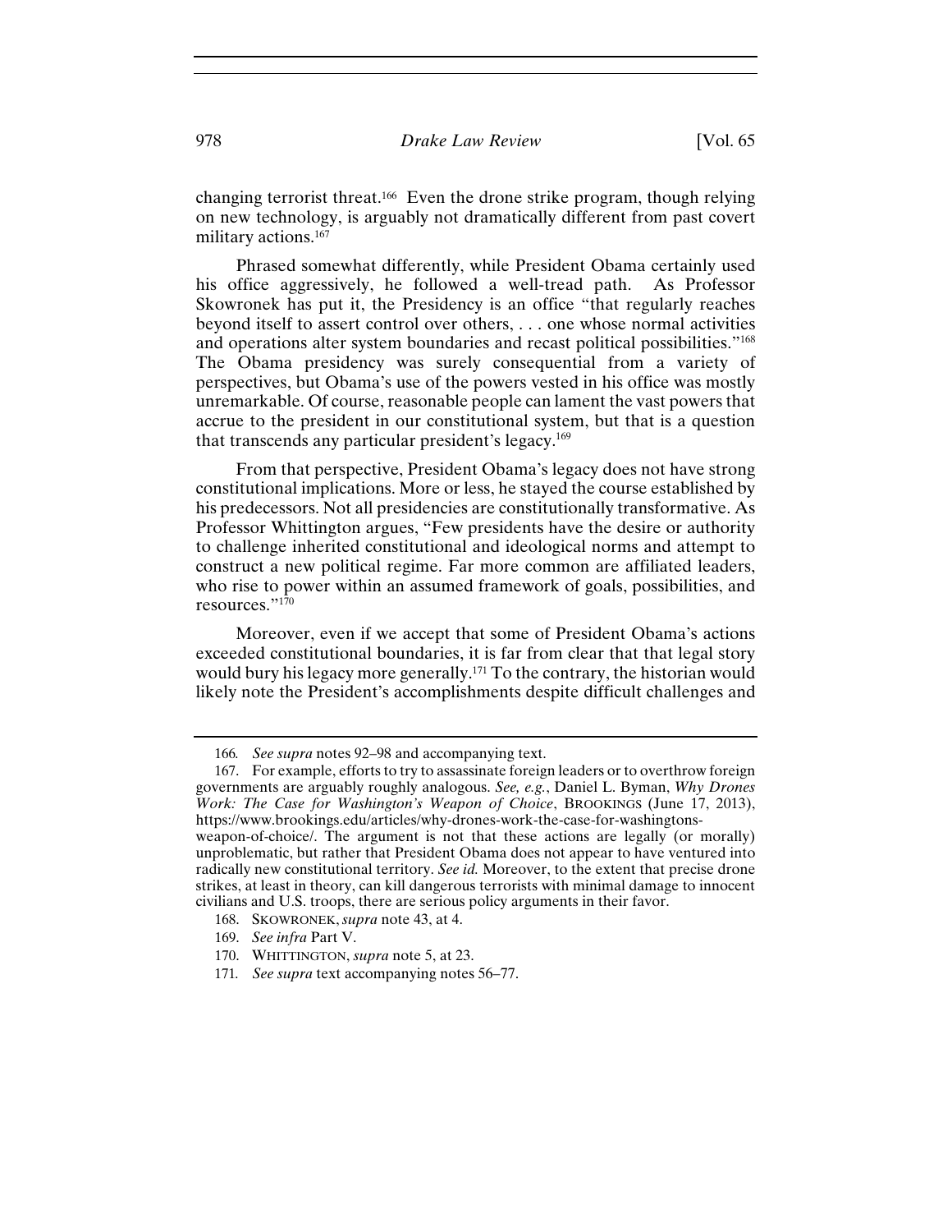changing terrorist threat.[166] Even the drone strike program, though relying on new technology, is arguably not dramatically different from past covert military actions.[167]

Phrased somewhat differently, while President Obama certainly used his office aggressively, he followed a well-tread path. As Professor Skowronek has put it, the Presidency is an office "that regularly reaches beyond itself to assert control over others, . . . one whose normal activities and operations alter system boundaries and recast political possibilities."[168] The Obama presidency was surely consequential from a variety of perspectives, but Obama's use of the powers vested in his office was mostly unremarkable. Of course, reasonable people can lament the vast powers that accrue to the president in our constitutional system, but that is a question that transcends any particular president's legacy.[169]

From that perspective, President Obama's legacy does not have strong constitutional implications. More or less, he stayed the course established by his predecessors. Not all presidencies are constitutionally transformative. As Professor Whittington argues, "Few presidents have the desire or authority to challenge inherited constitutional and ideological norms and attempt to construct a new political regime. Far more common are affiliated leaders, who rise to power within an assumed framework of goals, possibilities, and resources."[170]

Moreover, even if we accept that some of President Obama's actions exceeded constitutional boundaries, it is far from clear that that legal story would bury his legacy more generally.[171] To the contrary, the historian would likely note the President's accomplishments despite difficult challenges and

---

166. *See supra* notes 92–98 and accompanying text.

167. For example, efforts to try to assassinate foreign leaders or to overthrow foreign governments are arguably roughly analogous. *See, e.g.*, Daniel L. Byman, *Why Drones Work: The Case for Washington's Weapon of Choice*, BROOKINGS (June 17, 2013), https://www.brookings.edu/articles/why-drones-work-the-case-for-washingtons-weapon-of-choice/. The argument is not that these actions are legally (or morally) unproblematic, but rather that President Obama does not appear to have ventured into radically new constitutional territory. *See id.* Moreover, to the extent that precise drone strikes, at least in theory, can kill dangerous terrorists with minimal damage to innocent civilians and U.S. troops, there are serious policy arguments in their favor.

168. SKOWRONEK, *supra* note 43, at 4.

169. *See infra* Part V.

170. WHITTINGTON, *supra* note 5, at 23.

171. *See supra* text accompanying notes 56–77.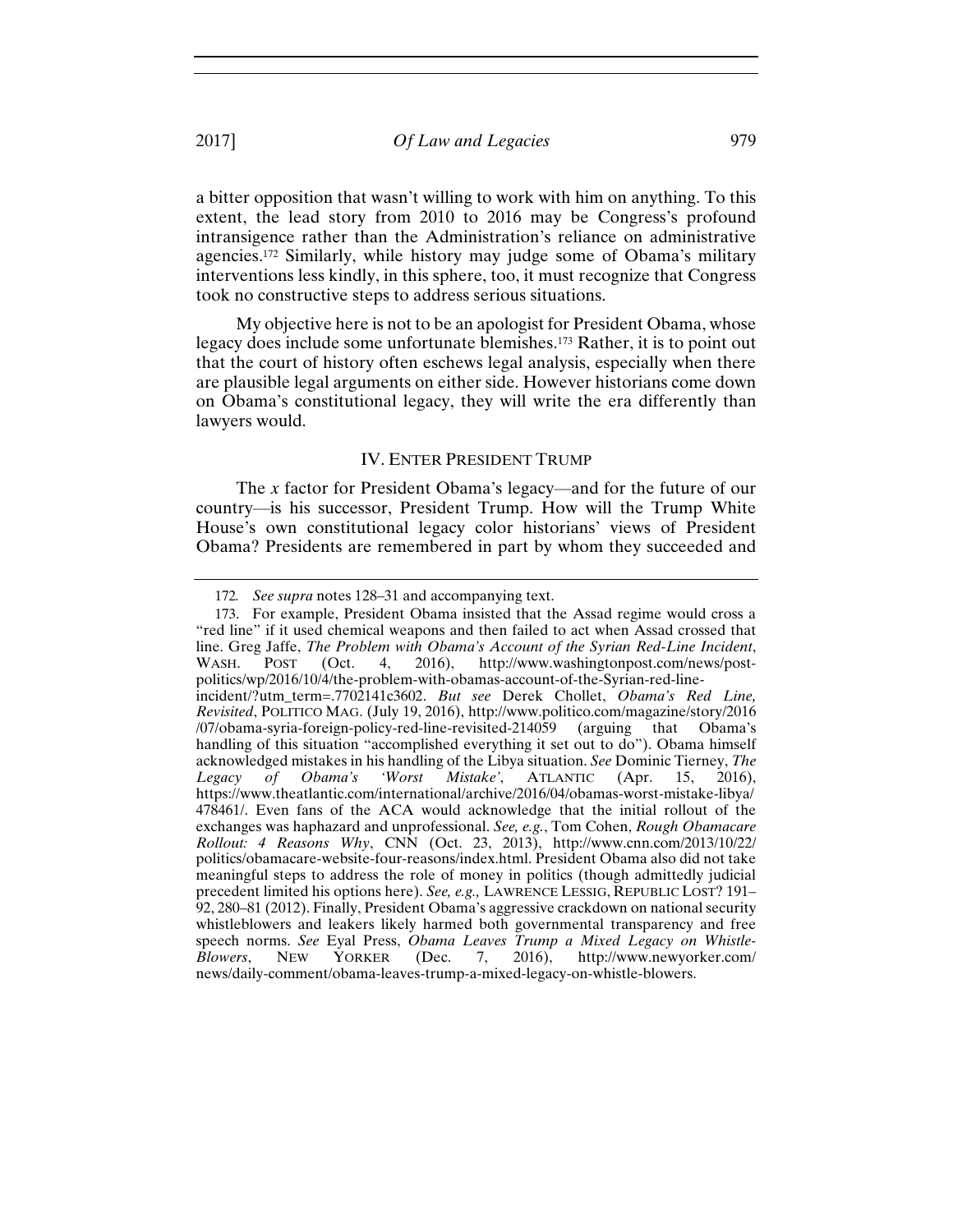a bitter opposition that wasn't willing to work with him on anything. To this extent, the lead story from 2010 to 2016 may be Congress's profound intransigence rather than the Administration's reliance on administrative agencies.[172] Similarly, while history may judge some of Obama's military interventions less kindly, in this sphere, too, it must recognize that Congress took no constructive steps to address serious situations.

My objective here is not to be an apologist for President Obama, whose legacy does include some unfortunate blemishes.[173] Rather, it is to point out that the court of history often eschews legal analysis, especially when there are plausible legal arguments on either side. However historians come down on Obama's constitutional legacy, they will write the era differently than lawyers would.

## IV. ENTER PRESIDENT TRUMP

The *x* factor for President Obama's legacy—and for the future of our country—is his successor, President Trump. How will the Trump White House's own constitutional legacy color historians' views of President Obama? Presidents are remembered in part by whom they succeeded and

---

172. *See supra* notes 128–31 and accompanying text.

173. For example, President Obama insisted that the Assad regime would cross a "red line" if it used chemical weapons and then failed to act when Assad crossed that line. Greg Jaffe, *The Problem with Obama's Account of the Syrian Red-Line Incident*, WASH. POST (Oct. 4, 2016), http://www.washingtonpost.com/news/post-politics/wp/2016/10/4/the-problem-with-obamas-account-of-the-Syrian-red-line-incident/?utm_term=.7702141c3602. *But see* Derek Chollet, *Obama's Red Line, Revisited*, POLITICO MAG. (July 19, 2016), http://www.politico.com/magazine/story/2016/07/obama-syria-foreign-policy-red-line-revisited-214059 (arguing that Obama's handling of this situation "accomplished everything it set out to do"). Obama himself acknowledged mistakes in his handling of the Libya situation. *See* Dominic Tierney, *The Legacy of Obama's 'Worst Mistake'*, ATLANTIC (Apr. 15, 2016), https://www.theatlantic.com/international/archive/2016/04/obamas-worst-mistake-libya/478461/. Even fans of the ACA would acknowledge that the initial rollout of the exchanges was haphazard and unprofessional. *See, e.g.*, Tom Cohen, *Rough Obamacare Rollout: 4 Reasons Why*, CNN (Oct. 23, 2013), http://www.cnn.com/2013/10/22/politics/obamacare-website-four-reasons/index.html. President Obama also did not take meaningful steps to address the role of money in politics (though admittedly judicial precedent limited his options here). *See, e.g.,* LAWRENCE LESSIG, REPUBLIC LOST? 191–92, 280–81 (2012). Finally, President Obama's aggressive crackdown on national security whistleblowers and leakers likely harmed both governmental transparency and free speech norms. *See* Eyal Press, *Obama Leaves Trump a Mixed Legacy on Whistle-Blowers*, NEW YORKER (Dec. 7, 2016), http://www.newyorker.com/news/daily-comment/obama-leaves-trump-a-mixed-legacy-on-whistle-blowers.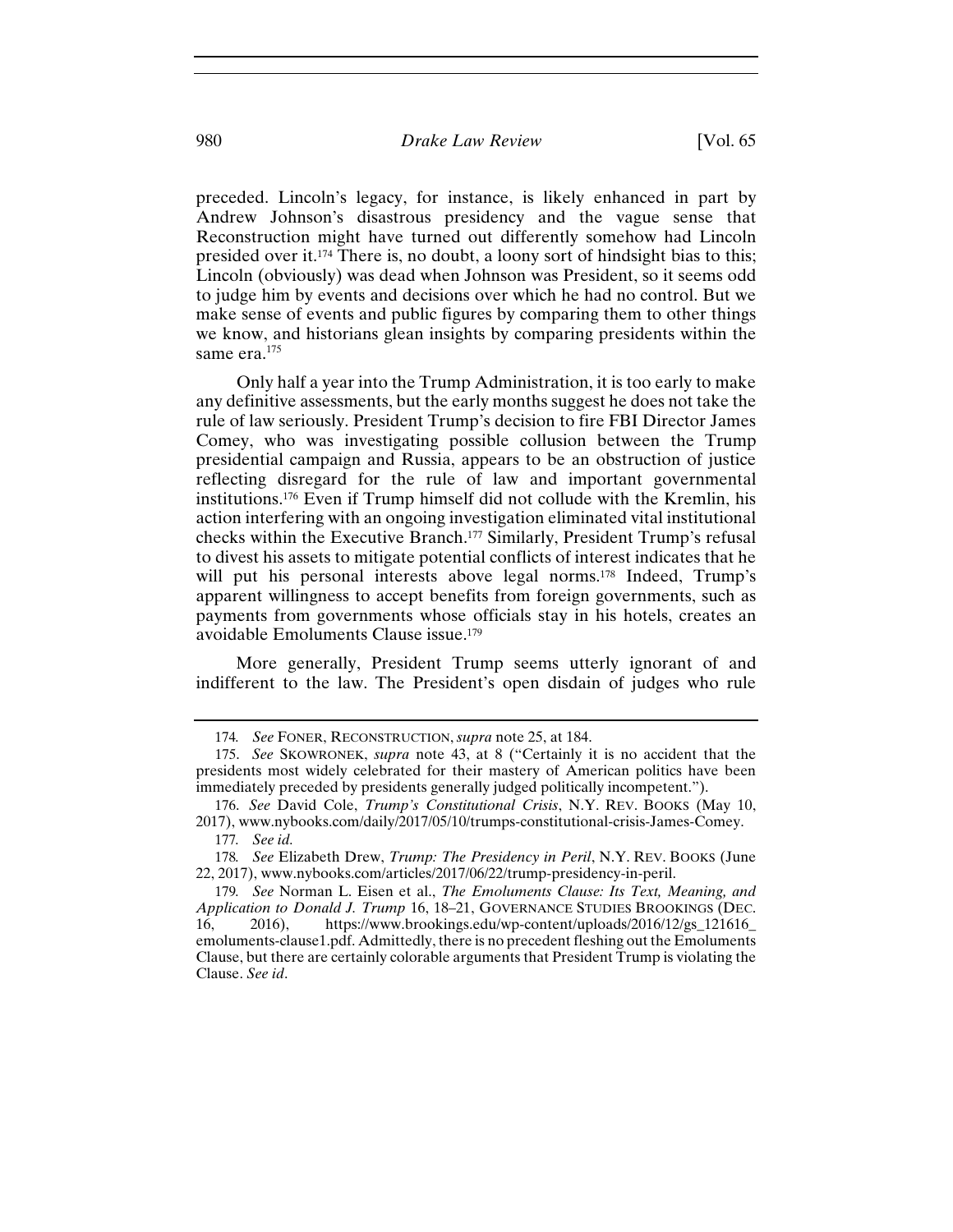preceded. Lincoln's legacy, for instance, is likely enhanced in part by Andrew Johnson's disastrous presidency and the vague sense that Reconstruction might have turned out differently somehow had Lincoln presided over it.[174] There is, no doubt, a loony sort of hindsight bias to this; Lincoln (obviously) was dead when Johnson was President, so it seems odd to judge him by events and decisions over which he had no control. But we make sense of events and public figures by comparing them to other things we know, and historians glean insights by comparing presidents within the same era.[175]

Only half a year into the Trump Administration, it is too early to make any definitive assessments, but the early months suggest he does not take the rule of law seriously. President Trump's decision to fire FBI Director James Comey, who was investigating possible collusion between the Trump presidential campaign and Russia, appears to be an obstruction of justice reflecting disregard for the rule of law and important governmental institutions.[176] Even if Trump himself did not collude with the Kremlin, his action interfering with an ongoing investigation eliminated vital institutional checks within the Executive Branch.[177] Similarly, President Trump's refusal to divest his assets to mitigate potential conflicts of interest indicates that he will put his personal interests above legal norms.[178] Indeed, Trump's apparent willingness to accept benefits from foreign governments, such as payments from governments whose officials stay in his hotels, creates an avoidable Emoluments Clause issue.[179]

More generally, President Trump seems utterly ignorant of and indifferent to the law. The President's open disdain of judges who rule

---

174. *See* FONER, RECONSTRUCTION, *supra* note 25, at 184.

175. *See* SKOWRONEK, *supra* note 43, at 8 ("Certainly it is no accident that the presidents most widely celebrated for their mastery of American politics have been immediately preceded by presidents generally judged politically incompetent.").

176. *See* David Cole, *Trump's Constitutional Crisis*, N.Y. REV. BOOKS (May 10, 2017), www.nybooks.com/daily/2017/05/10/trumps-constitutional-crisis-James-Comey.

177. *See id.*

178. *See* Elizabeth Drew, *Trump: The Presidency in Peril*, N.Y. REV. BOOKS (June 22, 2017), www.nybooks.com/articles/2017/06/22/trump-presidency-in-peril.

179. *See* Norman L. Eisen et al., *The Emoluments Clause: Its Text, Meaning, and Application to Donald J. Trump* 16, 18–21, GOVERNANCE STUDIES BROOKINGS (DEC. 16, 2016), https://www.brookings.edu/wp-content/uploads/2016/12/gs_121616_emoluments-clause1.pdf. Admittedly, there is no precedent fleshing out the Emoluments Clause, but there are certainly colorable arguments that President Trump is violating the Clause. *See id*.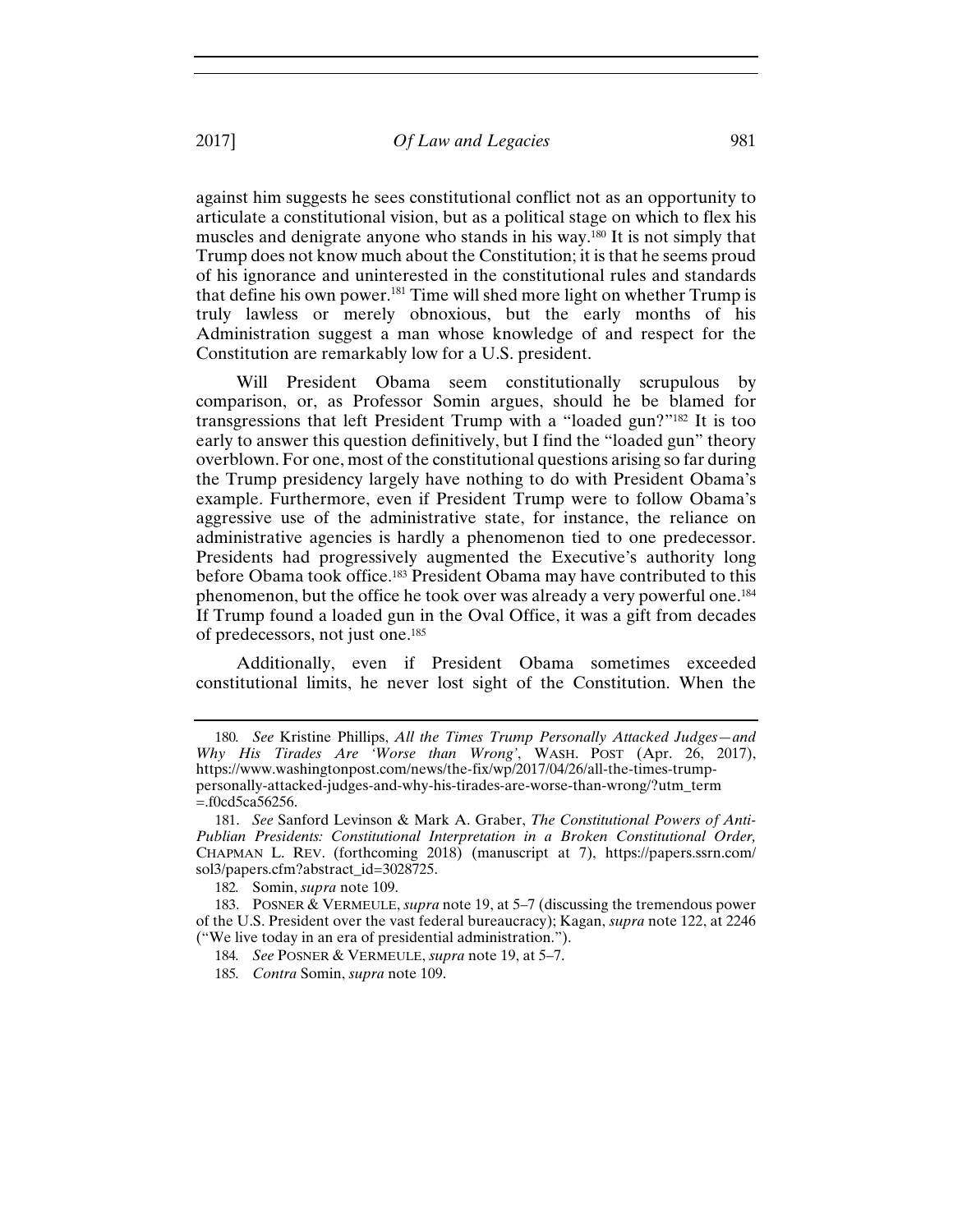against him suggests he sees constitutional conflict not as an opportunity to articulate a constitutional vision, but as a political stage on which to flex his muscles and denigrate anyone who stands in his way.[180] It is not simply that Trump does not know much about the Constitution; it is that he seems proud of his ignorance and uninterested in the constitutional rules and standards that define his own power.[181] Time will shed more light on whether Trump is truly lawless or merely obnoxious, but the early months of his Administration suggest a man whose knowledge of and respect for the Constitution are remarkably low for a U.S. president.

Will President Obama seem constitutionally scrupulous by comparison, or, as Professor Somin argues, should he be blamed for transgressions that left President Trump with a "loaded gun?"[182] It is too early to answer this question definitively, but I find the "loaded gun" theory overblown. For one, most of the constitutional questions arising so far during the Trump presidency largely have nothing to do with President Obama's example. Furthermore, even if President Trump were to follow Obama's aggressive use of the administrative state, for instance, the reliance on administrative agencies is hardly a phenomenon tied to one predecessor. Presidents had progressively augmented the Executive's authority long before Obama took office.[183] President Obama may have contributed to this phenomenon, but the office he took over was already a very powerful one.[184] If Trump found a loaded gun in the Oval Office, it was a gift from decades of predecessors, not just one.[185]

Additionally, even if President Obama sometimes exceeded constitutional limits, he never lost sight of the Constitution. When the

---

180. *See* Kristine Phillips, *All the Times Trump Personally Attacked Judges—and Why His Tirades Are 'Worse than Wrong'*, WASH. POST (Apr. 26, 2017), https://www.washingtonpost.com/news/the-fix/wp/2017/04/26/all-the-times-trump-personally-attacked-judges-and-why-his-tirades-are-worse-than-wrong/?utm_term=.f0cd5ca56256.

181. *See* Sanford Levinson & Mark A. Graber, *The Constitutional Powers of Anti-Publian Presidents: Constitutional Interpretation in a Broken Constitutional Order,* CHAPMAN L. REV. (forthcoming 2018) (manuscript at 7), https://papers.ssrn.com/sol3/papers.cfm?abstract_id=3028725.

182. Somin, *supra* note 109.

183. POSNER & VERMEULE, *supra* note 19, at 5–7 (discussing the tremendous power of the U.S. President over the vast federal bureaucracy); Kagan, *supra* note 122, at 2246 ("We live today in an era of presidential administration.").

184. *See* POSNER & VERMEULE, *supra* note 19, at 5–7.

185. *Contra* Somin, *supra* note 109.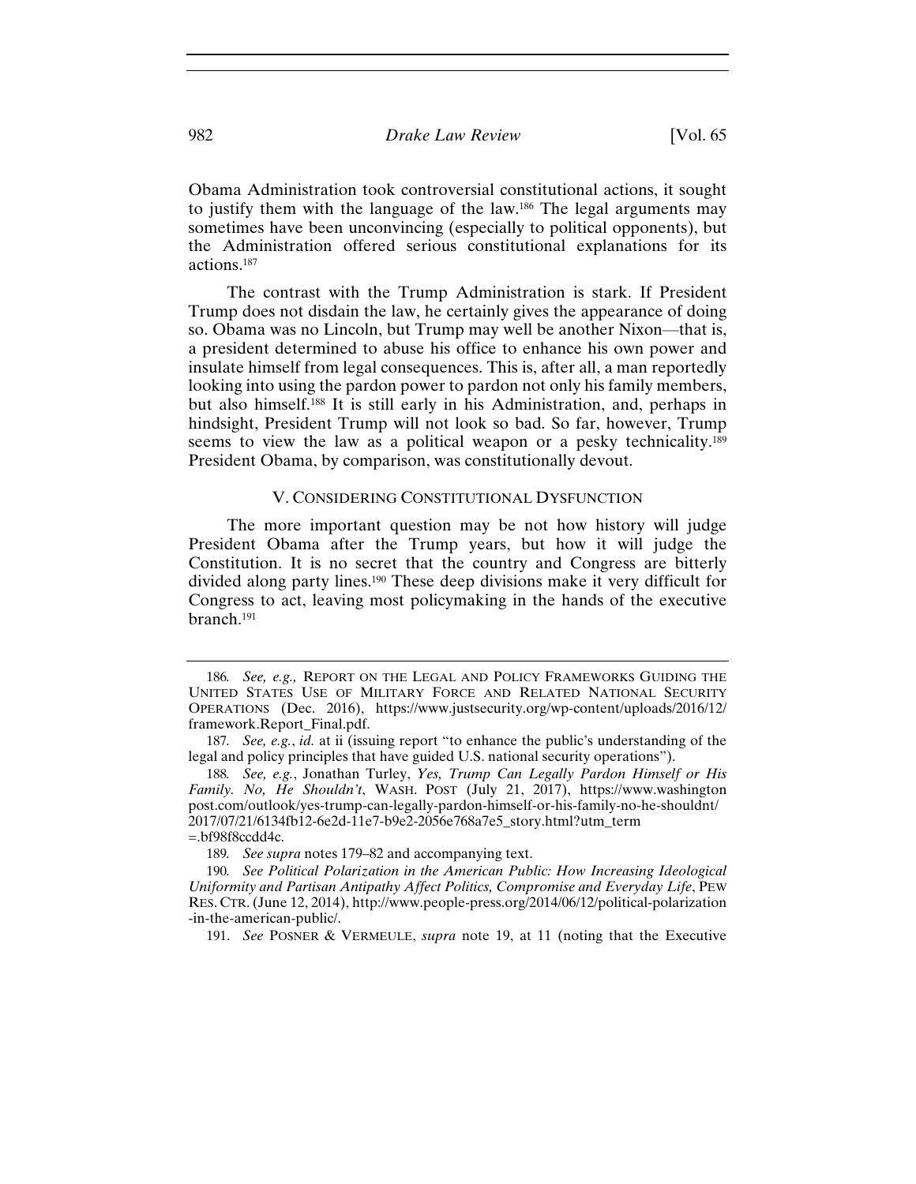Obama Administration took controversial constitutional actions, it sought to justify them with the language of the law.[186] The legal arguments may sometimes have been unconvincing (especially to political opponents), but the Administration offered serious constitutional explanations for its actions.[187]

The contrast with the Trump Administration is stark. If President Trump does not disdain the law, he certainly gives the appearance of doing so. Obama was no Lincoln, but Trump may well be another Nixon—that is, a president determined to abuse his office to enhance his own power and insulate himself from legal consequences. This is, after all, a man reportedly looking into using the pardon power to pardon not only his family members, but also himself.[188] It is still early in his Administration, and, perhaps in hindsight, President Trump will not look so bad. So far, however, Trump seems to view the law as a political weapon or a pesky technicality.[189] President Obama, by comparison, was constitutionally devout.

## V. CONSIDERING CONSTITUTIONAL DYSFUNCTION

The more important question may be not how history will judge President Obama after the Trump years, but how it will judge the Constitution. It is no secret that the country and Congress are bitterly divided along party lines.[190] These deep divisions make it very difficult for Congress to act, leaving most policymaking in the hands of the executive branch.[191]

---

186. *See, e.g.,* REPORT ON THE LEGAL AND POLICY FRAMEWORKS GUIDING THE UNITED STATES USE OF MILITARY FORCE AND RELATED NATIONAL SECURITY OPERATIONS (Dec. 2016), https://www.justsecurity.org/wp-content/uploads/2016/12/framework.Report_Final.pdf.

187. *See, e.g.*, *id.* at ii (issuing report "to enhance the public's understanding of the legal and policy principles that have guided U.S. national security operations").

188. *See, e.g.*, Jonathan Turley, *Yes, Trump Can Legally Pardon Himself or His Family. No, He Shouldn't*, WASH. POST (July 21, 2017), https://www.washingtonpost.com/outlook/yes-trump-can-legally-pardon-himself-or-his-family-no-he-shouldnt/2017/07/21/6134fb12-6e2d-11e7-b9e2-2056e768a7e5_story.html?utm_term=.bf98f8ccdd4c.

189. *See supra* notes 179–82 and accompanying text.

190. *See Political Polarization in the American Public: How Increasing Ideological Uniformity and Partisan Antipathy Affect Politics, Compromise and Everyday Life*, PEW RES. CTR. (June 12, 2014), http://www.people-press.org/2014/06/12/political-polarization-in-the-american-public/.

191. *See* POSNER & VERMEULE, *supra* note 19, at 11 (noting that the Executive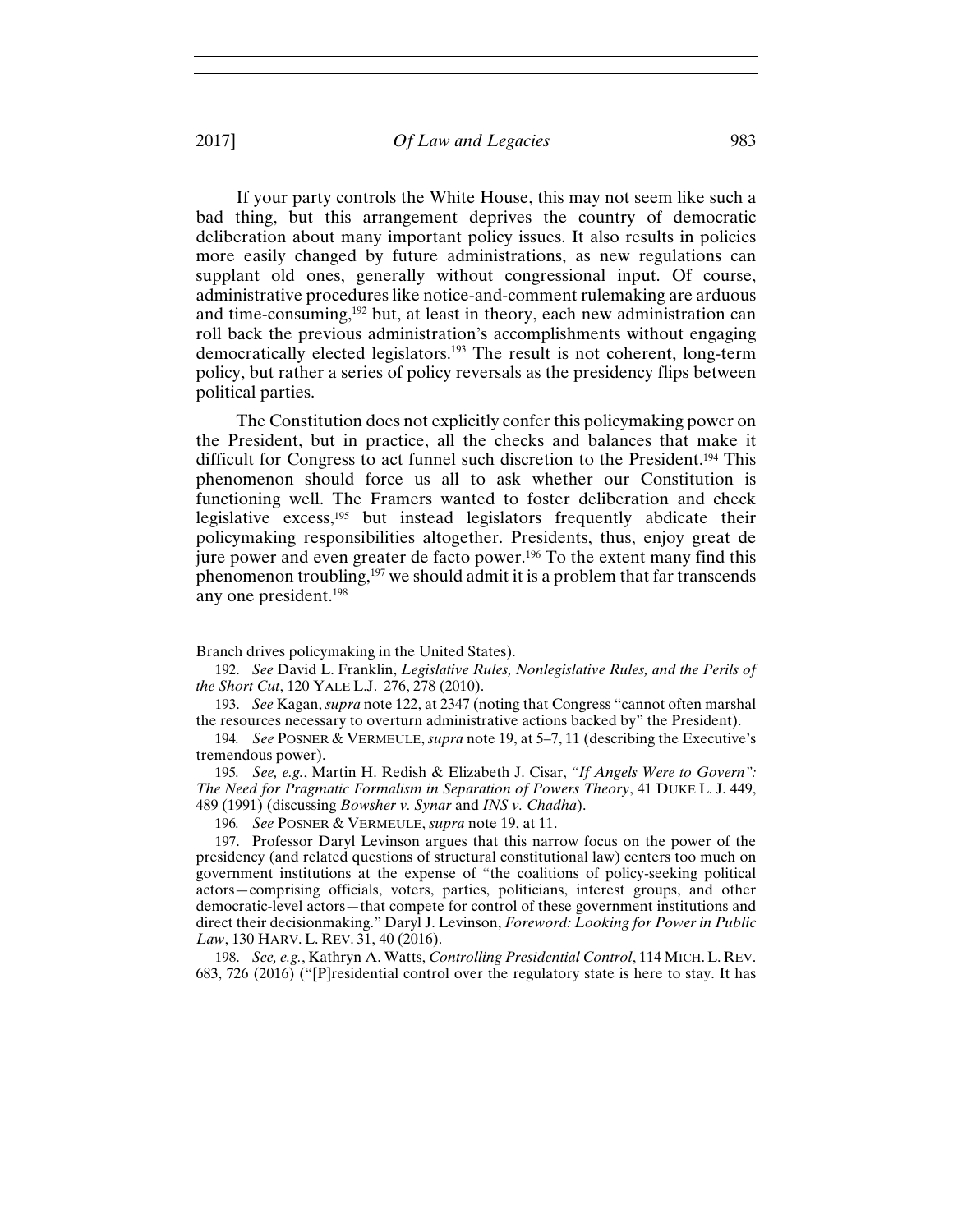If your party controls the White House, this may not seem like such a bad thing, but this arrangement deprives the country of democratic deliberation about many important policy issues. It also results in policies more easily changed by future administrations, as new regulations can supplant old ones, generally without congressional input. Of course, administrative procedures like notice-and-comment rulemaking are arduous and time-consuming,[192] but, at least in theory, each new administration can roll back the previous administration's accomplishments without engaging democratically elected legislators.[193] The result is not coherent, long-term policy, but rather a series of policy reversals as the presidency flips between political parties.

The Constitution does not explicitly confer this policymaking power on the President, but in practice, all the checks and balances that make it difficult for Congress to act funnel such discretion to the President.[194] This phenomenon should force us all to ask whether our Constitution is functioning well. The Framers wanted to foster deliberation and check legislative excess,[195] but instead legislators frequently abdicate their policymaking responsibilities altogether. Presidents, thus, enjoy great de jure power and even greater de facto power.[196] To the extent many find this phenomenon troubling,[197] we should admit it is a problem that far transcends any one president.[198]

---

Branch drives policymaking in the United States).

192. *See* David L. Franklin, *Legislative Rules, Nonlegislative Rules, and the Perils of the Short Cut*, 120 YALE L.J. 276, 278 (2010).

193. *See* Kagan, *supra* note 122, at 2347 (noting that Congress "cannot often marshal the resources necessary to overturn administrative actions backed by" the President).

194. *See* POSNER & VERMEULE, *supra* note 19, at 5–7, 11 (describing the Executive's tremendous power).

195. *See, e.g.*, Martin H. Redish & Elizabeth J. Cisar, *"If Angels Were to Govern": The Need for Pragmatic Formalism in Separation of Powers Theory*, 41 DUKE L. J. 449, 489 (1991) (discussing *Bowsher v. Synar* and *INS v. Chadha*).

196. *See* POSNER & VERMEULE, *supra* note 19, at 11.

197. Professor Daryl Levinson argues that this narrow focus on the power of the presidency (and related questions of structural constitutional law) centers too much on government institutions at the expense of "the coalitions of policy-seeking political actors—comprising officials, voters, parties, politicians, interest groups, and other democratic-level actors—that compete for control of these government institutions and direct their decisionmaking." Daryl J. Levinson, *Foreword: Looking for Power in Public Law*, 130 HARV. L. REV. 31, 40 (2016).

198. *See, e.g.*, Kathryn A. Watts, *Controlling Presidential Control*, 114 MICH. L. REV. 683, 726 (2016) ("[P]residential control over the regulatory state is here to stay. It has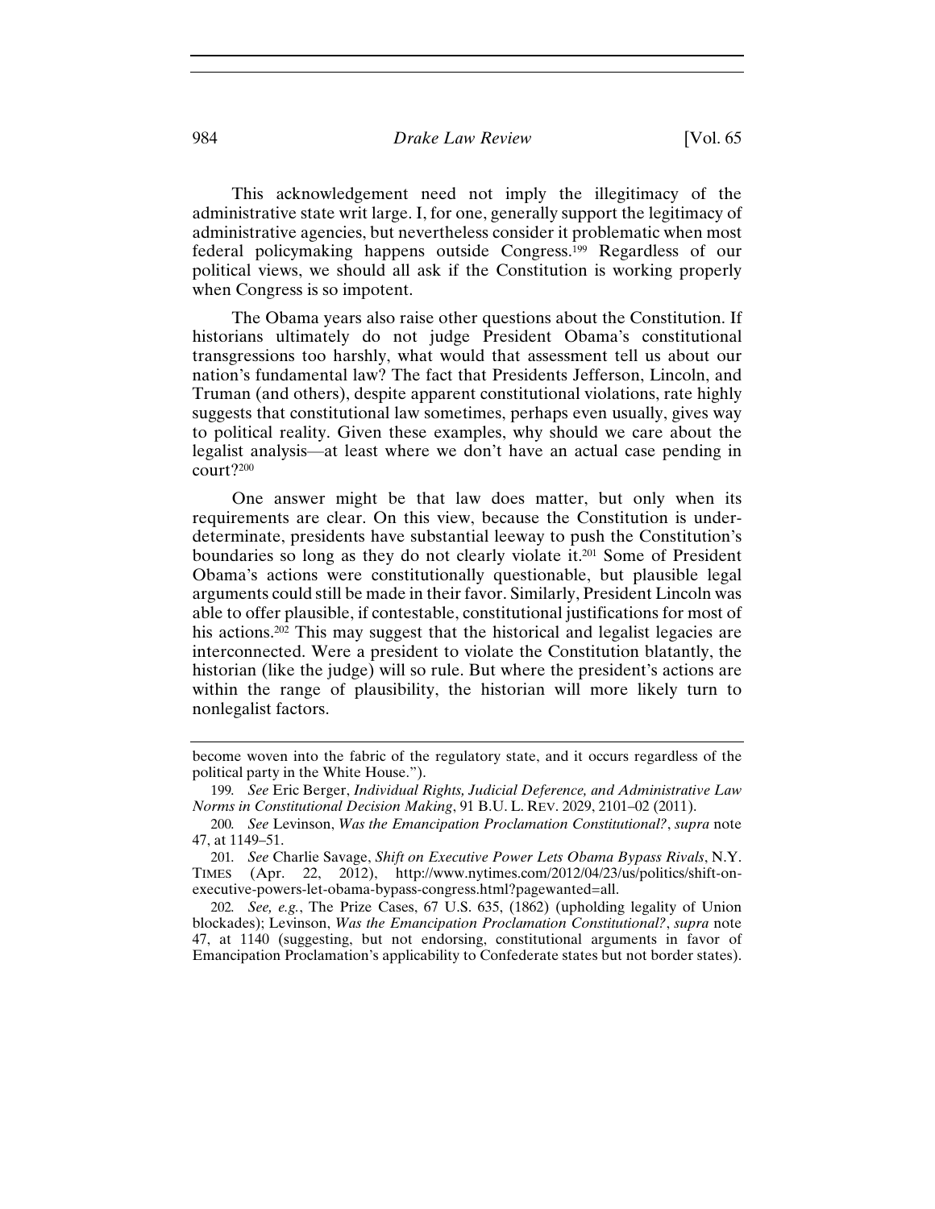This acknowledgement need not imply the illegitimacy of the administrative state writ large. I, for one, generally support the legitimacy of administrative agencies, but nevertheless consider it problematic when most federal policymaking happens outside Congress.[199] Regardless of our political views, we should all ask if the Constitution is working properly when Congress is so impotent.

The Obama years also raise other questions about the Constitution. If historians ultimately do not judge President Obama's constitutional transgressions too harshly, what would that assessment tell us about our nation's fundamental law? The fact that Presidents Jefferson, Lincoln, and Truman (and others), despite apparent constitutional violations, rate highly suggests that constitutional law sometimes, perhaps even usually, gives way to political reality. Given these examples, why should we care about the legalist analysis—at least where we don't have an actual case pending in court?[200]

One answer might be that law does matter, but only when its requirements are clear. On this view, because the Constitution is under-determinate, presidents have substantial leeway to push the Constitution's boundaries so long as they do not clearly violate it.[201] Some of President Obama's actions were constitutionally questionable, but plausible legal arguments could still be made in their favor. Similarly, President Lincoln was able to offer plausible, if contestable, constitutional justifications for most of his actions.[202] This may suggest that the historical and legalist legacies are interconnected. Were a president to violate the Constitution blatantly, the historian (like the judge) will so rule. But where the president's actions are within the range of plausibility, the historian will more likely turn to nonlegalist factors.

---

become woven into the fabric of the regulatory state, and it occurs regardless of the political party in the White House.").

199. *See* Eric Berger, *Individual Rights, Judicial Deference, and Administrative Law Norms in Constitutional Decision Making*, 91 B.U. L. REV. 2029, 2101–02 (2011).

200. *See* Levinson, *Was the Emancipation Proclamation Constitutional?*, *supra* note 47, at 1149–51.

201. *See* Charlie Savage, *Shift on Executive Power Lets Obama Bypass Rivals*, N.Y. TIMES (Apr. 22, 2012), http://www.nytimes.com/2012/04/23/us/politics/shift-on-executive-powers-let-obama-bypass-congress.html?pagewanted=all.

202. *See, e.g.*, The Prize Cases, 67 U.S. 635, (1862) (upholding legality of Union blockades); Levinson, *Was the Emancipation Proclamation Constitutional?*, *supra* note 47, at 1140 (suggesting, but not endorsing, constitutional arguments in favor of Emancipation Proclamation's applicability to Confederate states but not border states).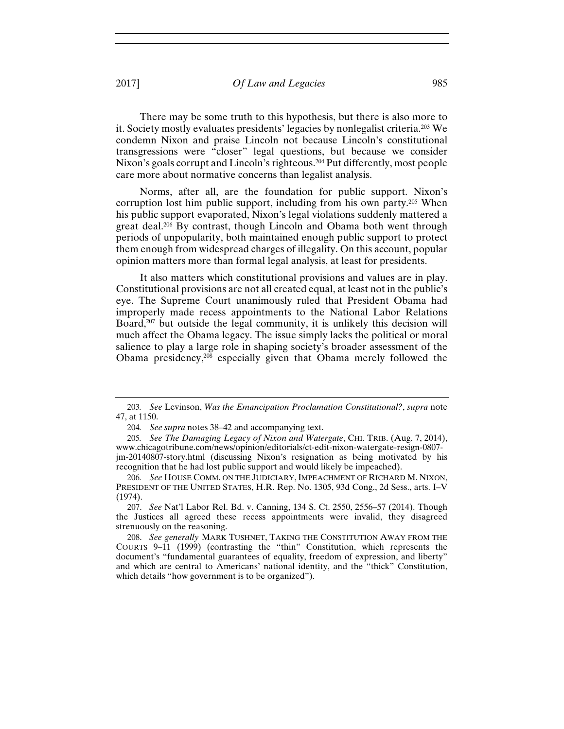There may be some truth to this hypothesis, but there is also more to it. Society mostly evaluates presidents' legacies by nonlegalist criteria.[203] We condemn Nixon and praise Lincoln not because Lincoln's constitutional transgressions were "closer" legal questions, but because we consider Nixon's goals corrupt and Lincoln's righteous.[204] Put differently, most people care more about normative concerns than legalist analysis.

Norms, after all, are the foundation for public support. Nixon's corruption lost him public support, including from his own party.[205] When his public support evaporated, Nixon's legal violations suddenly mattered a great deal.[206] By contrast, though Lincoln and Obama both went through periods of unpopularity, both maintained enough public support to protect them enough from widespread charges of illegality. On this account, popular opinion matters more than formal legal analysis, at least for presidents.

It also matters which constitutional provisions and values are in play. Constitutional provisions are not all created equal, at least not in the public's eye. The Supreme Court unanimously ruled that President Obama had improperly made recess appointments to the National Labor Relations Board,[207] but outside the legal community, it is unlikely this decision will much affect the Obama legacy. The issue simply lacks the political or moral salience to play a large role in shaping society's broader assessment of the Obama presidency,[208] especially given that Obama merely followed the

---

203. *See* Levinson, *Was the Emancipation Proclamation Constitutional?*, *supra* note 47, at 1150.

204. *See supra* notes 38–42 and accompanying text.

205. *See The Damaging Legacy of Nixon and Watergate*, CHI. TRIB. (Aug. 7, 2014), www.chicagotribune.com/news/opinion/editorials/ct-edit-nixon-watergate-resign-0807-jm-20140807-story.html (discussing Nixon's resignation as being motivated by his recognition that he had lost public support and would likely be impeached).

206. *See* HOUSE COMM. ON THE JUDICIARY, IMPEACHMENT OF RICHARD M. NIXON, PRESIDENT OF THE UNITED STATES, H.R. Rep. No. 1305, 93d Cong., 2d Sess., arts. I–V (1974).

207. *See* Nat'l Labor Rel. Bd. v. Canning, 134 S. Ct. 2550, 2556–57 (2014). Though the Justices all agreed these recess appointments were invalid, they disagreed strenuously on the reasoning.

208. *See generally* MARK TUSHNET, TAKING THE CONSTITUTION AWAY FROM THE COURTS 9–11 (1999) (contrasting the "thin" Constitution, which represents the document's "fundamental guarantees of equality, freedom of expression, and liberty" and which are central to Americans' national identity, and the "thick" Constitution, which details "how government is to be organized").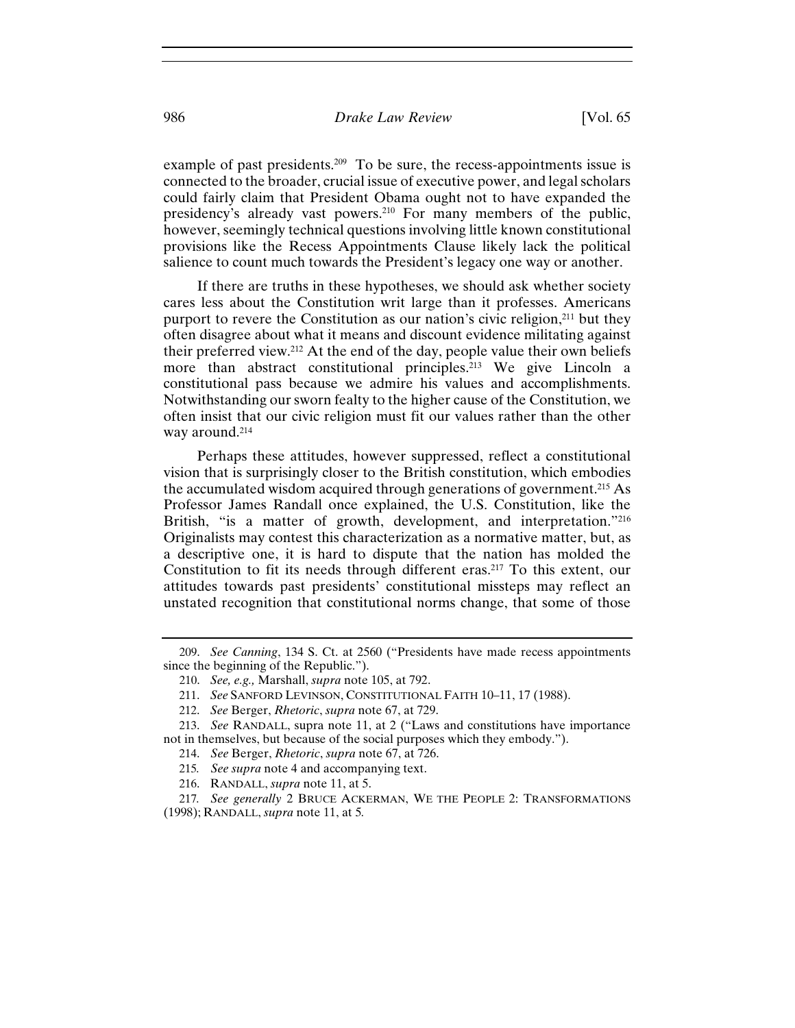example of past presidents.[209] To be sure, the recess-appointments issue is connected to the broader, crucial issue of executive power, and legal scholars could fairly claim that President Obama ought not to have expanded the presidency's already vast powers.[210] For many members of the public, however, seemingly technical questions involving little known constitutional provisions like the Recess Appointments Clause likely lack the political salience to count much towards the President's legacy one way or another.

If there are truths in these hypotheses, we should ask whether society cares less about the Constitution writ large than it professes. Americans purport to revere the Constitution as our nation's civic religion,[211] but they often disagree about what it means and discount evidence militating against their preferred view.[212] At the end of the day, people value their own beliefs more than abstract constitutional principles.[213] We give Lincoln a constitutional pass because we admire his values and accomplishments. Notwithstanding our sworn fealty to the higher cause of the Constitution, we often insist that our civic religion must fit our values rather than the other way around.[214]

Perhaps these attitudes, however suppressed, reflect a constitutional vision that is surprisingly closer to the British constitution, which embodies the accumulated wisdom acquired through generations of government.[215] As Professor James Randall once explained, the U.S. Constitution, like the British, "is a matter of growth, development, and interpretation."[216] Originalists may contest this characterization as a normative matter, but, as a descriptive one, it is hard to dispute that the nation has molded the Constitution to fit its needs through different eras.[217] To this extent, our attitudes towards past presidents' constitutional missteps may reflect an unstated recognition that constitutional norms change, that some of those

---

209. *See Canning*, 134 S. Ct. at 2560 ("Presidents have made recess appointments since the beginning of the Republic.").

210. *See, e.g.,* Marshall, *supra* note 105, at 792.

211. *See* SANFORD LEVINSON, CONSTITUTIONAL FAITH 10–11, 17 (1988).

212. *See* Berger, *Rhetoric*, *supra* note 67, at 729.

213. *See* RANDALL, supra note 11, at 2 ("Laws and constitutions have importance not in themselves, but because of the social purposes which they embody.").

214. *See* Berger, *Rhetoric*, *supra* note 67, at 726.

215. *See supra* note 4 and accompanying text.

216. RANDALL, *supra* note 11, at 5.

217. *See generally* 2 BRUCE ACKERMAN, WE THE PEOPLE 2: TRANSFORMATIONS (1998); RANDALL, *supra* note 11, at 5.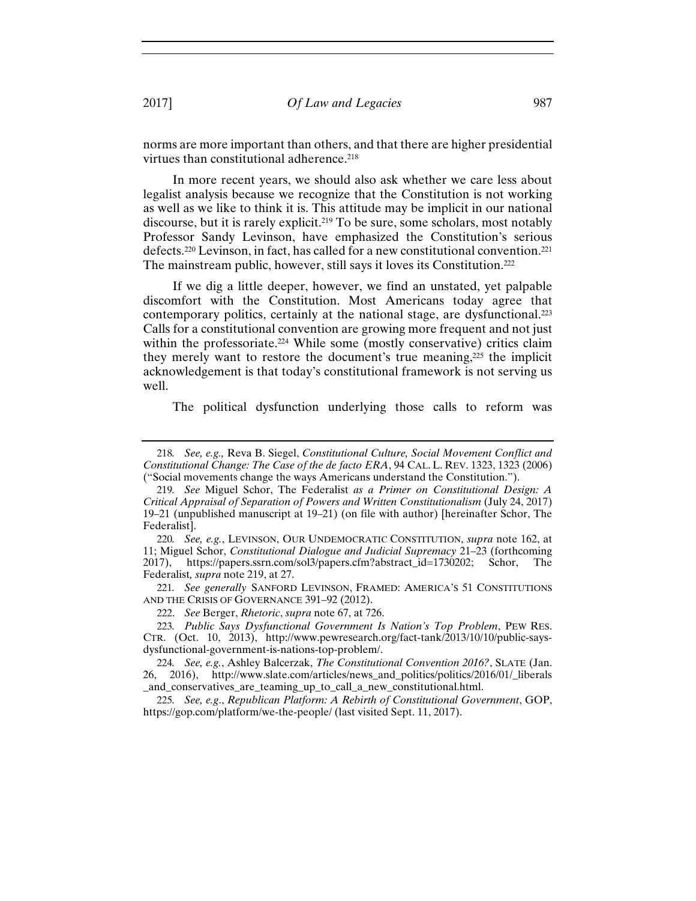norms are more important than others, and that there are higher presidential virtues than constitutional adherence.[218]

In more recent years, we should also ask whether we care less about legalist analysis because we recognize that the Constitution is not working as well as we like to think it is. This attitude may be implicit in our national discourse, but it is rarely explicit.[219] To be sure, some scholars, most notably Professor Sandy Levinson, have emphasized the Constitution's serious defects.[220] Levinson, in fact, has called for a new constitutional convention.[221] The mainstream public, however, still says it loves its Constitution.[222]

If we dig a little deeper, however, we find an unstated, yet palpable discomfort with the Constitution. Most Americans today agree that contemporary politics, certainly at the national stage, are dysfunctional.[223] Calls for a constitutional convention are growing more frequent and not just within the professoriate.[224] While some (mostly conservative) critics claim they merely want to restore the document's true meaning,[225] the implicit acknowledgement is that today's constitutional framework is not serving us well.

The political dysfunction underlying those calls to reform was

---

218. *See, e.g.,* Reva B. Siegel, *Constitutional Culture, Social Movement Conflict and Constitutional Change: The Case of the de facto ERA*, 94 CAL. L. REV. 1323, 1323 (2006) ("Social movements change the ways Americans understand the Constitution.").

219. *See* Miguel Schor, The Federalist *as a Primer on Constitutional Design: A Critical Appraisal of Separation of Powers and Written Constitutionalism* (July 24, 2017) 19–21 (unpublished manuscript at 19–21) (on file with author) [hereinafter Schor, The Federalist].

220. *See, e.g.*, LEVINSON, OUR UNDEMOCRATIC CONSTITUTION, *supra* note 162, at 11; Miguel Schor, *Constitutional Dialogue and Judicial Supremacy* 21–23 (forthcoming 2017), https://papers.ssrn.com/sol3/papers.cfm?abstract_id=1730202; Schor, The Federalist*, supra* note 219, at 27.

221. *See generally* SANFORD LEVINSON, FRAMED: AMERICA'S 51 CONSTITUTIONS AND THE CRISIS OF GOVERNANCE 391–92 (2012).

222. *See* Berger, *Rhetoric*, *supra* note 67, at 726.

223. *Public Says Dysfunctional Government Is Nation's Top Problem*, PEW RES. CTR. (Oct. 10, 2013), http://www.pewresearch.org/fact-tank/2013/10/10/public-says-dysfunctional-government-is-nations-top-problem/.

224. *See, e.g.*, Ashley Balcerzak, *The Constitutional Convention 2016?*, SLATE (Jan. 26, 2016), http://www.slate.com/articles/news_and_politics/politics/2016/01/_liberals_and_conservatives_are_teaming_up_to_call_a_new_constitutional.html.

225. *See, e.g*., *Republican Platform: A Rebirth of Constitutional Government*, GOP, https://gop.com/platform/we-the-people/ (last visited Sept. 11, 2017).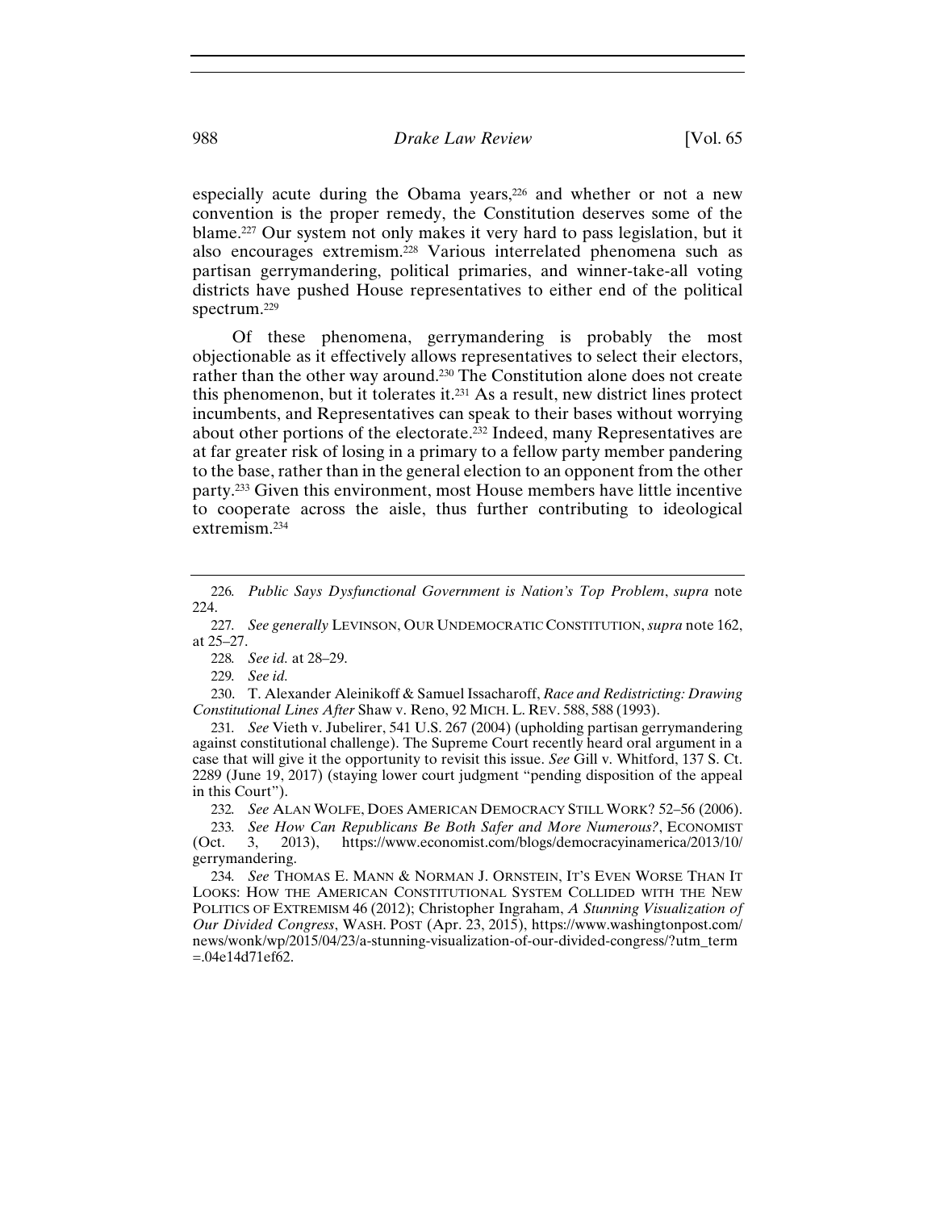especially acute during the Obama years,[226] and whether or not a new convention is the proper remedy, the Constitution deserves some of the blame.[227] Our system not only makes it very hard to pass legislation, but it also encourages extremism.[228] Various interrelated phenomena such as partisan gerrymandering, political primaries, and winner-take-all voting districts have pushed House representatives to either end of the political spectrum.[229]

Of these phenomena, gerrymandering is probably the most objectionable as it effectively allows representatives to select their electors, rather than the other way around.[230] The Constitution alone does not create this phenomenon, but it tolerates it.[231] As a result, new district lines protect incumbents, and Representatives can speak to their bases without worrying about other portions of the electorate.[232] Indeed, many Representatives are at far greater risk of losing in a primary to a fellow party member pandering to the base, rather than in the general election to an opponent from the other party.[233] Given this environment, most House members have little incentive to cooperate across the aisle, thus further contributing to ideological extremism.[234]

---

226. *Public Says Dysfunctional Government is Nation's Top Problem*, *supra* note 224.

227. *See generally* LEVINSON, OUR UNDEMOCRATIC CONSTITUTION, *supra* note 162, at 25–27.

228. *See id.* at 28–29.

229. *See id.*

230. T. Alexander Aleinikoff & Samuel Issacharoff, *Race and Redistricting: Drawing Constitutional Lines After* Shaw v. Reno, 92 MICH. L. REV. 588, 588 (1993).

231. *See* Vieth v. Jubelirer, 541 U.S. 267 (2004) (upholding partisan gerrymandering against constitutional challenge). The Supreme Court recently heard oral argument in a case that will give it the opportunity to revisit this issue. *See* Gill v. Whitford, 137 S. Ct. 2289 (June 19, 2017) (staying lower court judgment "pending disposition of the appeal in this Court").

232. *See* ALAN WOLFE, DOES AMERICAN DEMOCRACY STILL WORK? 52–56 (2006).

233. *See How Can Republicans Be Both Safer and More Numerous?*, ECONOMIST (Oct. 3, 2013), https://www.economist.com/blogs/democracyinamerica/2013/10/gerrymandering.

234. *See* THOMAS E. MANN & NORMAN J. ORNSTEIN, IT'S EVEN WORSE THAN IT LOOKS: HOW THE AMERICAN CONSTITUTIONAL SYSTEM COLLIDED WITH THE NEW POLITICS OF EXTREMISM 46 (2012); Christopher Ingraham, *A Stunning Visualization of Our Divided Congress*, WASH. POST (Apr. 23, 2015), https://www.washingtonpost.com/news/wonk/wp/2015/04/23/a-stunning-visualization-of-our-divided-congress/?utm_term=.04e14d71ef62.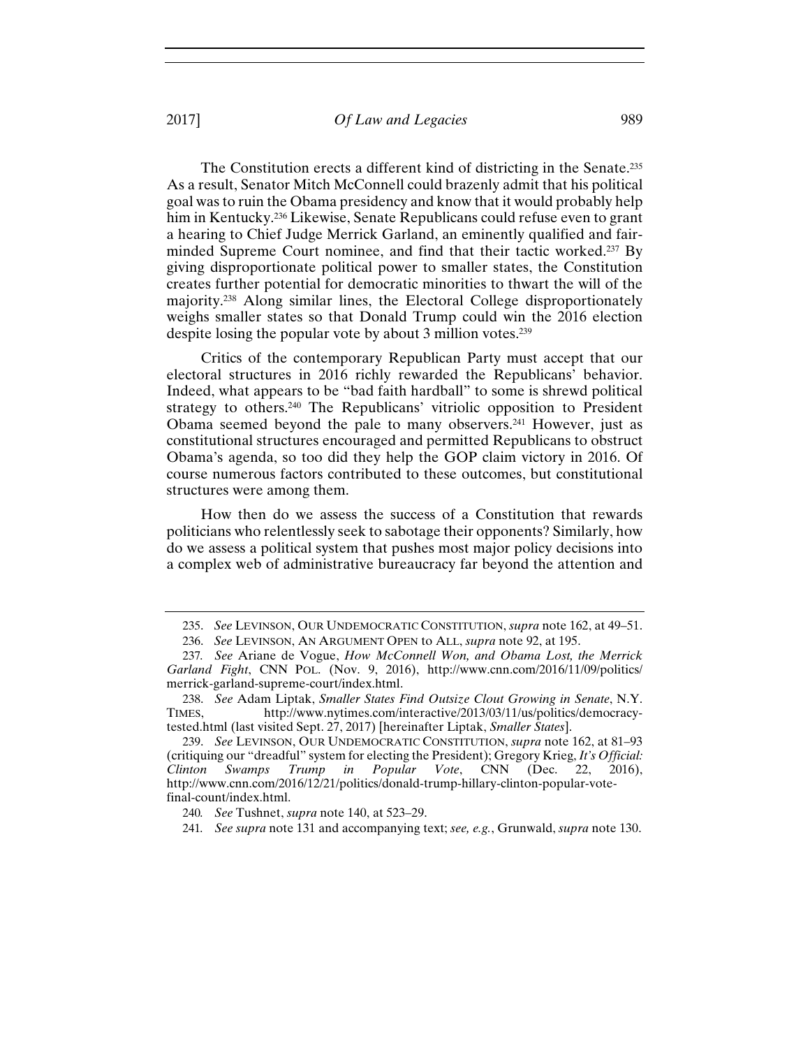The Constitution erects a different kind of districting in the Senate.[235] As a result, Senator Mitch McConnell could brazenly admit that his political goal was to ruin the Obama presidency and know that it would probably help him in Kentucky.[236] Likewise, Senate Republicans could refuse even to grant a hearing to Chief Judge Merrick Garland, an eminently qualified and fair-minded Supreme Court nominee, and find that their tactic worked.[237] By giving disproportionate political power to smaller states, the Constitution creates further potential for democratic minorities to thwart the will of the majority.[238] Along similar lines, the Electoral College disproportionately weighs smaller states so that Donald Trump could win the 2016 election despite losing the popular vote by about 3 million votes.[239]

Critics of the contemporary Republican Party must accept that our electoral structures in 2016 richly rewarded the Republicans' behavior. Indeed, what appears to be "bad faith hardball" to some is shrewd political strategy to others.[240] The Republicans' vitriolic opposition to President Obama seemed beyond the pale to many observers.[241] However, just as constitutional structures encouraged and permitted Republicans to obstruct Obama's agenda, so too did they help the GOP claim victory in 2016. Of course numerous factors contributed to these outcomes, but constitutional structures were among them.

How then do we assess the success of a Constitution that rewards politicians who relentlessly seek to sabotage their opponents? Similarly, how do we assess a political system that pushes most major policy decisions into a complex web of administrative bureaucracy far beyond the attention and

---

235. *See* LEVINSON, OUR UNDEMOCRATIC CONSTITUTION, *supra* note 162, at 49–51.

236. *See* LEVINSON, AN ARGUMENT OPEN to ALL, *supra* note 92, at 195.

237. *See* Ariane de Vogue, *How McConnell Won, and Obama Lost, the Merrick Garland Fight*, CNN POL. (Nov. 9, 2016), http://www.cnn.com/2016/11/09/politics/merrick-garland-supreme-court/index.html.

238. *See* Adam Liptak, *Smaller States Find Outsize Clout Growing in Senate*, N.Y. TIMES, http://www.nytimes.com/interactive/2013/03/11/us/politics/democracy-tested.html (last visited Sept. 27, 2017) [hereinafter Liptak, *Smaller States*].

239. *See* LEVINSON, OUR UNDEMOCRATIC CONSTITUTION, *supra* note 162, at 81–93 (critiquing our "dreadful" system for electing the President); Gregory Krieg, *It's Official: Clinton Swamps Trump in Popular Vote*, CNN (Dec. 22, 2016), http://www.cnn.com/2016/12/21/politics/donald-trump-hillary-clinton-popular-vote-final-count/index.html.

240. *See* Tushnet, *supra* note 140, at 523–29.

241. *See supra* note 131 and accompanying text; *see, e.g.*, Grunwald, *supra* note 130.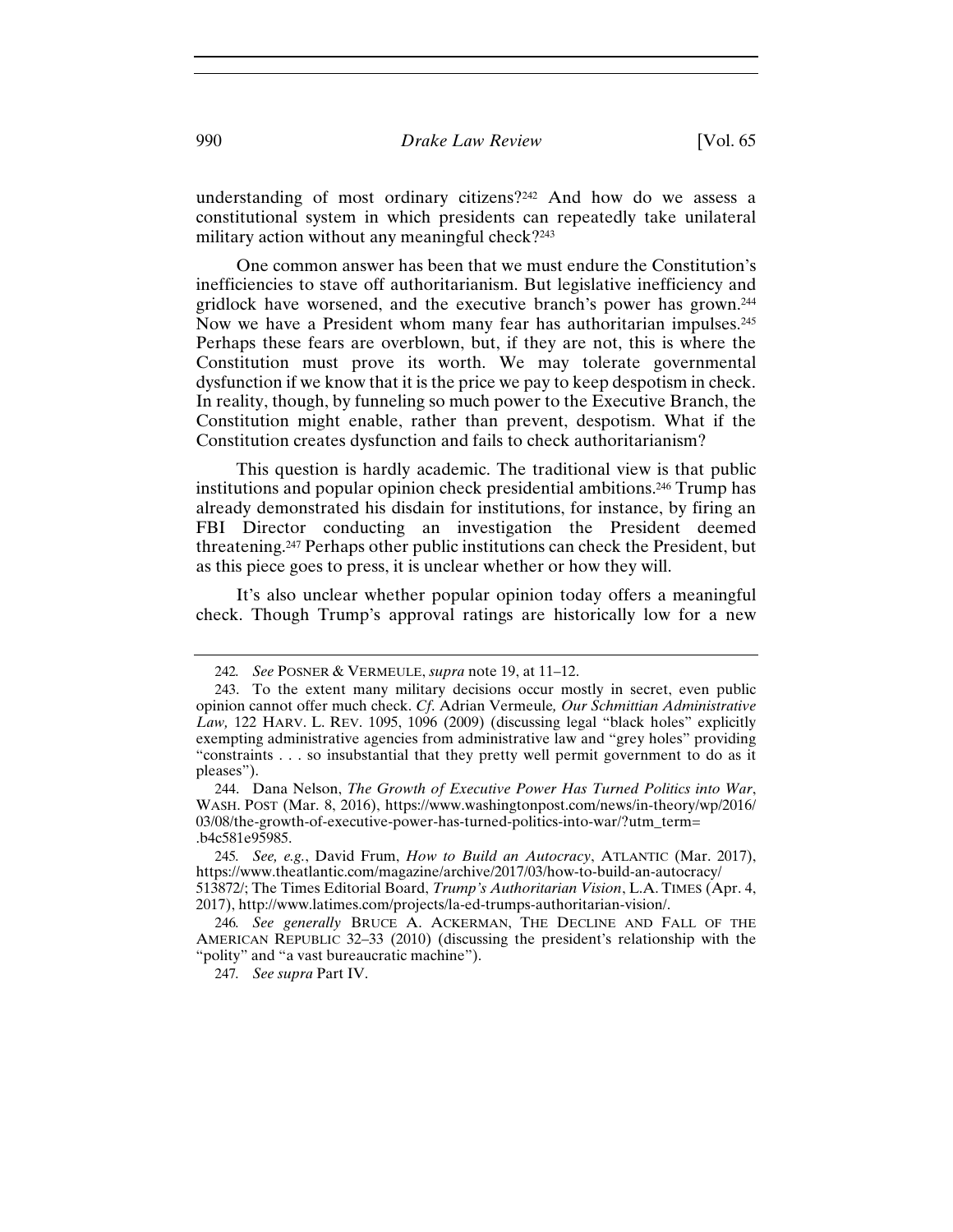understanding of most ordinary citizens?[242] And how do we assess a constitutional system in which presidents can repeatedly take unilateral military action without any meaningful check?[243]

One common answer has been that we must endure the Constitution's inefficiencies to stave off authoritarianism. But legislative inefficiency and gridlock have worsened, and the executive branch's power has grown.[244] Now we have a President whom many fear has authoritarian impulses.[245] Perhaps these fears are overblown, but, if they are not, this is where the Constitution must prove its worth. We may tolerate governmental dysfunction if we know that it is the price we pay to keep despotism in check. In reality, though, by funneling so much power to the Executive Branch, the Constitution might enable, rather than prevent, despotism. What if the Constitution creates dysfunction and fails to check authoritarianism?

This question is hardly academic. The traditional view is that public institutions and popular opinion check presidential ambitions.[246] Trump has already demonstrated his disdain for institutions, for instance, by firing an FBI Director conducting an investigation the President deemed threatening.[247] Perhaps other public institutions can check the President, but as this piece goes to press, it is unclear whether or how they will.

It's also unclear whether popular opinion today offers a meaningful check. Though Trump's approval ratings are historically low for a new

---

242. *See* POSNER & VERMEULE, *supra* note 19, at 11–12.

243. To the extent many military decisions occur mostly in secret, even public opinion cannot offer much check. *Cf.* Adrian Vermeule*, Our Schmittian Administrative Law,* 122 HARV. L. REV. 1095, 1096 (2009) (discussing legal "black holes" explicitly exempting administrative agencies from administrative law and "grey holes" providing "constraints . . . so insubstantial that they pretty well permit government to do as it pleases").

244. Dana Nelson, *The Growth of Executive Power Has Turned Politics into War*, WASH. POST (Mar. 8, 2016), https://www.washingtonpost.com/news/in-theory/wp/2016/03/08/the-growth-of-executive-power-has-turned-politics-into-war/?utm_term=.b4c581e95985.

245. *See, e.g.*, David Frum, *How to Build an Autocracy*, ATLANTIC (Mar. 2017), https://www.theatlantic.com/magazine/archive/2017/03/how-to-build-an-autocracy/513872/; The Times Editorial Board, *Trump's Authoritarian Vision*, L.A. TIMES (Apr. 4, 2017), http://www.latimes.com/projects/la-ed-trumps-authoritarian-vision/.

246. *See generally* BRUCE A. ACKERMAN, THE DECLINE AND FALL OF THE AMERICAN REPUBLIC 32–33 (2010) (discussing the president's relationship with the "polity" and "a vast bureaucratic machine").

247. *See supra* Part IV.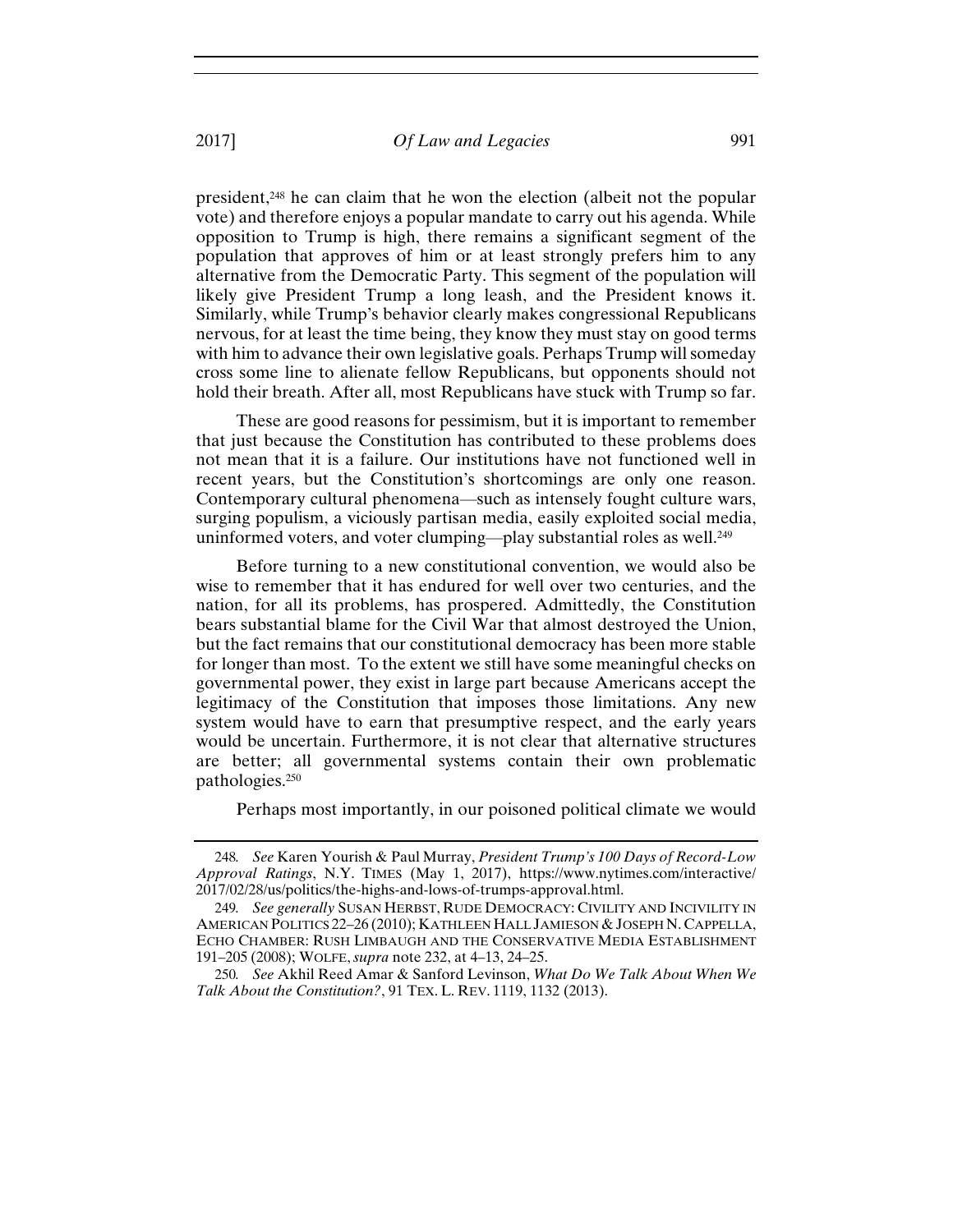president,[248] he can claim that he won the election (albeit not the popular vote) and therefore enjoys a popular mandate to carry out his agenda. While opposition to Trump is high, there remains a significant segment of the population that approves of him or at least strongly prefers him to any alternative from the Democratic Party. This segment of the population will likely give President Trump a long leash, and the President knows it. Similarly, while Trump's behavior clearly makes congressional Republicans nervous, for at least the time being, they know they must stay on good terms with him to advance their own legislative goals. Perhaps Trump will someday cross some line to alienate fellow Republicans, but opponents should not hold their breath. After all, most Republicans have stuck with Trump so far.

These are good reasons for pessimism, but it is important to remember that just because the Constitution has contributed to these problems does not mean that it is a failure. Our institutions have not functioned well in recent years, but the Constitution's shortcomings are only one reason. Contemporary cultural phenomena—such as intensely fought culture wars, surging populism, a viciously partisan media, easily exploited social media, uninformed voters, and voter clumping—play substantial roles as well.[249]

Before turning to a new constitutional convention, we would also be wise to remember that it has endured for well over two centuries, and the nation, for all its problems, has prospered. Admittedly, the Constitution bears substantial blame for the Civil War that almost destroyed the Union, but the fact remains that our constitutional democracy has been more stable for longer than most. To the extent we still have some meaningful checks on governmental power, they exist in large part because Americans accept the legitimacy of the Constitution that imposes those limitations. Any new system would have to earn that presumptive respect, and the early years would be uncertain. Furthermore, it is not clear that alternative structures are better; all governmental systems contain their own problematic pathologies.[250]

Perhaps most importantly, in our poisoned political climate we would

---

248. *See* Karen Yourish & Paul Murray, *President Trump's 100 Days of Record-Low Approval Ratings*, N.Y. TIMES (May 1, 2017), https://www.nytimes.com/interactive/2017/02/28/us/politics/the-highs-and-lows-of-trumps-approval.html.

249. *See generally* SUSAN HERBST, RUDE DEMOCRACY: CIVILITY AND INCIVILITY IN AMERICAN POLITICS 22–26 (2010); KATHLEEN HALL JAMIESON & JOSEPH N. CAPPELLA, ECHO CHAMBER: RUSH LIMBAUGH AND THE CONSERVATIVE MEDIA ESTABLISHMENT 191–205 (2008); WOLFE, *supra* note 232, at 4–13, 24–25.

250. *See* Akhil Reed Amar & Sanford Levinson, *What Do We Talk About When We Talk About the Constitution?*, 91 TEX. L. REV. 1119, 1132 (2013).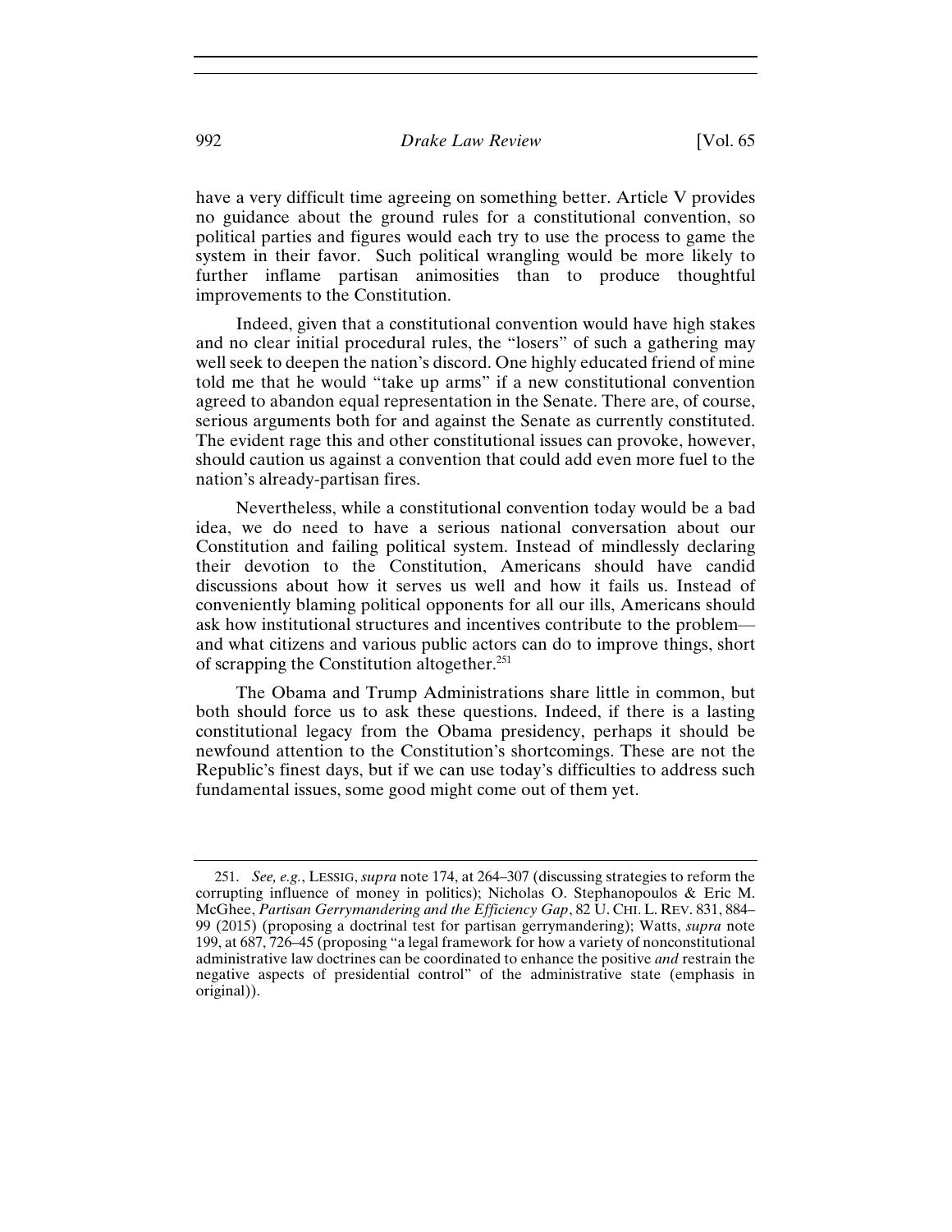have a very difficult time agreeing on something better. Article V provides no guidance about the ground rules for a constitutional convention, so political parties and figures would each try to use the process to game the system in their favor. Such political wrangling would be more likely to further inflame partisan animosities than to produce thoughtful improvements to the Constitution.

Indeed, given that a constitutional convention would have high stakes and no clear initial procedural rules, the "losers" of such a gathering may well seek to deepen the nation's discord. One highly educated friend of mine told me that he would "take up arms" if a new constitutional convention agreed to abandon equal representation in the Senate. There are, of course, serious arguments both for and against the Senate as currently constituted. The evident rage this and other constitutional issues can provoke, however, should caution us against a convention that could add even more fuel to the nation's already-partisan fires.

Nevertheless, while a constitutional convention today would be a bad idea, we do need to have a serious national conversation about our Constitution and failing political system. Instead of mindlessly declaring their devotion to the Constitution, Americans should have candid discussions about how it serves us well and how it fails us. Instead of conveniently blaming political opponents for all our ills, Americans should ask how institutional structures and incentives contribute to the problem—and what citizens and various public actors can do to improve things, short of scrapping the Constitution altogether.[251]

The Obama and Trump Administrations share little in common, but both should force us to ask these questions. Indeed, if there is a lasting constitutional legacy from the Obama presidency, perhaps it should be newfound attention to the Constitution's shortcomings. These are not the Republic's finest days, but if we can use today's difficulties to address such fundamental issues, some good might come out of them yet.

---

251. *See, e.g.*, LESSIG, *supra* note 174, at 264–307 (discussing strategies to reform the corrupting influence of money in politics); Nicholas O. Stephanopoulos & Eric M. McGhee, *Partisan Gerrymandering and the Efficiency Gap*, 82 U. CHI. L. REV. 831, 884–99 (2015) (proposing a doctrinal test for partisan gerrymandering); Watts, *supra* note 199, at 687, 726–45 (proposing "a legal framework for how a variety of nonconstitutional administrative law doctrines can be coordinated to enhance the positive *and* restrain the negative aspects of presidential control" of the administrative state (emphasis in original)).